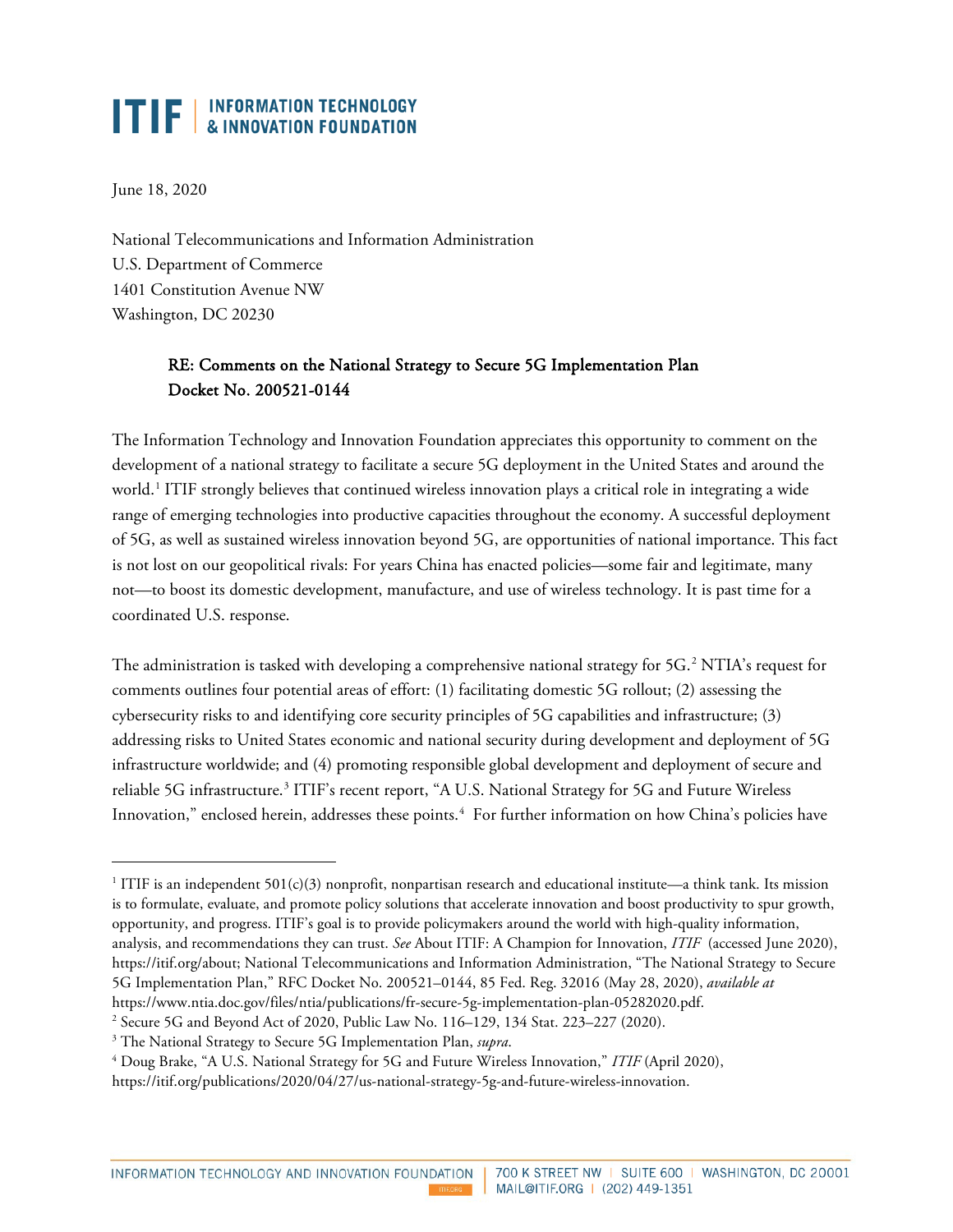**ITIF | INFORMATION TECHNOLOGY & INNOVATION FOUNDATION**

June 18, 2020

National Telecommunications and Information Administration
U.S. Department of Commerce
1401 Constitution Avenue NW
Washington, DC 20230

**RE: Comments on the National Strategy to Secure 5G Implementation Plan**
**Docket No. 200521-0144**

The Information Technology and Innovation Foundation appreciates this opportunity to comment on the development of a national strategy to facilitate a secure 5G deployment in the United States and around the world.[1] ITIF strongly believes that continued wireless innovation plays a critical role in integrating a wide range of emerging technologies into productive capacities throughout the economy. A successful deployment of 5G, as well as sustained wireless innovation beyond 5G, are opportunities of national importance. This fact is not lost on our geopolitical rivals: For years China has enacted policies—some fair and legitimate, many not—to boost its domestic development, manufacture, and use of wireless technology. It is past time for a coordinated U.S. response.

The administration is tasked with developing a comprehensive national strategy for 5G.[2] NTIA's request for comments outlines four potential areas of effort: (1) facilitating domestic 5G rollout; (2) assessing the cybersecurity risks to and identifying core security principles of 5G capabilities and infrastructure; (3) addressing risks to United States economic and national security during development and deployment of 5G infrastructure worldwide; and (4) promoting responsible global development and deployment of secure and reliable 5G infrastructure.[3] ITIF's recent report, "A U.S. National Strategy for 5G and Future Wireless Innovation," enclosed herein, addresses these points.[4] For further information on how China's policies have

---

[1] ITIF is an independent 501(c)(3) nonprofit, nonpartisan research and educational institute—a think tank. Its mission is to formulate, evaluate, and promote policy solutions that accelerate innovation and boost productivity to spur growth, opportunity, and progress. ITIF's goal is to provide policymakers around the world with high-quality information, analysis, and recommendations they can trust. *See* About ITIF: A Champion for Innovation, *ITIF* (accessed June 2020), https://itif.org/about; National Telecommunications and Information Administration, "The National Strategy to Secure 5G Implementation Plan," RFC Docket No. 200521–0144, 85 Fed. Reg. 32016 (May 28, 2020), *available at* https://www.ntia.doc.gov/files/ntia/publications/fr-secure-5g-implementation-plan-05282020.pdf.

[2] Secure 5G and Beyond Act of 2020, Public Law No. 116–129, 134 Stat. 223–227 (2020).

[3] The National Strategy to Secure 5G Implementation Plan, *supra*.

[4] Doug Brake, "A U.S. National Strategy for 5G and Future Wireless Innovation," *ITIF* (April 2020), https://itif.org/publications/2020/04/27/us-national-strategy-5g-and-future-wireless-innovation.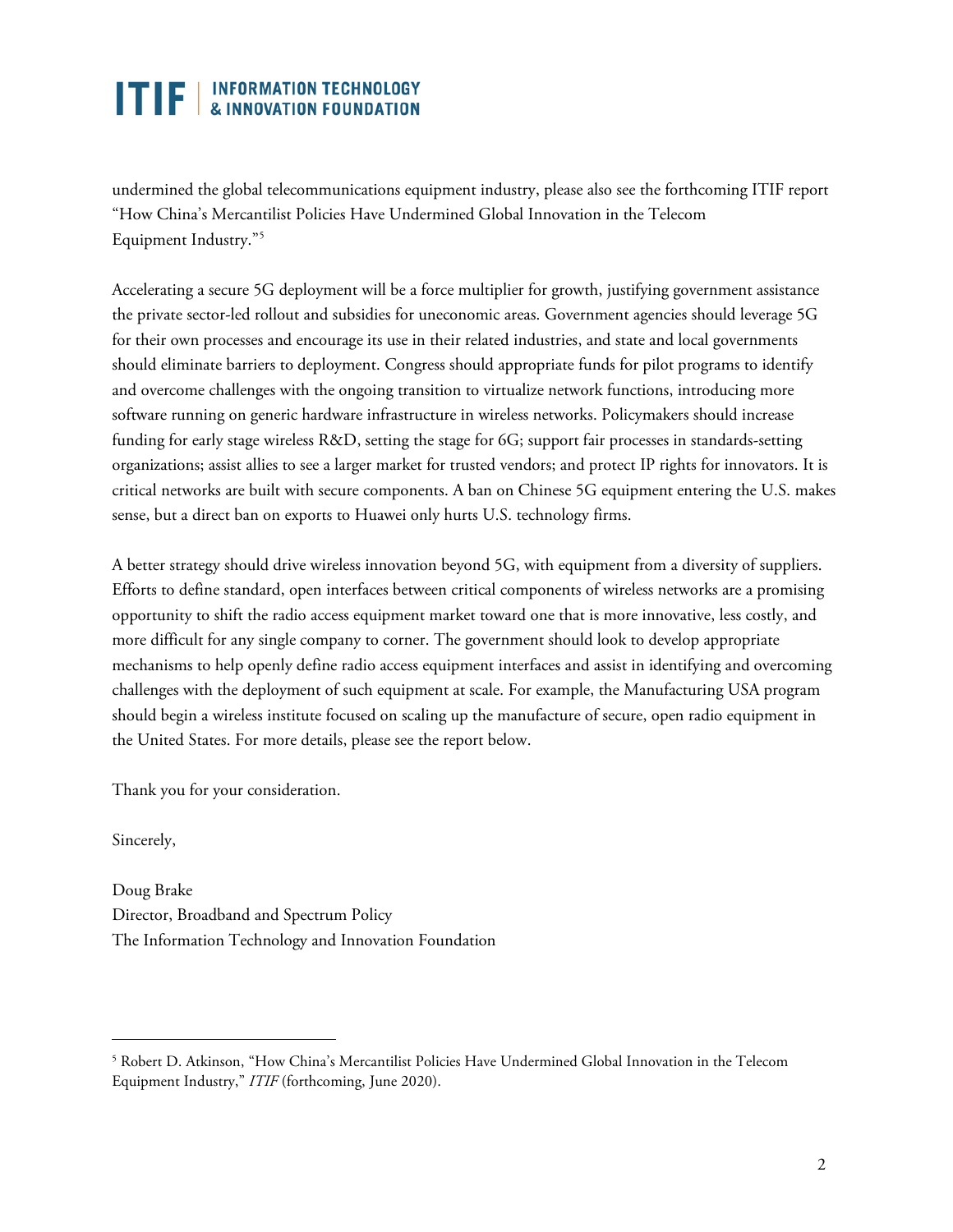undermined the global telecommunications equipment industry, please also see the forthcoming ITIF report "How China's Mercantilist Policies Have Undermined Global Innovation in the Telecom Equipment Industry."[5]

Accelerating a secure 5G deployment will be a force multiplier for growth, justifying government assistance the private sector-led rollout and subsidies for uneconomic areas. Government agencies should leverage 5G for their own processes and encourage its use in their related industries, and state and local governments should eliminate barriers to deployment. Congress should appropriate funds for pilot programs to identify and overcome challenges with the ongoing transition to virtualize network functions, introducing more software running on generic hardware infrastructure in wireless networks. Policymakers should increase funding for early stage wireless R&D, setting the stage for 6G; support fair processes in standards-setting organizations; assist allies to see a larger market for trusted vendors; and protect IP rights for innovators. It is critical networks are built with secure components. A ban on Chinese 5G equipment entering the U.S. makes sense, but a direct ban on exports to Huawei only hurts U.S. technology firms.

A better strategy should drive wireless innovation beyond 5G, with equipment from a diversity of suppliers. Efforts to define standard, open interfaces between critical components of wireless networks are a promising opportunity to shift the radio access equipment market toward one that is more innovative, less costly, and more difficult for any single company to corner. The government should look to develop appropriate mechanisms to help openly define radio access equipment interfaces and assist in identifying and overcoming challenges with the deployment of such equipment at scale. For example, the Manufacturing USA program should begin a wireless institute focused on scaling up the manufacture of secure, open radio equipment in the United States. For more details, please see the report below.

Thank you for your consideration.

Sincerely,

Doug Brake
Director, Broadband and Spectrum Policy
The Information Technology and Innovation Foundation

---

[5] Robert D. Atkinson, "How China's Mercantilist Policies Have Undermined Global Innovation in the Telecom Equipment Industry," *ITIF* (forthcoming, June 2020).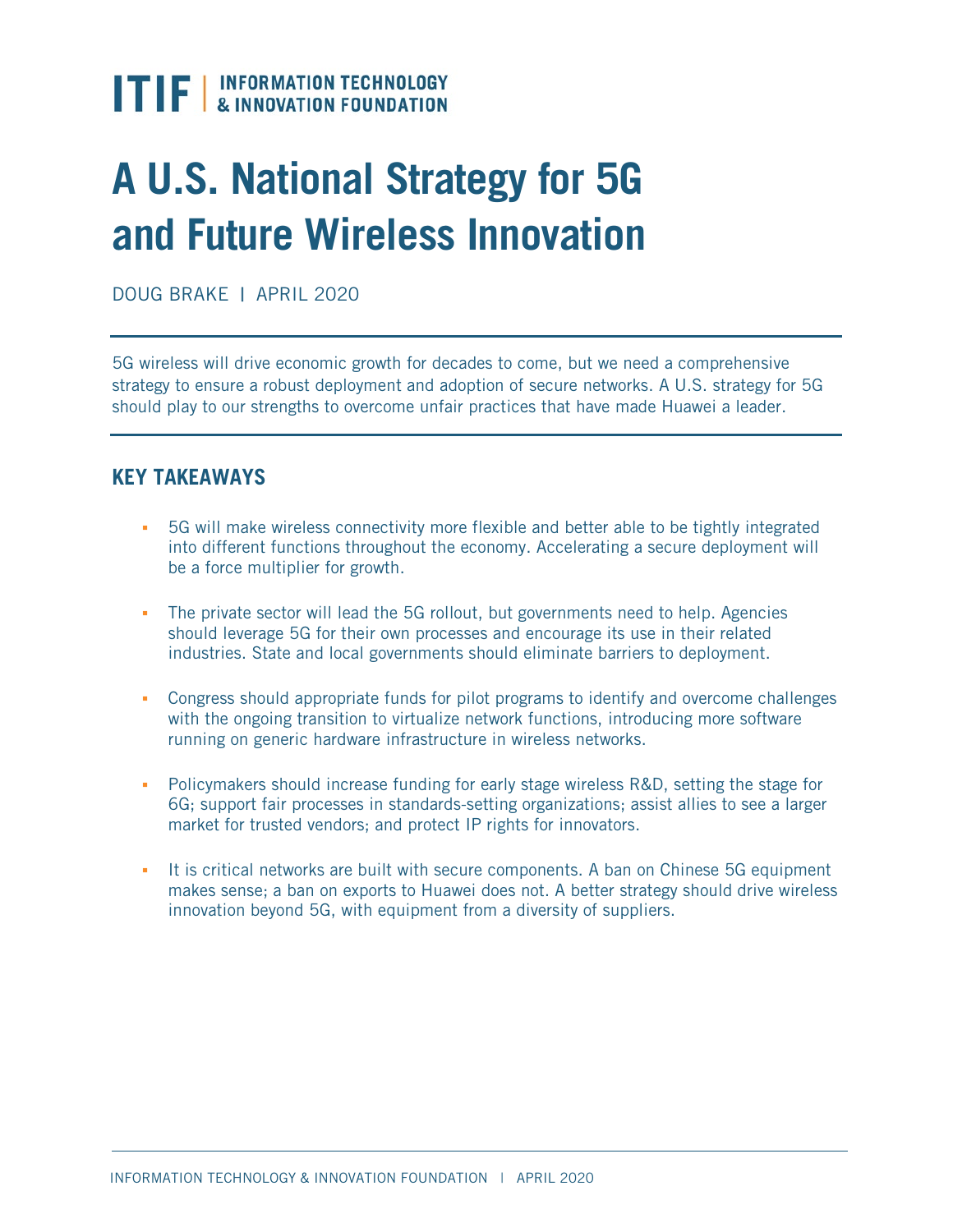# A U.S. National Strategy for 5G and Future Wireless Innovation

DOUG BRAKE | APRIL 2020

5G wireless will drive economic growth for decades to come, but we need a comprehensive strategy to ensure a robust deployment and adoption of secure networks. A U.S. strategy for 5G should play to our strengths to overcome unfair practices that have made Huawei a leader.

## KEY TAKEAWAYS

- 5G will make wireless connectivity more flexible and better able to be tightly integrated into different functions throughout the economy. Accelerating a secure deployment will be a force multiplier for growth.
- The private sector will lead the 5G rollout, but governments need to help. Agencies should leverage 5G for their own processes and encourage its use in their related industries. State and local governments should eliminate barriers to deployment.
- Congress should appropriate funds for pilot programs to identify and overcome challenges with the ongoing transition to virtualize network functions, introducing more software running on generic hardware infrastructure in wireless networks.
- Policymakers should increase funding for early stage wireless R&D, setting the stage for 6G; support fair processes in standards-setting organizations; assist allies to see a larger market for trusted vendors; and protect IP rights for innovators.
- It is critical networks are built with secure components. A ban on Chinese 5G equipment makes sense; a ban on exports to Huawei does not. A better strategy should drive wireless innovation beyond 5G, with equipment from a diversity of suppliers.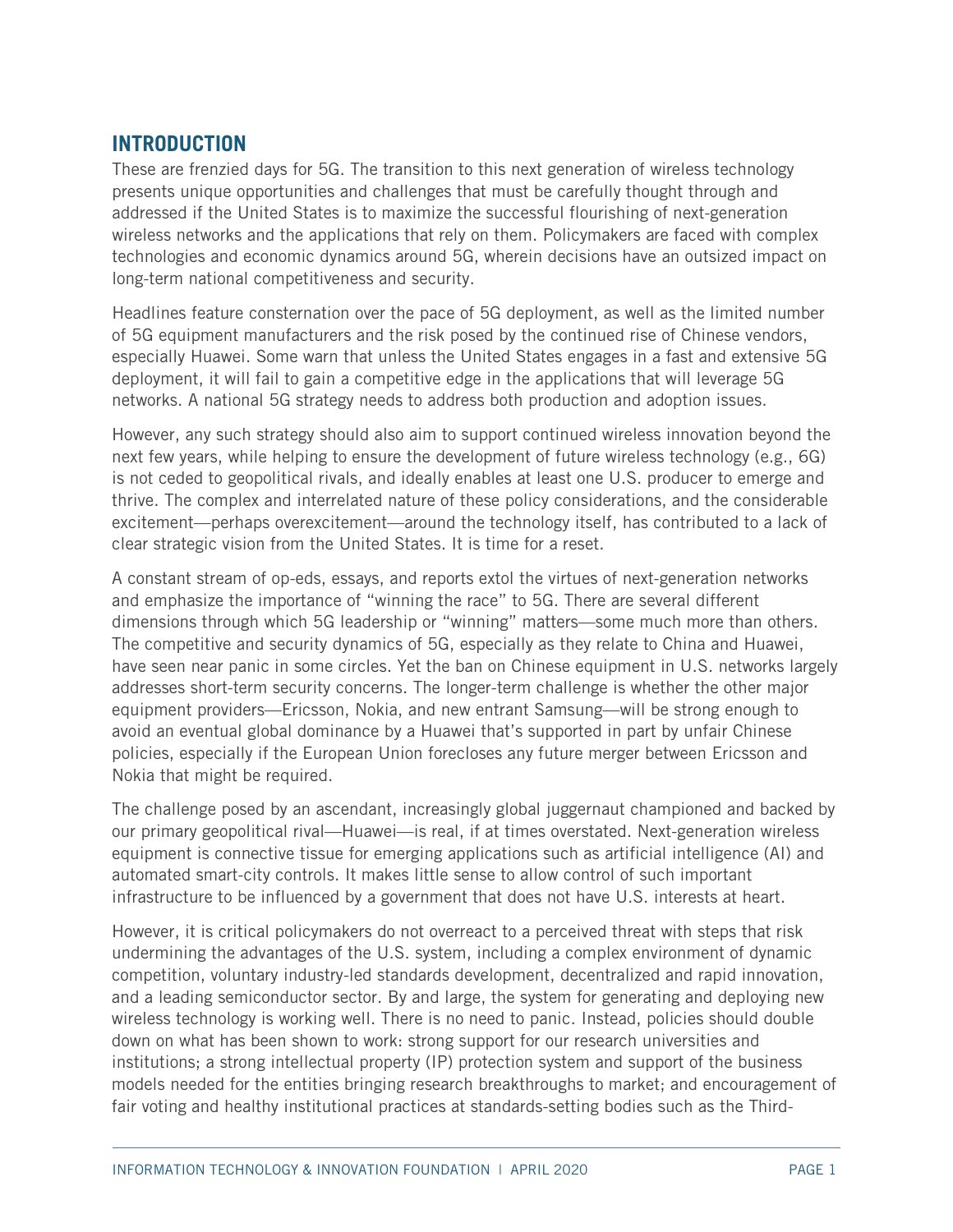## INTRODUCTION

These are frenzied days for 5G. The transition to this next generation of wireless technology presents unique opportunities and challenges that must be carefully thought through and addressed if the United States is to maximize the successful flourishing of next-generation wireless networks and the applications that rely on them. Policymakers are faced with complex technologies and economic dynamics around 5G, wherein decisions have an outsized impact on long-term national competitiveness and security.

Headlines feature consternation over the pace of 5G deployment, as well as the limited number of 5G equipment manufacturers and the risk posed by the continued rise of Chinese vendors, especially Huawei. Some warn that unless the United States engages in a fast and extensive 5G deployment, it will fail to gain a competitive edge in the applications that will leverage 5G networks. A national 5G strategy needs to address both production and adoption issues.

However, any such strategy should also aim to support continued wireless innovation beyond the next few years, while helping to ensure the development of future wireless technology (e.g., 6G) is not ceded to geopolitical rivals, and ideally enables at least one U.S. producer to emerge and thrive. The complex and interrelated nature of these policy considerations, and the considerable excitement—perhaps overexcitement—around the technology itself, has contributed to a lack of clear strategic vision from the United States. It is time for a reset.

A constant stream of op-eds, essays, and reports extol the virtues of next-generation networks and emphasize the importance of "winning the race" to 5G. There are several different dimensions through which 5G leadership or "winning" matters—some much more than others. The competitive and security dynamics of 5G, especially as they relate to China and Huawei, have seen near panic in some circles. Yet the ban on Chinese equipment in U.S. networks largely addresses short-term security concerns. The longer-term challenge is whether the other major equipment providers—Ericsson, Nokia, and new entrant Samsung—will be strong enough to avoid an eventual global dominance by a Huawei that's supported in part by unfair Chinese policies, especially if the European Union forecloses any future merger between Ericsson and Nokia that might be required.

The challenge posed by an ascendant, increasingly global juggernaut championed and backed by our primary geopolitical rival—Huawei—is real, if at times overstated. Next-generation wireless equipment is connective tissue for emerging applications such as artificial intelligence (AI) and automated smart-city controls. It makes little sense to allow control of such important infrastructure to be influenced by a government that does not have U.S. interests at heart.

However, it is critical policymakers do not overreact to a perceived threat with steps that risk undermining the advantages of the U.S. system, including a complex environment of dynamic competition, voluntary industry-led standards development, decentralized and rapid innovation, and a leading semiconductor sector. By and large, the system for generating and deploying new wireless technology is working well. There is no need to panic. Instead, policies should double down on what has been shown to work: strong support for our research universities and institutions; a strong intellectual property (IP) protection system and support of the business models needed for the entities bringing research breakthroughs to market; and encouragement of fair voting and healthy institutional practices at standards-setting bodies such as the Third-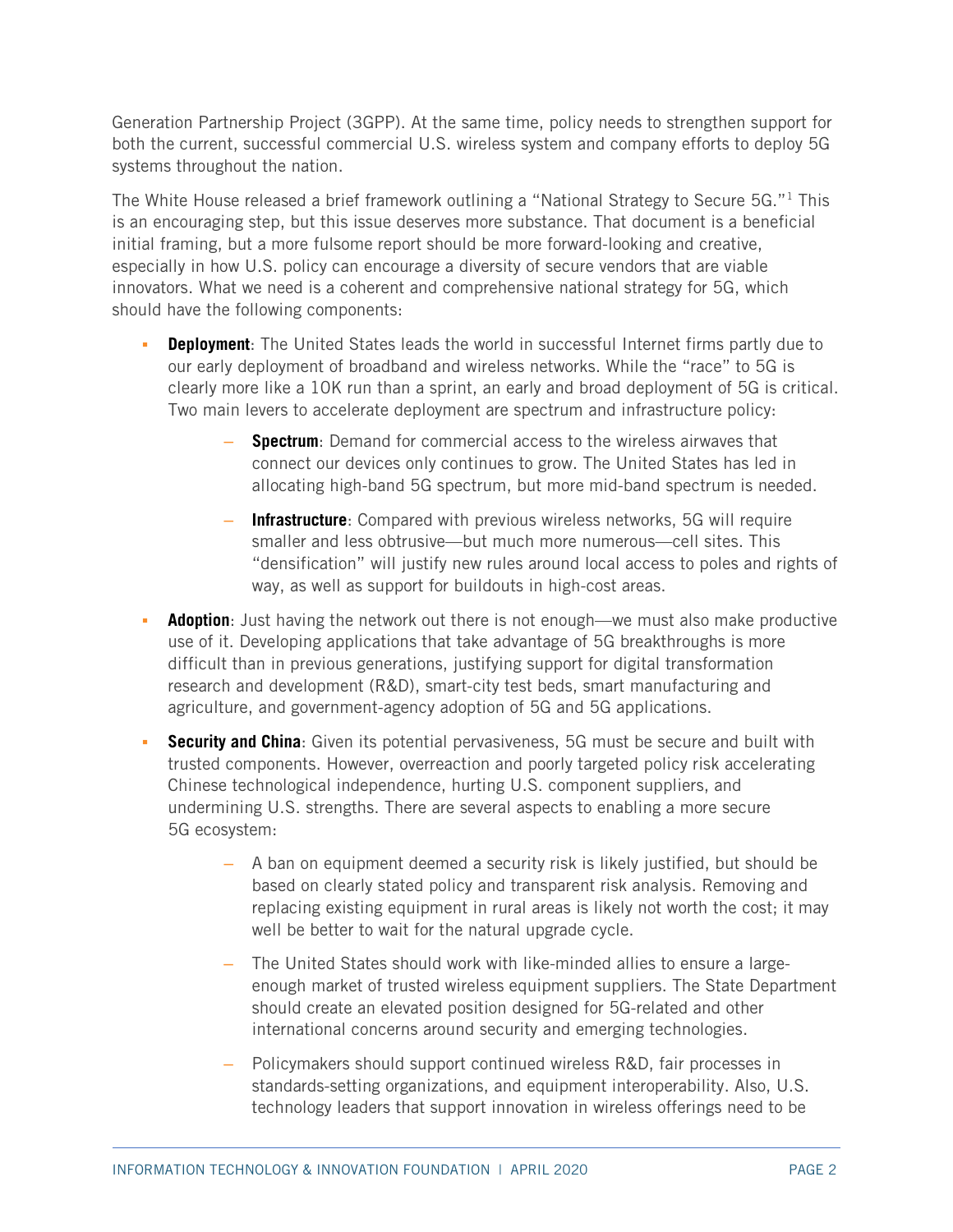Generation Partnership Project (3GPP). At the same time, policy needs to strengthen support for both the current, successful commercial U.S. wireless system and company efforts to deploy 5G systems throughout the nation.

The White House released a brief framework outlining a "National Strategy to Secure 5G."[1] This is an encouraging step, but this issue deserves more substance. That document is a beneficial initial framing, but a more fulsome report should be more forward-looking and creative, especially in how U.S. policy can encourage a diversity of secure vendors that are viable innovators. What we need is a coherent and comprehensive national strategy for 5G, which should have the following components:

- **Deployment**: The United States leads the world in successful Internet firms partly due to our early deployment of broadband and wireless networks. While the "race" to 5G is clearly more like a 10K run than a sprint, an early and broad deployment of 5G is critical. Two main levers to accelerate deployment are spectrum and infrastructure policy:
    - **Spectrum**: Demand for commercial access to the wireless airwaves that connect our devices only continues to grow. The United States has led in allocating high-band 5G spectrum, but more mid-band spectrum is needed.
    - **Infrastructure**: Compared with previous wireless networks, 5G will require smaller and less obtrusive—but much more numerous—cell sites. This "densification" will justify new rules around local access to poles and rights of way, as well as support for buildouts in high-cost areas.
- **Adoption**: Just having the network out there is not enough—we must also make productive use of it. Developing applications that take advantage of 5G breakthroughs is more difficult than in previous generations, justifying support for digital transformation research and development (R&D), smart-city test beds, smart manufacturing and agriculture, and government-agency adoption of 5G and 5G applications.
- **Security and China**: Given its potential pervasiveness, 5G must be secure and built with trusted components. However, overreaction and poorly targeted policy risk accelerating Chinese technological independence, hurting U.S. component suppliers, and undermining U.S. strengths. There are several aspects to enabling a more secure 5G ecosystem:
    - A ban on equipment deemed a security risk is likely justified, but should be based on clearly stated policy and transparent risk analysis. Removing and replacing existing equipment in rural areas is likely not worth the cost; it may well be better to wait for the natural upgrade cycle.
    - The United States should work with like-minded allies to ensure a large-enough market of trusted wireless equipment suppliers. The State Department should create an elevated position designed for 5G-related and other international concerns around security and emerging technologies.
    - Policymakers should support continued wireless R&D, fair processes in standards-setting organizations, and equipment interoperability. Also, U.S. technology leaders that support innovation in wireless offerings need to be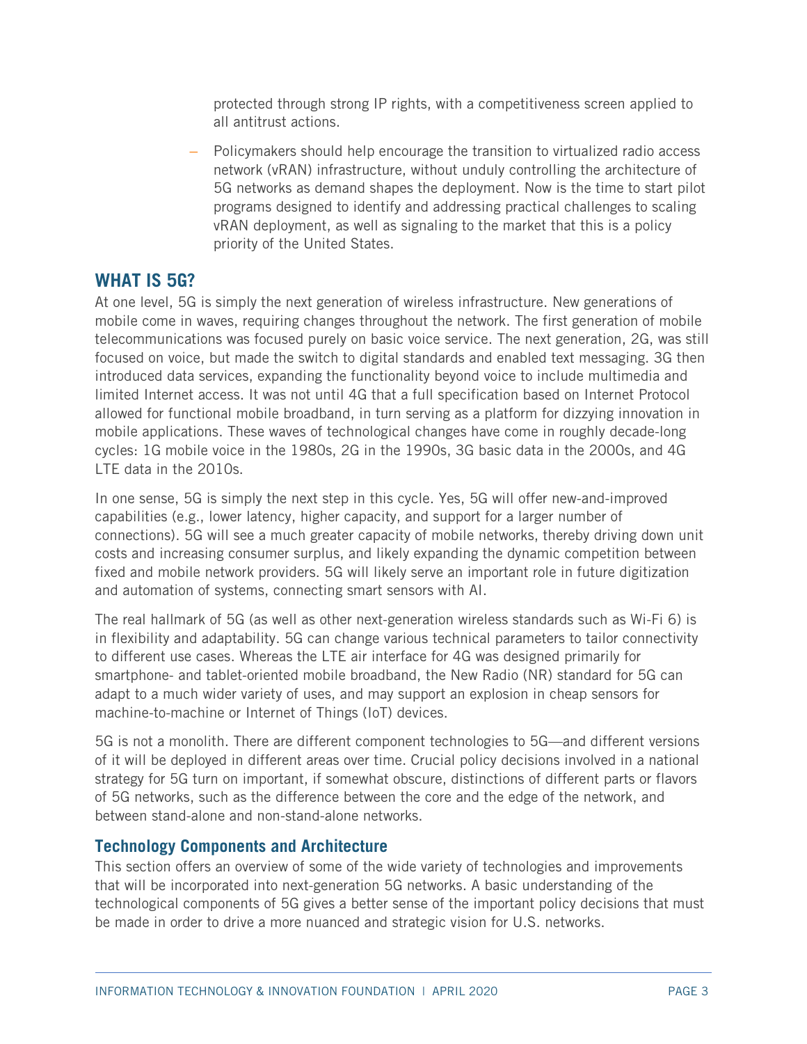protected through strong IP rights, with a competitiveness screen applied to all antitrust actions.

– Policymakers should help encourage the transition to virtualized radio access network (vRAN) infrastructure, without unduly controlling the architecture of 5G networks as demand shapes the deployment. Now is the time to start pilot programs designed to identify and addressing practical challenges to scaling vRAN deployment, as well as signaling to the market that this is a policy priority of the United States.

## WHAT IS 5G?

At one level, 5G is simply the next generation of wireless infrastructure. New generations of mobile come in waves, requiring changes throughout the network. The first generation of mobile telecommunications was focused purely on basic voice service. The next generation, 2G, was still focused on voice, but made the switch to digital standards and enabled text messaging. 3G then introduced data services, expanding the functionality beyond voice to include multimedia and limited Internet access. It was not until 4G that a full specification based on Internet Protocol allowed for functional mobile broadband, in turn serving as a platform for dizzying innovation in mobile applications. These waves of technological changes have come in roughly decade-long cycles: 1G mobile voice in the 1980s, 2G in the 1990s, 3G basic data in the 2000s, and 4G LTE data in the 2010s.

In one sense, 5G is simply the next step in this cycle. Yes, 5G will offer new-and-improved capabilities (e.g., lower latency, higher capacity, and support for a larger number of connections). 5G will see a much greater capacity of mobile networks, thereby driving down unit costs and increasing consumer surplus, and likely expanding the dynamic competition between fixed and mobile network providers. 5G will likely serve an important role in future digitization and automation of systems, connecting smart sensors with AI.

The real hallmark of 5G (as well as other next-generation wireless standards such as Wi-Fi 6) is in flexibility and adaptability. 5G can change various technical parameters to tailor connectivity to different use cases. Whereas the LTE air interface for 4G was designed primarily for smartphone- and tablet-oriented mobile broadband, the New Radio (NR) standard for 5G can adapt to a much wider variety of uses, and may support an explosion in cheap sensors for machine-to-machine or Internet of Things (IoT) devices.

5G is not a monolith. There are different component technologies to 5G—and different versions of it will be deployed in different areas over time. Crucial policy decisions involved in a national strategy for 5G turn on important, if somewhat obscure, distinctions of different parts or flavors of 5G networks, such as the difference between the core and the edge of the network, and between stand-alone and non-stand-alone networks.

### Technology Components and Architecture

This section offers an overview of some of the wide variety of technologies and improvements that will be incorporated into next-generation 5G networks. A basic understanding of the technological components of 5G gives a better sense of the important policy decisions that must be made in order to drive a more nuanced and strategic vision for U.S. networks.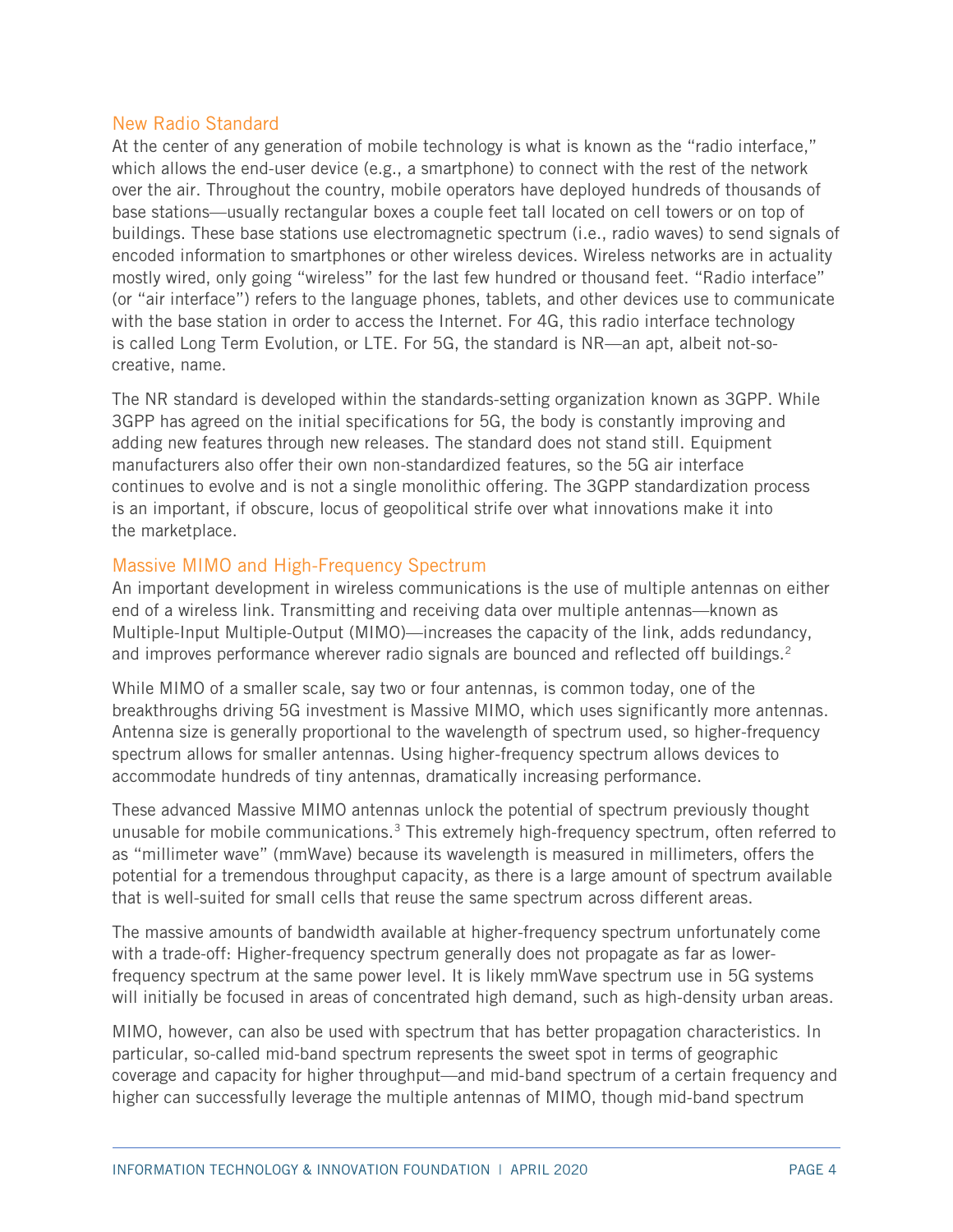### New Radio Standard

At the center of any generation of mobile technology is what is known as the "radio interface," which allows the end-user device (e.g., a smartphone) to connect with the rest of the network over the air. Throughout the country, mobile operators have deployed hundreds of thousands of base stations—usually rectangular boxes a couple feet tall located on cell towers or on top of buildings. These base stations use electromagnetic spectrum (i.e., radio waves) to send signals of encoded information to smartphones or other wireless devices. Wireless networks are in actuality mostly wired, only going "wireless" for the last few hundred or thousand feet. "Radio interface" (or "air interface") refers to the language phones, tablets, and other devices use to communicate with the base station in order to access the Internet. For 4G, this radio interface technology is called Long Term Evolution, or LTE. For 5G, the standard is NR—an apt, albeit not-so-creative, name.

The NR standard is developed within the standards-setting organization known as 3GPP. While 3GPP has agreed on the initial specifications for 5G, the body is constantly improving and adding new features through new releases. The standard does not stand still. Equipment manufacturers also offer their own non-standardized features, so the 5G air interface continues to evolve and is not a single monolithic offering. The 3GPP standardization process is an important, if obscure, locus of geopolitical strife over what innovations make it into the marketplace.

### Massive MIMO and High-Frequency Spectrum

An important development in wireless communications is the use of multiple antennas on either end of a wireless link. Transmitting and receiving data over multiple antennas—known as Multiple-Input Multiple-Output (MIMO)—increases the capacity of the link, adds redundancy, and improves performance wherever radio signals are bounced and reflected off buildings.[2]

While MIMO of a smaller scale, say two or four antennas, is common today, one of the breakthroughs driving 5G investment is Massive MIMO, which uses significantly more antennas. Antenna size is generally proportional to the wavelength of spectrum used, so higher-frequency spectrum allows for smaller antennas. Using higher-frequency spectrum allows devices to accommodate hundreds of tiny antennas, dramatically increasing performance.

These advanced Massive MIMO antennas unlock the potential of spectrum previously thought unusable for mobile communications.[3] This extremely high-frequency spectrum, often referred to as "millimeter wave" (mmWave) because its wavelength is measured in millimeters, offers the potential for a tremendous throughput capacity, as there is a large amount of spectrum available that is well-suited for small cells that reuse the same spectrum across different areas.

The massive amounts of bandwidth available at higher-frequency spectrum unfortunately come with a trade-off: Higher-frequency spectrum generally does not propagate as far as lower-frequency spectrum at the same power level. It is likely mmWave spectrum use in 5G systems will initially be focused in areas of concentrated high demand, such as high-density urban areas.

MIMO, however, can also be used with spectrum that has better propagation characteristics. In particular, so-called mid-band spectrum represents the sweet spot in terms of geographic coverage and capacity for higher throughput—and mid-band spectrum of a certain frequency and higher can successfully leverage the multiple antennas of MIMO, though mid-band spectrum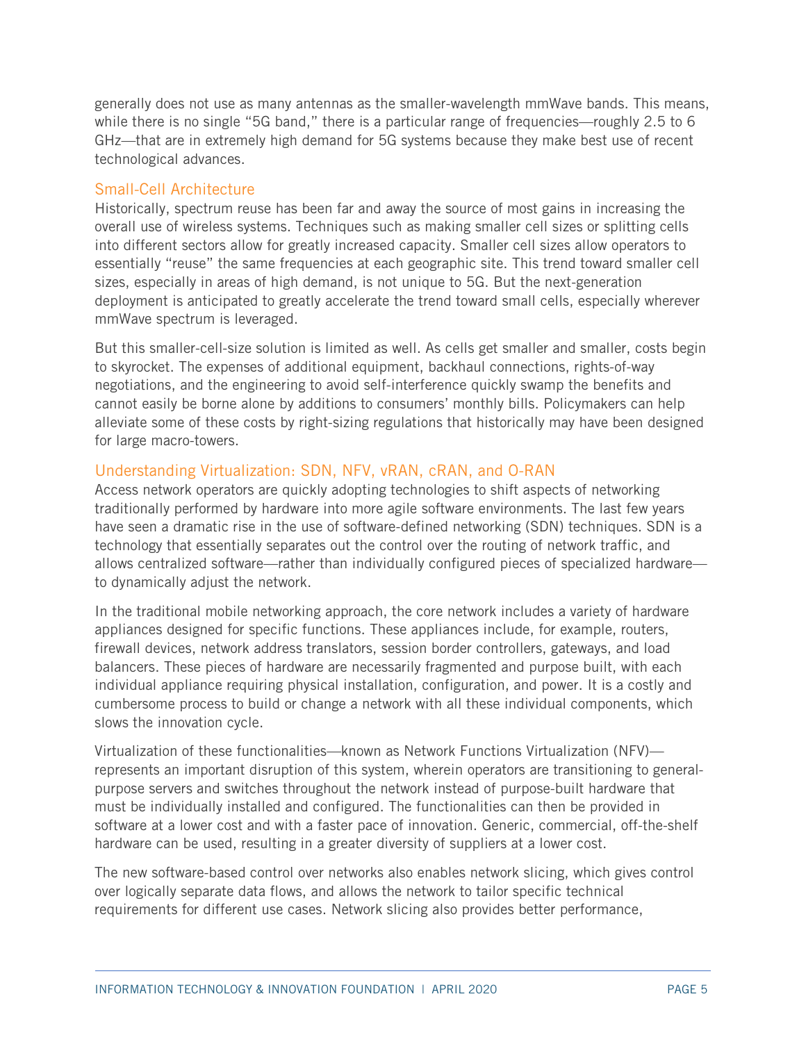generally does not use as many antennas as the smaller-wavelength mmWave bands. This means, while there is no single "5G band," there is a particular range of frequencies—roughly 2.5 to 6 GHz—that are in extremely high demand for 5G systems because they make best use of recent technological advances.

### Small-Cell Architecture

Historically, spectrum reuse has been far and away the source of most gains in increasing the overall use of wireless systems. Techniques such as making smaller cell sizes or splitting cells into different sectors allow for greatly increased capacity. Smaller cell sizes allow operators to essentially "reuse" the same frequencies at each geographic site. This trend toward smaller cell sizes, especially in areas of high demand, is not unique to 5G. But the next-generation deployment is anticipated to greatly accelerate the trend toward small cells, especially wherever mmWave spectrum is leveraged.

But this smaller-cell-size solution is limited as well. As cells get smaller and smaller, costs begin to skyrocket. The expenses of additional equipment, backhaul connections, rights-of-way negotiations, and the engineering to avoid self-interference quickly swamp the benefits and cannot easily be borne alone by additions to consumers' monthly bills. Policymakers can help alleviate some of these costs by right-sizing regulations that historically may have been designed for large macro-towers.

### Understanding Virtualization: SDN, NFV, vRAN, cRAN, and O-RAN

Access network operators are quickly adopting technologies to shift aspects of networking traditionally performed by hardware into more agile software environments. The last few years have seen a dramatic rise in the use of software-defined networking (SDN) techniques. SDN is a technology that essentially separates out the control over the routing of network traffic, and allows centralized software—rather than individually configured pieces of specialized hardware—to dynamically adjust the network.

In the traditional mobile networking approach, the core network includes a variety of hardware appliances designed for specific functions. These appliances include, for example, routers, firewall devices, network address translators, session border controllers, gateways, and load balancers. These pieces of hardware are necessarily fragmented and purpose built, with each individual appliance requiring physical installation, configuration, and power. It is a costly and cumbersome process to build or change a network with all these individual components, which slows the innovation cycle.

Virtualization of these functionalities—known as Network Functions Virtualization (NFV)—represents an important disruption of this system, wherein operators are transitioning to general-purpose servers and switches throughout the network instead of purpose-built hardware that must be individually installed and configured. The functionalities can then be provided in software at a lower cost and with a faster pace of innovation. Generic, commercial, off-the-shelf hardware can be used, resulting in a greater diversity of suppliers at a lower cost.

The new software-based control over networks also enables network slicing, which gives control over logically separate data flows, and allows the network to tailor specific technical requirements for different use cases. Network slicing also provides better performance,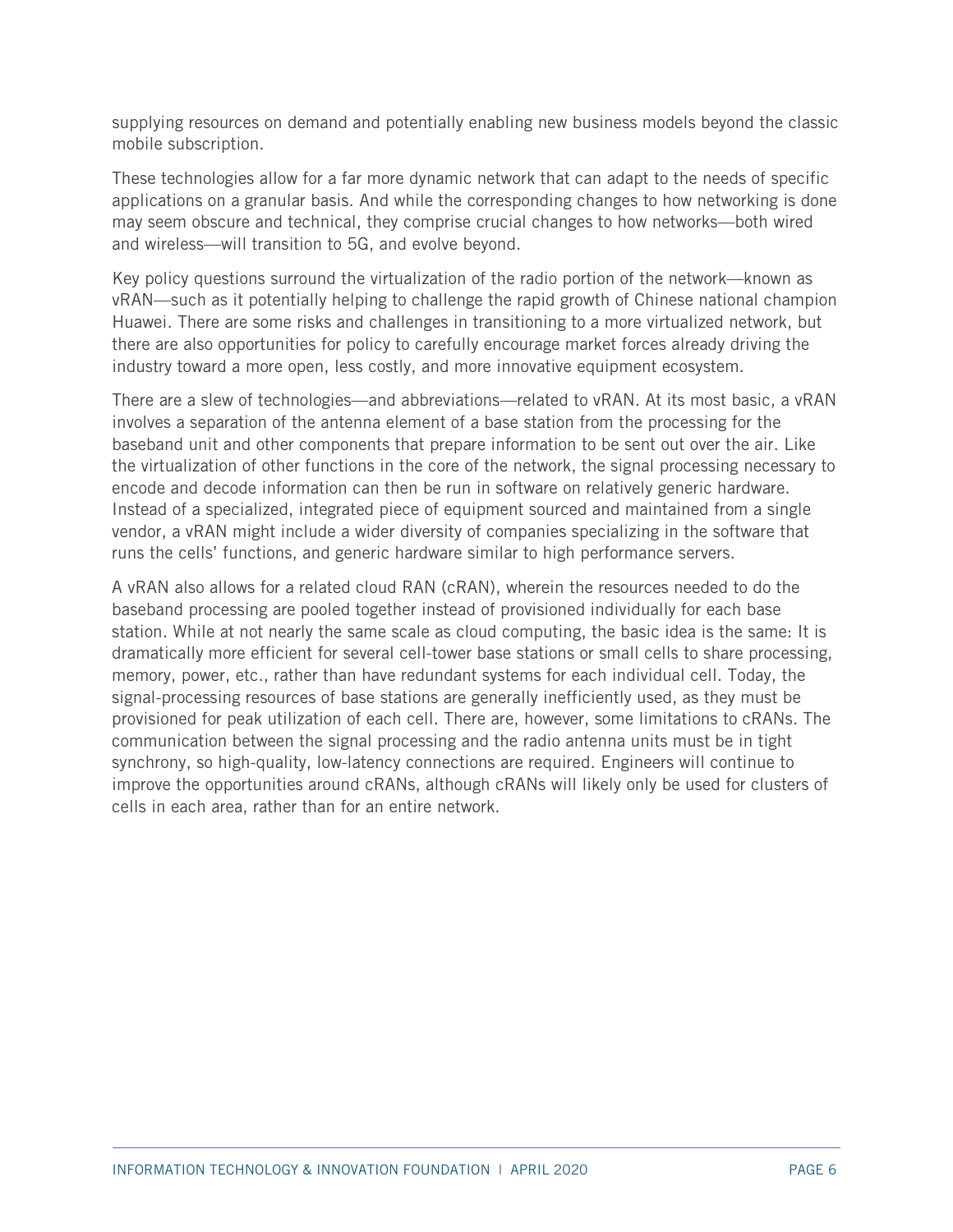supplying resources on demand and potentially enabling new business models beyond the classic mobile subscription.

These technologies allow for a far more dynamic network that can adapt to the needs of specific applications on a granular basis. And while the corresponding changes to how networking is done may seem obscure and technical, they comprise crucial changes to how networks—both wired and wireless—will transition to 5G, and evolve beyond.

Key policy questions surround the virtualization of the radio portion of the network—known as vRAN—such as it potentially helping to challenge the rapid growth of Chinese national champion Huawei. There are some risks and challenges in transitioning to a more virtualized network, but there are also opportunities for policy to carefully encourage market forces already driving the industry toward a more open, less costly, and more innovative equipment ecosystem.

There are a slew of technologies—and abbreviations—related to vRAN. At its most basic, a vRAN involves a separation of the antenna element of a base station from the processing for the baseband unit and other components that prepare information to be sent out over the air. Like the virtualization of other functions in the core of the network, the signal processing necessary to encode and decode information can then be run in software on relatively generic hardware. Instead of a specialized, integrated piece of equipment sourced and maintained from a single vendor, a vRAN might include a wider diversity of companies specializing in the software that runs the cells' functions, and generic hardware similar to high performance servers.

A vRAN also allows for a related cloud RAN (cRAN), wherein the resources needed to do the baseband processing are pooled together instead of provisioned individually for each base station. While at not nearly the same scale as cloud computing, the basic idea is the same: It is dramatically more efficient for several cell-tower base stations or small cells to share processing, memory, power, etc., rather than have redundant systems for each individual cell. Today, the signal-processing resources of base stations are generally inefficiently used, as they must be provisioned for peak utilization of each cell. There are, however, some limitations to cRANs. The communication between the signal processing and the radio antenna units must be in tight synchrony, so high-quality, low-latency connections are required. Engineers will continue to improve the opportunities around cRANs, although cRANs will likely only be used for clusters of cells in each area, rather than for an entire network.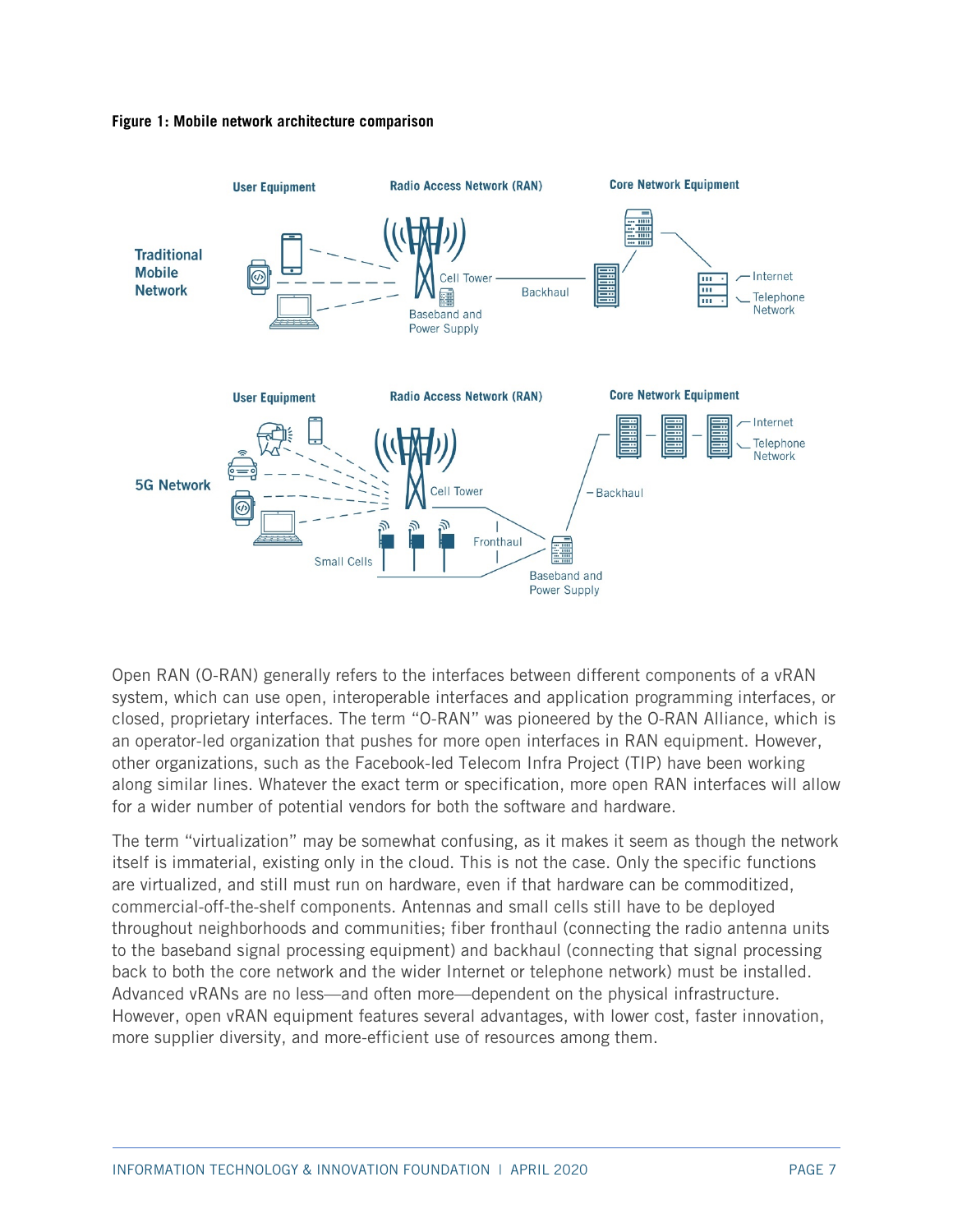**Figure 1: Mobile network architecture comparison**

Open RAN (O-RAN) generally refers to the interfaces between different components of a vRAN system, which can use open, interoperable interfaces and application programming interfaces, or closed, proprietary interfaces. The term "O-RAN" was pioneered by the O-RAN Alliance, which is an operator-led organization that pushes for more open interfaces in RAN equipment. However, other organizations, such as the Facebook-led Telecom Infra Project (TIP) have been working along similar lines. Whatever the exact term or specification, more open RAN interfaces will allow for a wider number of potential vendors for both the software and hardware.

The term "virtualization" may be somewhat confusing, as it makes it seem as though the network itself is immaterial, existing only in the cloud. This is not the case. Only the specific functions are virtualized, and still must run on hardware, even if that hardware can be commoditized, commercial-off-the-shelf components. Antennas and small cells still have to be deployed throughout neighborhoods and communities; fiber fronthaul (connecting the radio antenna units to the baseband signal processing equipment) and backhaul (connecting that signal processing back to both the core network and the wider Internet or telephone network) must be installed. Advanced vRANs are no less—and often more—dependent on the physical infrastructure. However, open vRAN equipment features several advantages, with lower cost, faster innovation, more supplier diversity, and more-efficient use of resources among them.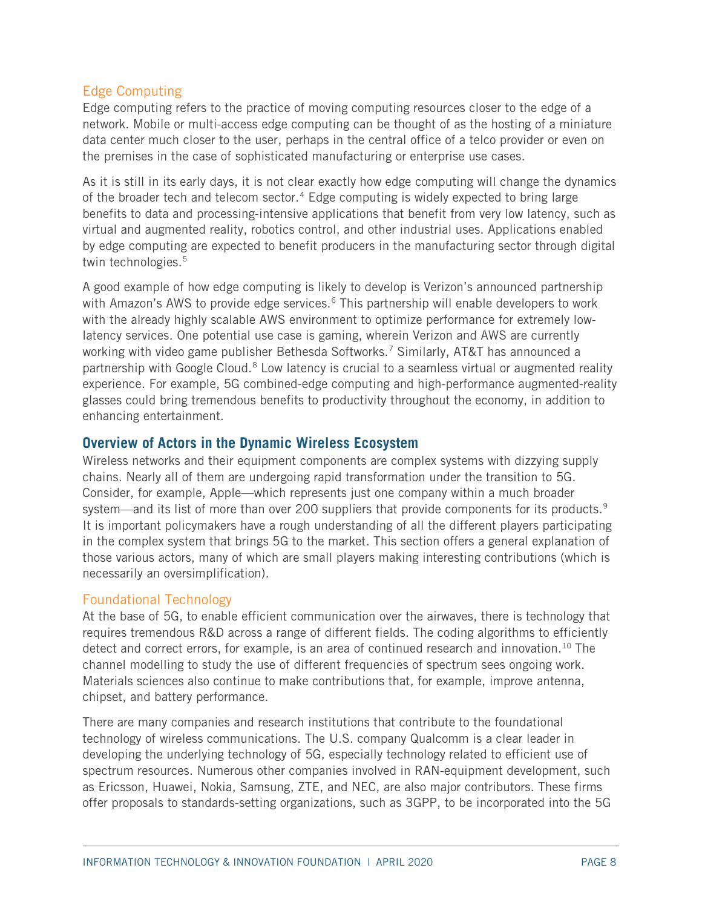### Edge Computing

Edge computing refers to the practice of moving computing resources closer to the edge of a network. Mobile or multi-access edge computing can be thought of as the hosting of a miniature data center much closer to the user, perhaps in the central office of a telco provider or even on the premises in the case of sophisticated manufacturing or enterprise use cases.

As it is still in its early days, it is not clear exactly how edge computing will change the dynamics of the broader tech and telecom sector.[4] Edge computing is widely expected to bring large benefits to data and processing-intensive applications that benefit from very low latency, such as virtual and augmented reality, robotics control, and other industrial uses. Applications enabled by edge computing are expected to benefit producers in the manufacturing sector through digital twin technologies.[5]

A good example of how edge computing is likely to develop is Verizon's announced partnership with Amazon's AWS to provide edge services.[6] This partnership will enable developers to work with the already highly scalable AWS environment to optimize performance for extremely low-latency services. One potential use case is gaming, wherein Verizon and AWS are currently working with video game publisher Bethesda Softworks.[7] Similarly, AT&T has announced a partnership with Google Cloud.[8] Low latency is crucial to a seamless virtual or augmented reality experience. For example, 5G combined-edge computing and high-performance augmented-reality glasses could bring tremendous benefits to productivity throughout the economy, in addition to enhancing entertainment.

## Overview of Actors in the Dynamic Wireless Ecosystem

Wireless networks and their equipment components are complex systems with dizzying supply chains. Nearly all of them are undergoing rapid transformation under the transition to 5G. Consider, for example, Apple—which represents just one company within a much broader system—and its list of more than over 200 suppliers that provide components for its products.[9] It is important policymakers have a rough understanding of all the different players participating in the complex system that brings 5G to the market. This section offers a general explanation of those various actors, many of which are small players making interesting contributions (which is necessarily an oversimplification).

### Foundational Technology

At the base of 5G, to enable efficient communication over the airwaves, there is technology that requires tremendous R&D across a range of different fields. The coding algorithms to efficiently detect and correct errors, for example, is an area of continued research and innovation.[10] The channel modelling to study the use of different frequencies of spectrum sees ongoing work. Materials sciences also continue to make contributions that, for example, improve antenna, chipset, and battery performance.

There are many companies and research institutions that contribute to the foundational technology of wireless communications. The U.S. company Qualcomm is a clear leader in developing the underlying technology of 5G, especially technology related to efficient use of spectrum resources. Numerous other companies involved in RAN-equipment development, such as Ericsson, Huawei, Nokia, Samsung, ZTE, and NEC, are also major contributors. These firms offer proposals to standards-setting organizations, such as 3GPP, to be incorporated into the 5G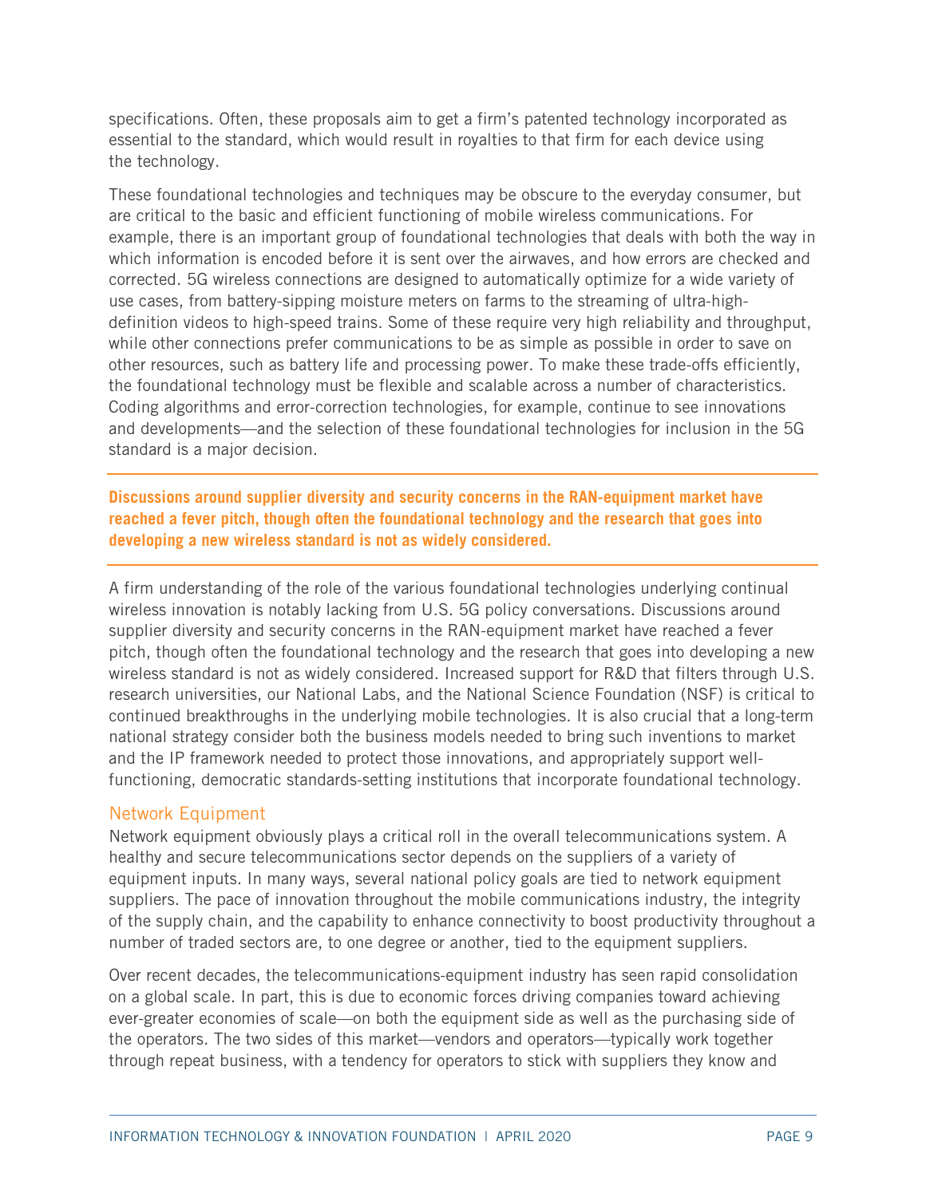specifications. Often, these proposals aim to get a firm's patented technology incorporated as essential to the standard, which would result in royalties to that firm for each device using the technology.

These foundational technologies and techniques may be obscure to the everyday consumer, but are critical to the basic and efficient functioning of mobile wireless communications. For example, there is an important group of foundational technologies that deals with both the way in which information is encoded before it is sent over the airwaves, and how errors are checked and corrected. 5G wireless connections are designed to automatically optimize for a wide variety of use cases, from battery-sipping moisture meters on farms to the streaming of ultra-high-definition videos to high-speed trains. Some of these require very high reliability and throughput, while other connections prefer communications to be as simple as possible in order to save on other resources, such as battery life and processing power. To make these trade-offs efficiently, the foundational technology must be flexible and scalable across a number of characteristics. Coding algorithms and error-correction technologies, for example, continue to see innovations and developments—and the selection of these foundational technologies for inclusion in the 5G standard is a major decision.

**Discussions around supplier diversity and security concerns in the RAN-equipment market have reached a fever pitch, though often the foundational technology and the research that goes into developing a new wireless standard is not as widely considered.**

A firm understanding of the role of the various foundational technologies underlying continual wireless innovation is notably lacking from U.S. 5G policy conversations. Discussions around supplier diversity and security concerns in the RAN-equipment market have reached a fever pitch, though often the foundational technology and the research that goes into developing a new wireless standard is not as widely considered. Increased support for R&D that filters through U.S. research universities, our National Labs, and the National Science Foundation (NSF) is critical to continued breakthroughs in the underlying mobile technologies. It is also crucial that a long-term national strategy consider both the business models needed to bring such inventions to market and the IP framework needed to protect those innovations, and appropriately support well-functioning, democratic standards-setting institutions that incorporate foundational technology.

### Network Equipment

Network equipment obviously plays a critical roll in the overall telecommunications system. A healthy and secure telecommunications sector depends on the suppliers of a variety of equipment inputs. In many ways, several national policy goals are tied to network equipment suppliers. The pace of innovation throughout the mobile communications industry, the integrity of the supply chain, and the capability to enhance connectivity to boost productivity throughout a number of traded sectors are, to one degree or another, tied to the equipment suppliers.

Over recent decades, the telecommunications-equipment industry has seen rapid consolidation on a global scale. In part, this is due to economic forces driving companies toward achieving ever-greater economies of scale—on both the equipment side as well as the purchasing side of the operators. The two sides of this market—vendors and operators—typically work together through repeat business, with a tendency for operators to stick with suppliers they know and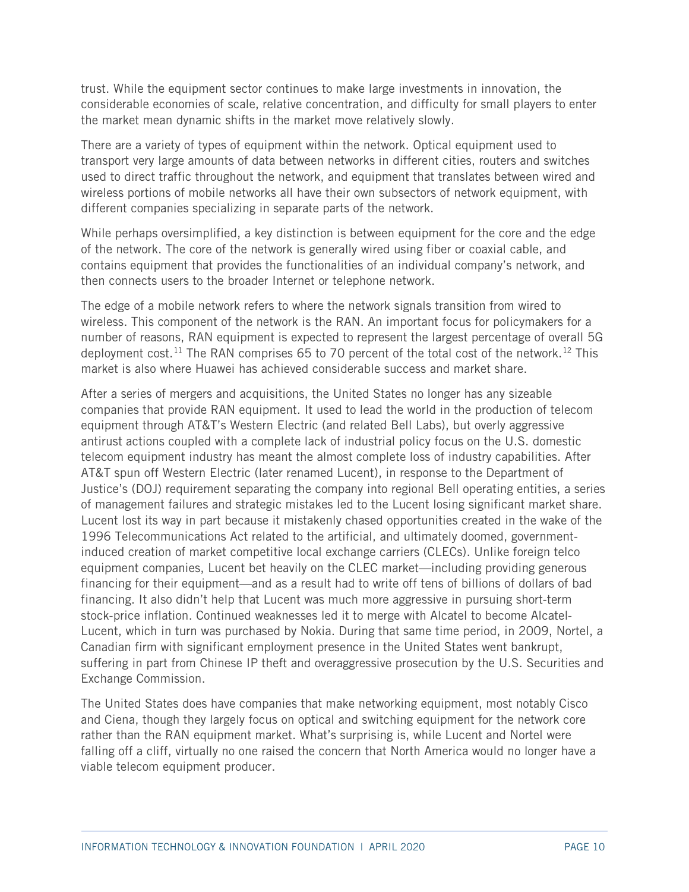trust. While the equipment sector continues to make large investments in innovation, the considerable economies of scale, relative concentration, and difficulty for small players to enter the market mean dynamic shifts in the market move relatively slowly.

There are a variety of types of equipment within the network. Optical equipment used to transport very large amounts of data between networks in different cities, routers and switches used to direct traffic throughout the network, and equipment that translates between wired and wireless portions of mobile networks all have their own subsectors of network equipment, with different companies specializing in separate parts of the network.

While perhaps oversimplified, a key distinction is between equipment for the core and the edge of the network. The core of the network is generally wired using fiber or coaxial cable, and contains equipment that provides the functionalities of an individual company's network, and then connects users to the broader Internet or telephone network.

The edge of a mobile network refers to where the network signals transition from wired to wireless. This component of the network is the RAN. An important focus for policymakers for a number of reasons, RAN equipment is expected to represent the largest percentage of overall 5G deployment cost.[11] The RAN comprises 65 to 70 percent of the total cost of the network.[12] This market is also where Huawei has achieved considerable success and market share.

After a series of mergers and acquisitions, the United States no longer has any sizeable companies that provide RAN equipment. It used to lead the world in the production of telecom equipment through AT&T's Western Electric (and related Bell Labs), but overly aggressive antirust actions coupled with a complete lack of industrial policy focus on the U.S. domestic telecom equipment industry has meant the almost complete loss of industry capabilities. After AT&T spun off Western Electric (later renamed Lucent), in response to the Department of Justice's (DOJ) requirement separating the company into regional Bell operating entities, a series of management failures and strategic mistakes led to the Lucent losing significant market share. Lucent lost its way in part because it mistakenly chased opportunities created in the wake of the 1996 Telecommunications Act related to the artificial, and ultimately doomed, government-induced creation of market competitive local exchange carriers (CLECs). Unlike foreign telco equipment companies, Lucent bet heavily on the CLEC market—including providing generous financing for their equipment—and as a result had to write off tens of billions of dollars of bad financing. It also didn't help that Lucent was much more aggressive in pursuing short-term stock-price inflation. Continued weaknesses led it to merge with Alcatel to become Alcatel-Lucent, which in turn was purchased by Nokia. During that same time period, in 2009, Nortel, a Canadian firm with significant employment presence in the United States went bankrupt, suffering in part from Chinese IP theft and overaggressive prosecution by the U.S. Securities and Exchange Commission.

The United States does have companies that make networking equipment, most notably Cisco and Ciena, though they largely focus on optical and switching equipment for the network core rather than the RAN equipment market. What's surprising is, while Lucent and Nortel were falling off a cliff, virtually no one raised the concern that North America would no longer have a viable telecom equipment producer.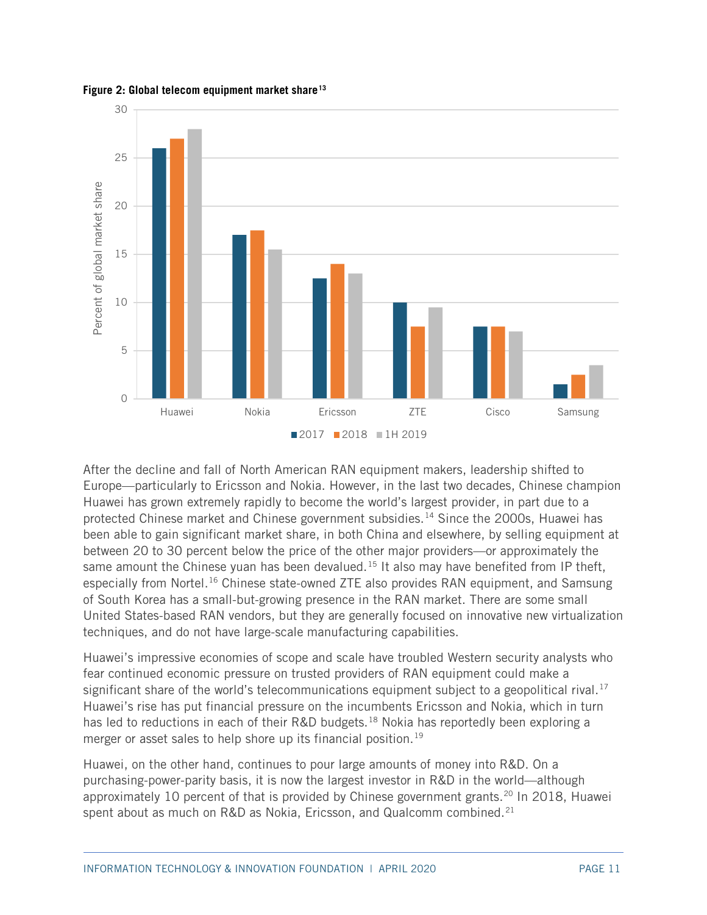**Figure 2: Global telecom equipment market share**[13]

After the decline and fall of North American RAN equipment makers, leadership shifted to Europe—particularly to Ericsson and Nokia. However, in the last two decades, Chinese champion Huawei has grown extremely rapidly to become the world's largest provider, in part due to a protected Chinese market and Chinese government subsidies.[14] Since the 2000s, Huawei has been able to gain significant market share, in both China and elsewhere, by selling equipment at between 20 to 30 percent below the price of the other major providers—or approximately the same amount the Chinese yuan has been devalued.[15] It also may have benefited from IP theft, especially from Nortel.[16] Chinese state-owned ZTE also provides RAN equipment, and Samsung of South Korea has a small-but-growing presence in the RAN market. There are some small United States-based RAN vendors, but they are generally focused on innovative new virtualization techniques, and do not have large-scale manufacturing capabilities.

Huawei's impressive economies of scope and scale have troubled Western security analysts who fear continued economic pressure on trusted providers of RAN equipment could make a significant share of the world's telecommunications equipment subject to a geopolitical rival.[17] Huawei's rise has put financial pressure on the incumbents Ericsson and Nokia, which in turn has led to reductions in each of their R&D budgets.[18] Nokia has reportedly been exploring a merger or asset sales to help shore up its financial position.[19]

Huawei, on the other hand, continues to pour large amounts of money into R&D. On a purchasing-power-parity basis, it is now the largest investor in R&D in the world—although approximately 10 percent of that is provided by Chinese government grants.[20] In 2018, Huawei spent about as much on R&D as Nokia, Ericsson, and Qualcomm combined.[21]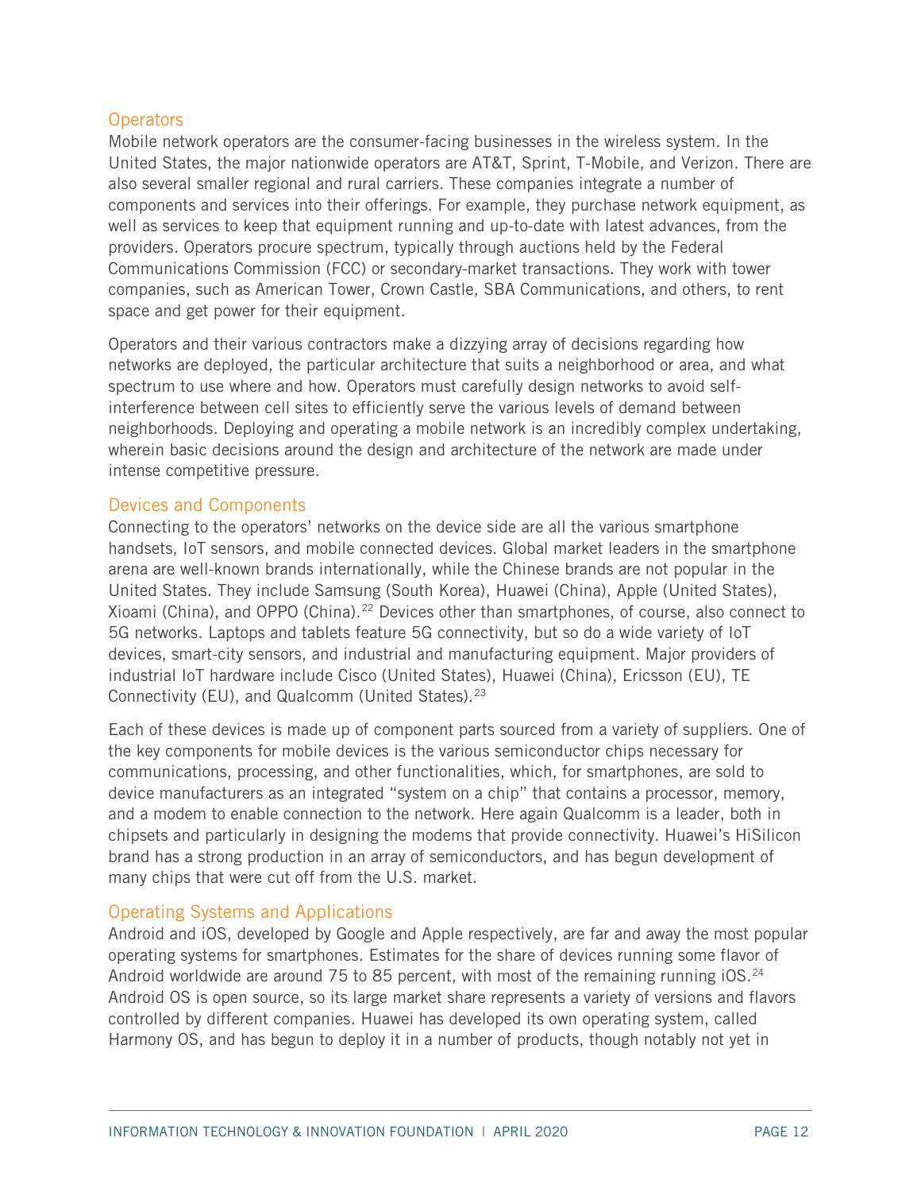### Operators

Mobile network operators are the consumer-facing businesses in the wireless system. In the United States, the major nationwide operators are AT&T, Sprint, T-Mobile, and Verizon. There are also several smaller regional and rural carriers. These companies integrate a number of components and services into their offerings. For example, they purchase network equipment, as well as services to keep that equipment running and up-to-date with latest advances, from the providers. Operators procure spectrum, typically through auctions held by the Federal Communications Commission (FCC) or secondary-market transactions. They work with tower companies, such as American Tower, Crown Castle, SBA Communications, and others, to rent space and get power for their equipment.

Operators and their various contractors make a dizzying array of decisions regarding how networks are deployed, the particular architecture that suits a neighborhood or area, and what spectrum to use where and how. Operators must carefully design networks to avoid self-interference between cell sites to efficiently serve the various levels of demand between neighborhoods. Deploying and operating a mobile network is an incredibly complex undertaking, wherein basic decisions around the design and architecture of the network are made under intense competitive pressure.

### Devices and Components

Connecting to the operators' networks on the device side are all the various smartphone handsets, IoT sensors, and mobile connected devices. Global market leaders in the smartphone arena are well-known brands internationally, while the Chinese brands are not popular in the United States. They include Samsung (South Korea), Huawei (China), Apple (United States), Xioami (China), and OPPO (China).[22] Devices other than smartphones, of course, also connect to 5G networks. Laptops and tablets feature 5G connectivity, but so do a wide variety of IoT devices, smart-city sensors, and industrial and manufacturing equipment. Major providers of industrial IoT hardware include Cisco (United States), Huawei (China), Ericsson (EU), TE Connectivity (EU), and Qualcomm (United States).[23]

Each of these devices is made up of component parts sourced from a variety of suppliers. One of the key components for mobile devices is the various semiconductor chips necessary for communications, processing, and other functionalities, which, for smartphones, are sold to device manufacturers as an integrated "system on a chip" that contains a processor, memory, and a modem to enable connection to the network. Here again Qualcomm is a leader, both in chipsets and particularly in designing the modems that provide connectivity. Huawei's HiSilicon brand has a strong production in an array of semiconductors, and has begun development of many chips that were cut off from the U.S. market.

### Operating Systems and Applications

Android and iOS, developed by Google and Apple respectively, are far and away the most popular operating systems for smartphones. Estimates for the share of devices running some flavor of Android worldwide are around 75 to 85 percent, with most of the remaining running iOS.[24] Android OS is open source, so its large market share represents a variety of versions and flavors controlled by different companies. Huawei has developed its own operating system, called Harmony OS, and has begun to deploy it in a number of products, though notably not yet in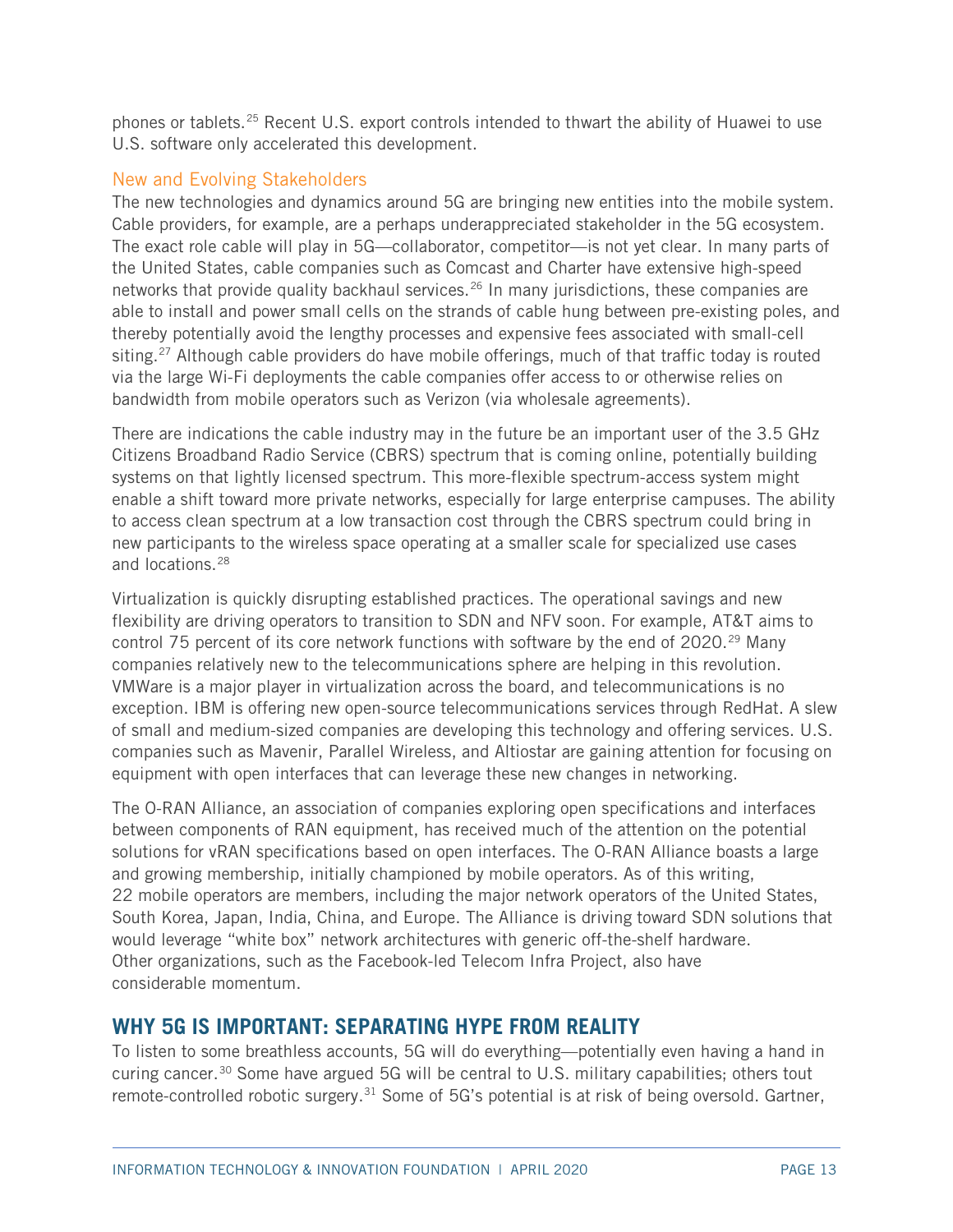phones or tablets.[25] Recent U.S. export controls intended to thwart the ability of Huawei to use U.S. software only accelerated this development.

### New and Evolving Stakeholders

The new technologies and dynamics around 5G are bringing new entities into the mobile system. Cable providers, for example, are a perhaps underappreciated stakeholder in the 5G ecosystem. The exact role cable will play in 5G—collaborator, competitor—is not yet clear. In many parts of the United States, cable companies such as Comcast and Charter have extensive high-speed networks that provide quality backhaul services.[26] In many jurisdictions, these companies are able to install and power small cells on the strands of cable hung between pre-existing poles, and thereby potentially avoid the lengthy processes and expensive fees associated with small-cell siting.[27] Although cable providers do have mobile offerings, much of that traffic today is routed via the large Wi-Fi deployments the cable companies offer access to or otherwise relies on bandwidth from mobile operators such as Verizon (via wholesale agreements).

There are indications the cable industry may in the future be an important user of the 3.5 GHz Citizens Broadband Radio Service (CBRS) spectrum that is coming online, potentially building systems on that lightly licensed spectrum. This more-flexible spectrum-access system might enable a shift toward more private networks, especially for large enterprise campuses. The ability to access clean spectrum at a low transaction cost through the CBRS spectrum could bring in new participants to the wireless space operating at a smaller scale for specialized use cases and locations.[28]

Virtualization is quickly disrupting established practices. The operational savings and new flexibility are driving operators to transition to SDN and NFV soon. For example, AT&T aims to control 75 percent of its core network functions with software by the end of 2020.[29] Many companies relatively new to the telecommunications sphere are helping in this revolution. VMWare is a major player in virtualization across the board, and telecommunications is no exception. IBM is offering new open-source telecommunications services through RedHat. A slew of small and medium-sized companies are developing this technology and offering services. U.S. companies such as Mavenir, Parallel Wireless, and Altiostar are gaining attention for focusing on equipment with open interfaces that can leverage these new changes in networking.

The O-RAN Alliance, an association of companies exploring open specifications and interfaces between components of RAN equipment, has received much of the attention on the potential solutions for vRAN specifications based on open interfaces. The O-RAN Alliance boasts a large and growing membership, initially championed by mobile operators. As of this writing, 22 mobile operators are members, including the major network operators of the United States, South Korea, Japan, India, China, and Europe. The Alliance is driving toward SDN solutions that would leverage "white box" network architectures with generic off-the-shelf hardware. Other organizations, such as the Facebook-led Telecom Infra Project, also have considerable momentum.

## WHY 5G IS IMPORTANT: SEPARATING HYPE FROM REALITY

To listen to some breathless accounts, 5G will do everything—potentially even having a hand in curing cancer.[30] Some have argued 5G will be central to U.S. military capabilities; others tout remote-controlled robotic surgery.[31] Some of 5G's potential is at risk of being oversold. Gartner,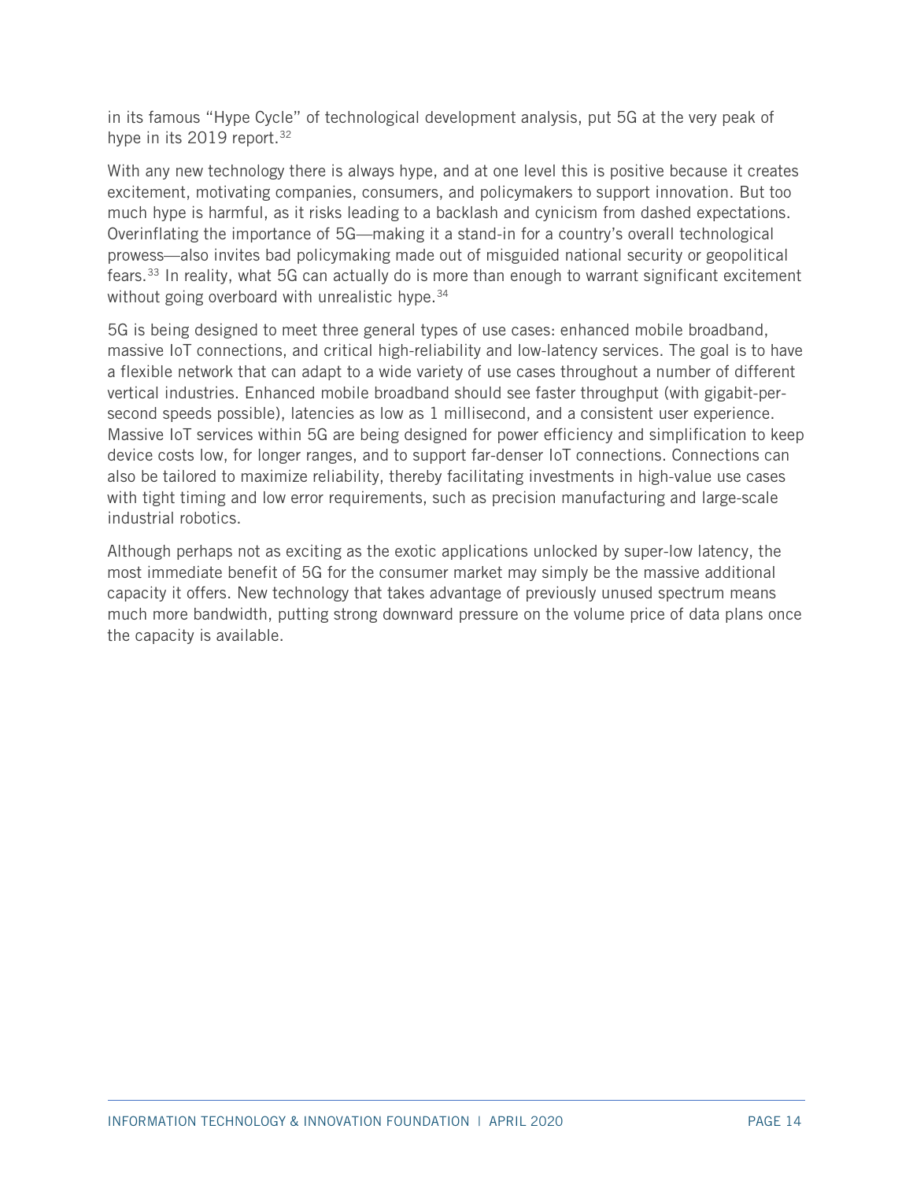in its famous "Hype Cycle" of technological development analysis, put 5G at the very peak of hype in its 2019 report.[32]

With any new technology there is always hype, and at one level this is positive because it creates excitement, motivating companies, consumers, and policymakers to support innovation. But too much hype is harmful, as it risks leading to a backlash and cynicism from dashed expectations. Overinflating the importance of 5G—making it a stand-in for a country's overall technological prowess—also invites bad policymaking made out of misguided national security or geopolitical fears.[33] In reality, what 5G can actually do is more than enough to warrant significant excitement without going overboard with unrealistic hype.[34]

5G is being designed to meet three general types of use cases: enhanced mobile broadband, massive IoT connections, and critical high-reliability and low-latency services. The goal is to have a flexible network that can adapt to a wide variety of use cases throughout a number of different vertical industries. Enhanced mobile broadband should see faster throughput (with gigabit-per-second speeds possible), latencies as low as 1 millisecond, and a consistent user experience. Massive IoT services within 5G are being designed for power efficiency and simplification to keep device costs low, for longer ranges, and to support far-denser IoT connections. Connections can also be tailored to maximize reliability, thereby facilitating investments in high-value use cases with tight timing and low error requirements, such as precision manufacturing and large-scale industrial robotics.

Although perhaps not as exciting as the exotic applications unlocked by super-low latency, the most immediate benefit of 5G for the consumer market may simply be the massive additional capacity it offers. New technology that takes advantage of previously unused spectrum means much more bandwidth, putting strong downward pressure on the volume price of data plans once the capacity is available.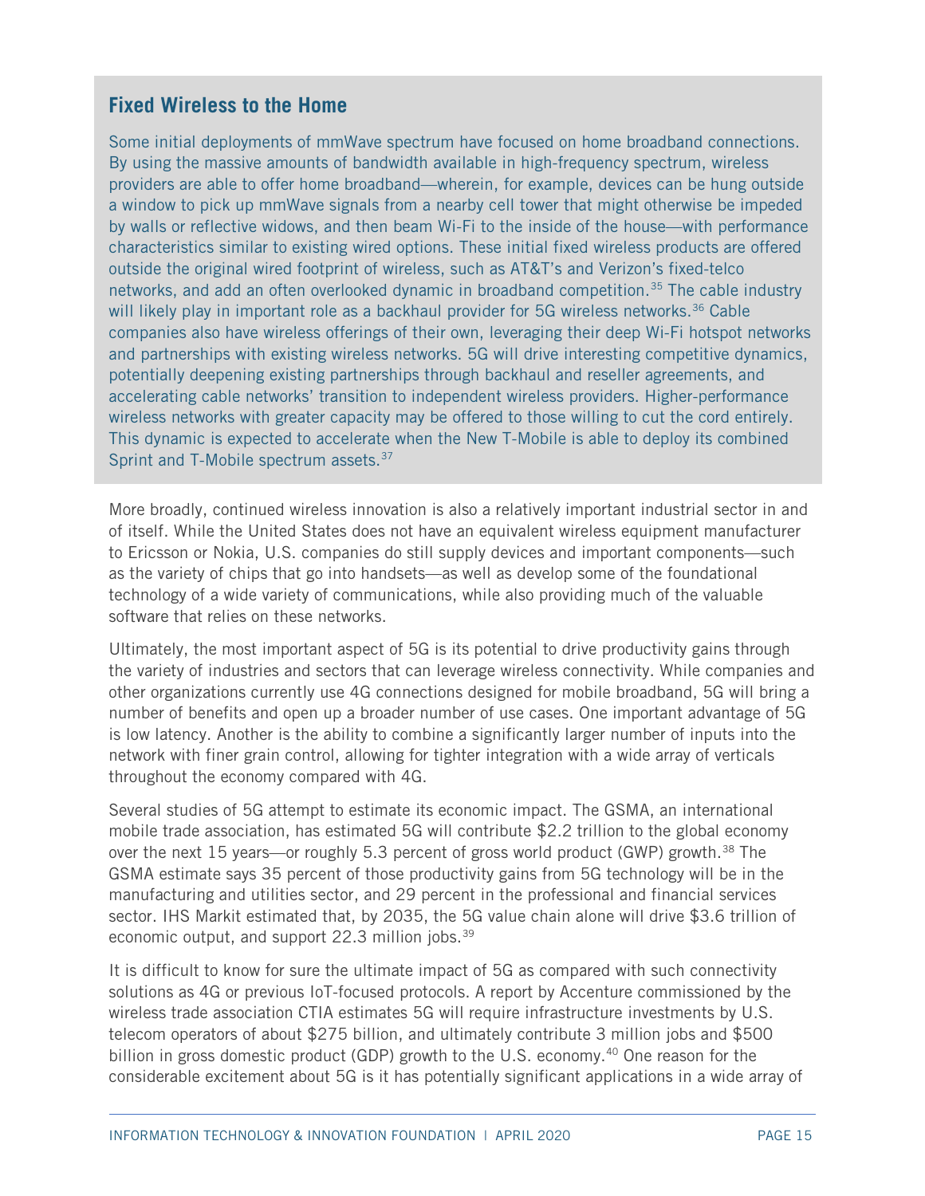### Fixed Wireless to the Home

Some initial deployments of mmWave spectrum have focused on home broadband connections. By using the massive amounts of bandwidth available in high-frequency spectrum, wireless providers are able to offer home broadband—wherein, for example, devices can be hung outside a window to pick up mmWave signals from a nearby cell tower that might otherwise be impeded by walls or reflective widows, and then beam Wi-Fi to the inside of the house—with performance characteristics similar to existing wired options. These initial fixed wireless products are offered outside the original wired footprint of wireless, such as AT&T's and Verizon's fixed-telco networks, and add an often overlooked dynamic in broadband competition.[35] The cable industry will likely play in important role as a backhaul provider for 5G wireless networks.[36] Cable companies also have wireless offerings of their own, leveraging their deep Wi-Fi hotspot networks and partnerships with existing wireless networks. 5G will drive interesting competitive dynamics, potentially deepening existing partnerships through backhaul and reseller agreements, and accelerating cable networks' transition to independent wireless providers. Higher-performance wireless networks with greater capacity may be offered to those willing to cut the cord entirely. This dynamic is expected to accelerate when the New T-Mobile is able to deploy its combined Sprint and T-Mobile spectrum assets.[37]

More broadly, continued wireless innovation is also a relatively important industrial sector in and of itself. While the United States does not have an equivalent wireless equipment manufacturer to Ericsson or Nokia, U.S. companies do still supply devices and important components—such as the variety of chips that go into handsets—as well as develop some of the foundational technology of a wide variety of communications, while also providing much of the valuable software that relies on these networks.

Ultimately, the most important aspect of 5G is its potential to drive productivity gains through the variety of industries and sectors that can leverage wireless connectivity. While companies and other organizations currently use 4G connections designed for mobile broadband, 5G will bring a number of benefits and open up a broader number of use cases. One important advantage of 5G is low latency. Another is the ability to combine a significantly larger number of inputs into the network with finer grain control, allowing for tighter integration with a wide array of verticals throughout the economy compared with 4G.

Several studies of 5G attempt to estimate its economic impact. The GSMA, an international mobile trade association, has estimated 5G will contribute $2.2 trillion to the global economy over the next 15 years—or roughly 5.3 percent of gross world product (GWP) growth.[38] The GSMA estimate says 35 percent of those productivity gains from 5G technology will be in the manufacturing and utilities sector, and 29 percent in the professional and financial services sector. IHS Markit estimated that, by 2035, the 5G value chain alone will drive $3.6 trillion of economic output, and support 22.3 million jobs.[39]

It is difficult to know for sure the ultimate impact of 5G as compared with such connectivity solutions as 4G or previous IoT-focused protocols. A report by Accenture commissioned by the wireless trade association CTIA estimates 5G will require infrastructure investments by U.S. telecom operators of about $275 billion, and ultimately contribute 3 million jobs and $500 billion in gross domestic product (GDP) growth to the U.S. economy.[40] One reason for the considerable excitement about 5G is it has potentially significant applications in a wide array of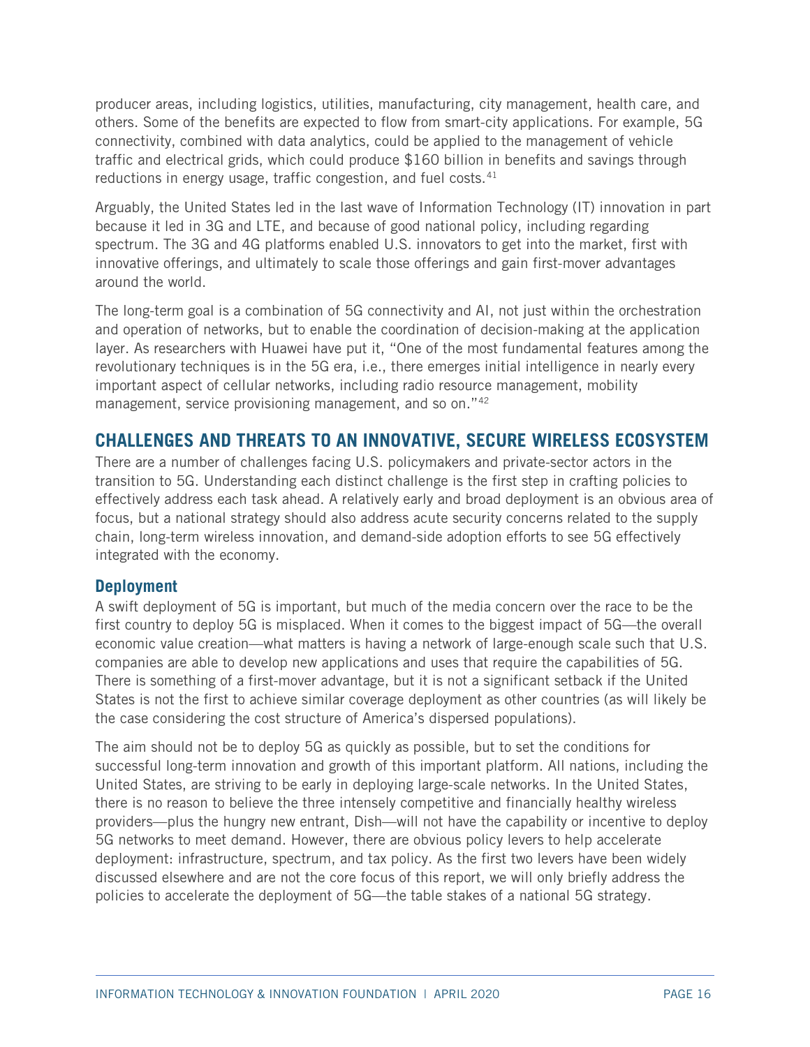producer areas, including logistics, utilities, manufacturing, city management, health care, and others. Some of the benefits are expected to flow from smart-city applications. For example, 5G connectivity, combined with data analytics, could be applied to the management of vehicle traffic and electrical grids, which could produce $160 billion in benefits and savings through reductions in energy usage, traffic congestion, and fuel costs.[41]

Arguably, the United States led in the last wave of Information Technology (IT) innovation in part because it led in 3G and LTE, and because of good national policy, including regarding spectrum. The 3G and 4G platforms enabled U.S. innovators to get into the market, first with innovative offerings, and ultimately to scale those offerings and gain first-mover advantages around the world.

The long-term goal is a combination of 5G connectivity and AI, not just within the orchestration and operation of networks, but to enable the coordination of decision-making at the application layer. As researchers with Huawei have put it, "One of the most fundamental features among the revolutionary techniques is in the 5G era, i.e., there emerges initial intelligence in nearly every important aspect of cellular networks, including radio resource management, mobility management, service provisioning management, and so on."[42]

## CHALLENGES AND THREATS TO AN INNOVATIVE, SECURE WIRELESS ECOSYSTEM

There are a number of challenges facing U.S. policymakers and private-sector actors in the transition to 5G. Understanding each distinct challenge is the first step in crafting policies to effectively address each task ahead. A relatively early and broad deployment is an obvious area of focus, but a national strategy should also address acute security concerns related to the supply chain, long-term wireless innovation, and demand-side adoption efforts to see 5G effectively integrated with the economy.

### Deployment

A swift deployment of 5G is important, but much of the media concern over the race to be the first country to deploy 5G is misplaced. When it comes to the biggest impact of 5G—the overall economic value creation—what matters is having a network of large-enough scale such that U.S. companies are able to develop new applications and uses that require the capabilities of 5G. There is something of a first-mover advantage, but it is not a significant setback if the United States is not the first to achieve similar coverage deployment as other countries (as will likely be the case considering the cost structure of America's dispersed populations).

The aim should not be to deploy 5G as quickly as possible, but to set the conditions for successful long-term innovation and growth of this important platform. All nations, including the United States, are striving to be early in deploying large-scale networks. In the United States, there is no reason to believe the three intensely competitive and financially healthy wireless providers—plus the hungry new entrant, Dish—will not have the capability or incentive to deploy 5G networks to meet demand. However, there are obvious policy levers to help accelerate deployment: infrastructure, spectrum, and tax policy. As the first two levers have been widely discussed elsewhere and are not the core focus of this report, we will only briefly address the policies to accelerate the deployment of 5G—the table stakes of a national 5G strategy.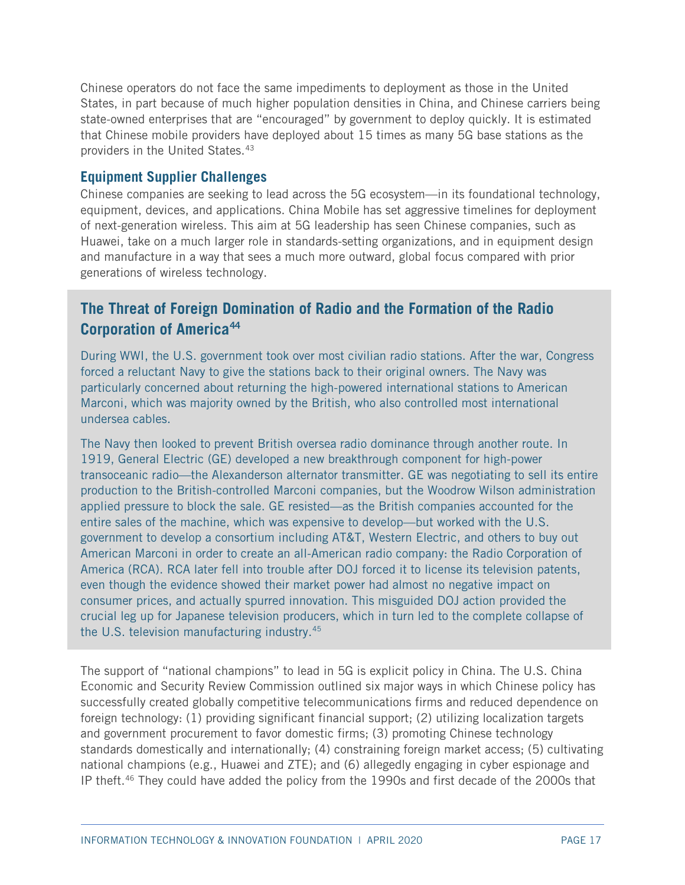Chinese operators do not face the same impediments to deployment as those in the United States, in part because of much higher population densities in China, and Chinese carriers being state-owned enterprises that are "encouraged" by government to deploy quickly. It is estimated that Chinese mobile providers have deployed about 15 times as many 5G base stations as the providers in the United States.[43]

### Equipment Supplier Challenges

Chinese companies are seeking to lead across the 5G ecosystem—in its foundational technology, equipment, devices, and applications. China Mobile has set aggressive timelines for deployment of next-generation wireless. This aim at 5G leadership has seen Chinese companies, such as Huawei, take on a much larger role in standards-setting organizations, and in equipment design and manufacture in a way that sees a much more outward, global focus compared with prior generations of wireless technology.

### The Threat of Foreign Domination of Radio and the Formation of the Radio Corporation of America[44]

During WWI, the U.S. government took over most civilian radio stations. After the war, Congress forced a reluctant Navy to give the stations back to their original owners. The Navy was particularly concerned about returning the high-powered international stations to American Marconi, which was majority owned by the British, who also controlled most international undersea cables.

The Navy then looked to prevent British oversea radio dominance through another route. In 1919, General Electric (GE) developed a new breakthrough component for high-power transoceanic radio—the Alexanderson alternator transmitter. GE was negotiating to sell its entire production to the British-controlled Marconi companies, but the Woodrow Wilson administration applied pressure to block the sale. GE resisted—as the British companies accounted for the entire sales of the machine, which was expensive to develop—but worked with the U.S. government to develop a consortium including AT&T, Western Electric, and others to buy out American Marconi in order to create an all-American radio company: the Radio Corporation of America (RCA). RCA later fell into trouble after DOJ forced it to license its television patents, even though the evidence showed their market power had almost no negative impact on consumer prices, and actually spurred innovation. This misguided DOJ action provided the crucial leg up for Japanese television producers, which in turn led to the complete collapse of the U.S. television manufacturing industry.[45]

The support of "national champions" to lead in 5G is explicit policy in China. The U.S. China Economic and Security Review Commission outlined six major ways in which Chinese policy has successfully created globally competitive telecommunications firms and reduced dependence on foreign technology: (1) providing significant financial support; (2) utilizing localization targets and government procurement to favor domestic firms; (3) promoting Chinese technology standards domestically and internationally; (4) constraining foreign market access; (5) cultivating national champions (e.g., Huawei and ZTE); and (6) allegedly engaging in cyber espionage and IP theft.[46] They could have added the policy from the 1990s and first decade of the 2000s that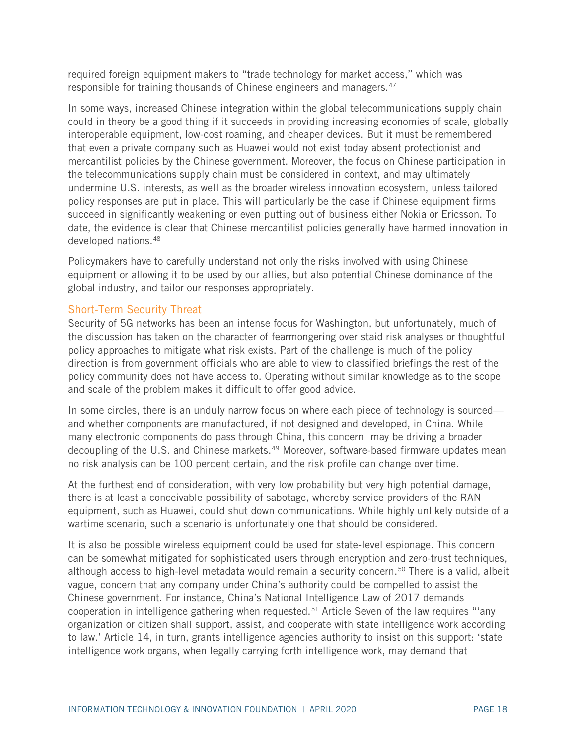required foreign equipment makers to "trade technology for market access," which was responsible for training thousands of Chinese engineers and managers.[47]

In some ways, increased Chinese integration within the global telecommunications supply chain could in theory be a good thing if it succeeds in providing increasing economies of scale, globally interoperable equipment, low-cost roaming, and cheaper devices. But it must be remembered that even a private company such as Huawei would not exist today absent protectionist and mercantilist policies by the Chinese government. Moreover, the focus on Chinese participation in the telecommunications supply chain must be considered in context, and may ultimately undermine U.S. interests, as well as the broader wireless innovation ecosystem, unless tailored policy responses are put in place. This will particularly be the case if Chinese equipment firms succeed in significantly weakening or even putting out of business either Nokia or Ericsson. To date, the evidence is clear that Chinese mercantilist policies generally have harmed innovation in developed nations.[48]

Policymakers have to carefully understand not only the risks involved with using Chinese equipment or allowing it to be used by our allies, but also potential Chinese dominance of the global industry, and tailor our responses appropriately.

### Short-Term Security Threat

Security of 5G networks has been an intense focus for Washington, but unfortunately, much of the discussion has taken on the character of fearmongering over staid risk analyses or thoughtful policy approaches to mitigate what risk exists. Part of the challenge is much of the policy direction is from government officials who are able to view to classified briefings the rest of the policy community does not have access to. Operating without similar knowledge as to the scope and scale of the problem makes it difficult to offer good advice.

In some circles, there is an unduly narrow focus on where each piece of technology is sourced—and whether components are manufactured, if not designed and developed, in China. While many electronic components do pass through China, this concern may be driving a broader decoupling of the U.S. and Chinese markets.[49] Moreover, software-based firmware updates mean no risk analysis can be 100 percent certain, and the risk profile can change over time.

At the furthest end of consideration, with very low probability but very high potential damage, there is at least a conceivable possibility of sabotage, whereby service providers of the RAN equipment, such as Huawei, could shut down communications. While highly unlikely outside of a wartime scenario, such a scenario is unfortunately one that should be considered.

It is also be possible wireless equipment could be used for state-level espionage. This concern can be somewhat mitigated for sophisticated users through encryption and zero-trust techniques, although access to high-level metadata would remain a security concern.[50] There is a valid, albeit vague, concern that any company under China's authority could be compelled to assist the Chinese government. For instance, China's National Intelligence Law of 2017 demands cooperation in intelligence gathering when requested.[51] Article Seven of the law requires "'any organization or citizen shall support, assist, and cooperate with state intelligence work according to law.' Article 14, in turn, grants intelligence agencies authority to insist on this support: 'state intelligence work organs, when legally carrying forth intelligence work, may demand that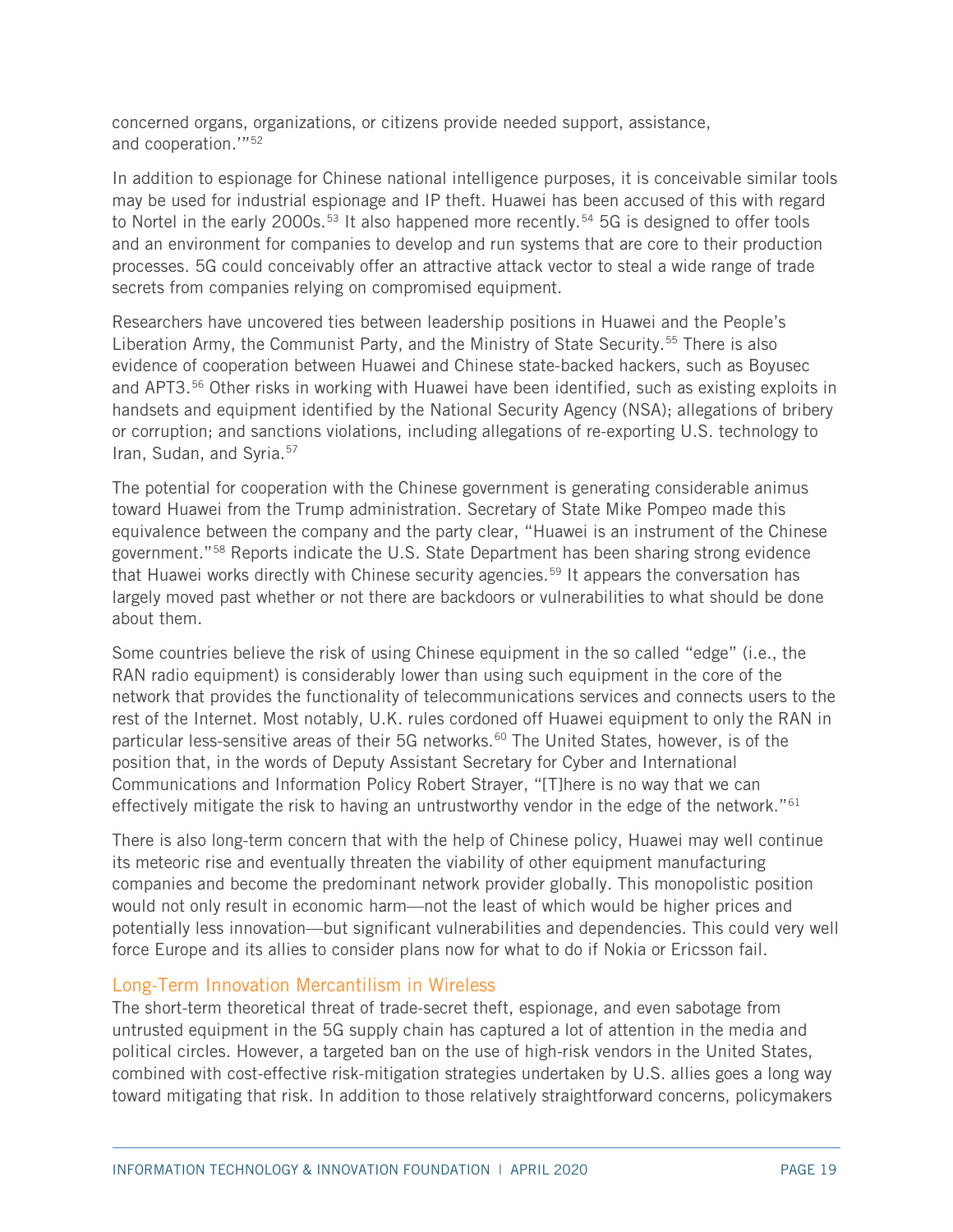concerned organs, organizations, or citizens provide needed support, assistance, and cooperation.'"[52]

In addition to espionage for Chinese national intelligence purposes, it is conceivable similar tools may be used for industrial espionage and IP theft. Huawei has been accused of this with regard to Nortel in the early 2000s.[53] It also happened more recently.[54] 5G is designed to offer tools and an environment for companies to develop and run systems that are core to their production processes. 5G could conceivably offer an attractive attack vector to steal a wide range of trade secrets from companies relying on compromised equipment.

Researchers have uncovered ties between leadership positions in Huawei and the People's Liberation Army, the Communist Party, and the Ministry of State Security.[55] There is also evidence of cooperation between Huawei and Chinese state-backed hackers, such as Boyusec and APT3.[56] Other risks in working with Huawei have been identified, such as existing exploits in handsets and equipment identified by the National Security Agency (NSA); allegations of bribery or corruption; and sanctions violations, including allegations of re-exporting U.S. technology to Iran, Sudan, and Syria.[57]

The potential for cooperation with the Chinese government is generating considerable animus toward Huawei from the Trump administration. Secretary of State Mike Pompeo made this equivalence between the company and the party clear, "Huawei is an instrument of the Chinese government."[58] Reports indicate the U.S. State Department has been sharing strong evidence that Huawei works directly with Chinese security agencies.[59] It appears the conversation has largely moved past whether or not there are backdoors or vulnerabilities to what should be done about them.

Some countries believe the risk of using Chinese equipment in the so called "edge" (i.e., the RAN radio equipment) is considerably lower than using such equipment in the core of the network that provides the functionality of telecommunications services and connects users to the rest of the Internet. Most notably, U.K. rules cordoned off Huawei equipment to only the RAN in particular less-sensitive areas of their 5G networks.[60] The United States, however, is of the position that, in the words of Deputy Assistant Secretary for Cyber and International Communications and Information Policy Robert Strayer, "[T]here is no way that we can effectively mitigate the risk to having an untrustworthy vendor in the edge of the network."[61]

There is also long-term concern that with the help of Chinese policy, Huawei may well continue its meteoric rise and eventually threaten the viability of other equipment manufacturing companies and become the predominant network provider globally. This monopolistic position would not only result in economic harm—not the least of which would be higher prices and potentially less innovation—but significant vulnerabilities and dependencies. This could very well force Europe and its allies to consider plans now for what to do if Nokia or Ericsson fail.

### Long-Term Innovation Mercantilism in Wireless

The short-term theoretical threat of trade-secret theft, espionage, and even sabotage from untrusted equipment in the 5G supply chain has captured a lot of attention in the media and political circles. However, a targeted ban on the use of high-risk vendors in the United States, combined with cost-effective risk-mitigation strategies undertaken by U.S. allies goes a long way toward mitigating that risk. In addition to those relatively straightforward concerns, policymakers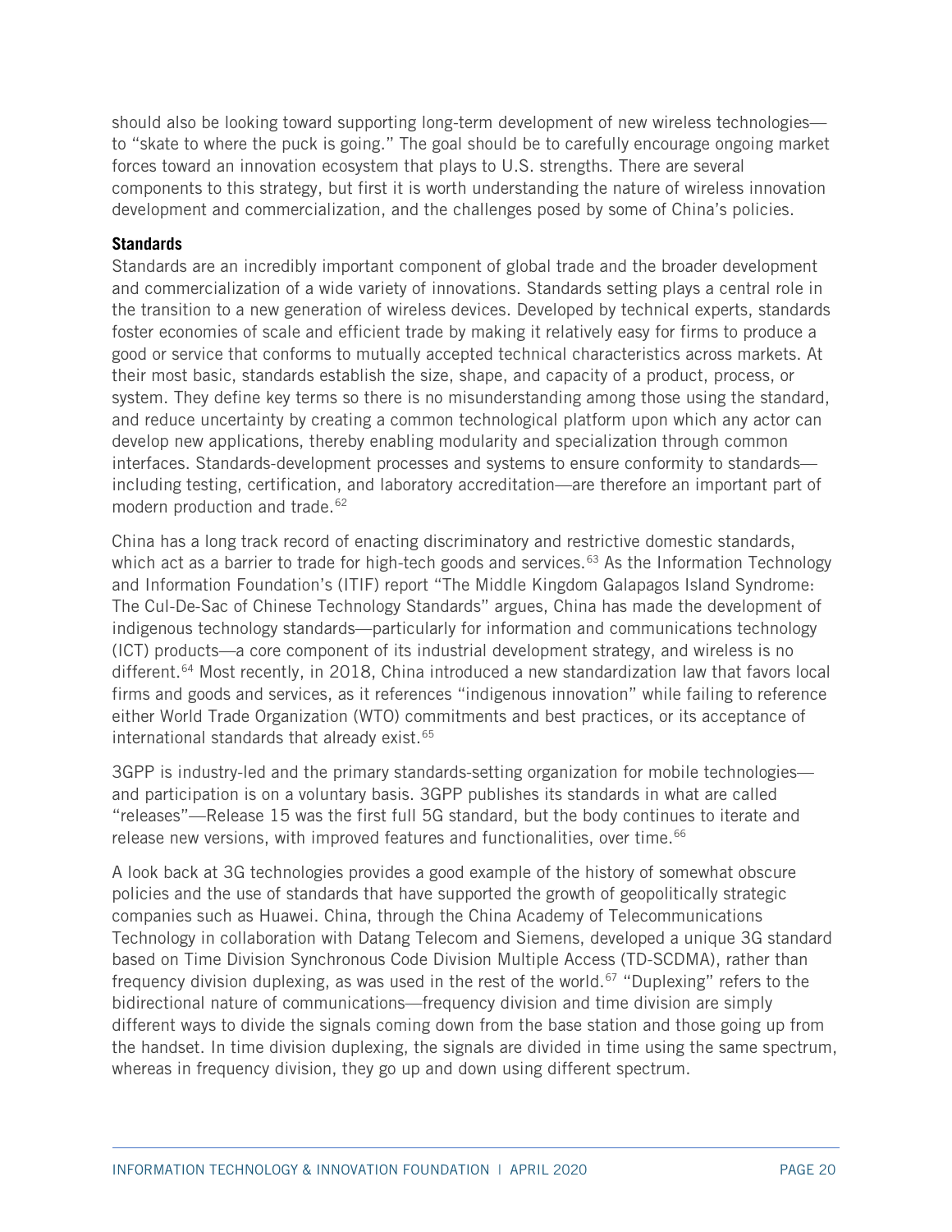should also be looking toward supporting long-term development of new wireless technologies—to "skate to where the puck is going." The goal should be to carefully encourage ongoing market forces toward an innovation ecosystem that plays to U.S. strengths. There are several components to this strategy, but first it is worth understanding the nature of wireless innovation development and commercialization, and the challenges posed by some of China's policies.

### Standards

Standards are an incredibly important component of global trade and the broader development and commercialization of a wide variety of innovations. Standards setting plays a central role in the transition to a new generation of wireless devices. Developed by technical experts, standards foster economies of scale and efficient trade by making it relatively easy for firms to produce a good or service that conforms to mutually accepted technical characteristics across markets. At their most basic, standards establish the size, shape, and capacity of a product, process, or system. They define key terms so there is no misunderstanding among those using the standard, and reduce uncertainty by creating a common technological platform upon which any actor can develop new applications, thereby enabling modularity and specialization through common interfaces. Standards-development processes and systems to ensure conformity to standards—including testing, certification, and laboratory accreditation—are therefore an important part of modern production and trade.[62]

China has a long track record of enacting discriminatory and restrictive domestic standards, which act as a barrier to trade for high-tech goods and services.[63] As the Information Technology and Information Foundation's (ITIF) report "The Middle Kingdom Galapagos Island Syndrome: The Cul-De-Sac of Chinese Technology Standards" argues, China has made the development of indigenous technology standards—particularly for information and communications technology (ICT) products—a core component of its industrial development strategy, and wireless is no different.[64] Most recently, in 2018, China introduced a new standardization law that favors local firms and goods and services, as it references "indigenous innovation" while failing to reference either World Trade Organization (WTO) commitments and best practices, or its acceptance of international standards that already exist.[65]

3GPP is industry-led and the primary standards-setting organization for mobile technologies—and participation is on a voluntary basis. 3GPP publishes its standards in what are called "releases"—Release 15 was the first full 5G standard, but the body continues to iterate and release new versions, with improved features and functionalities, over time.[66]

A look back at 3G technologies provides a good example of the history of somewhat obscure policies and the use of standards that have supported the growth of geopolitically strategic companies such as Huawei. China, through the China Academy of Telecommunications Technology in collaboration with Datang Telecom and Siemens, developed a unique 3G standard based on Time Division Synchronous Code Division Multiple Access (TD-SCDMA), rather than frequency division duplexing, as was used in the rest of the world.[67] "Duplexing" refers to the bidirectional nature of communications—frequency division and time division are simply different ways to divide the signals coming down from the base station and those going up from the handset. In time division duplexing, the signals are divided in time using the same spectrum, whereas in frequency division, they go up and down using different spectrum.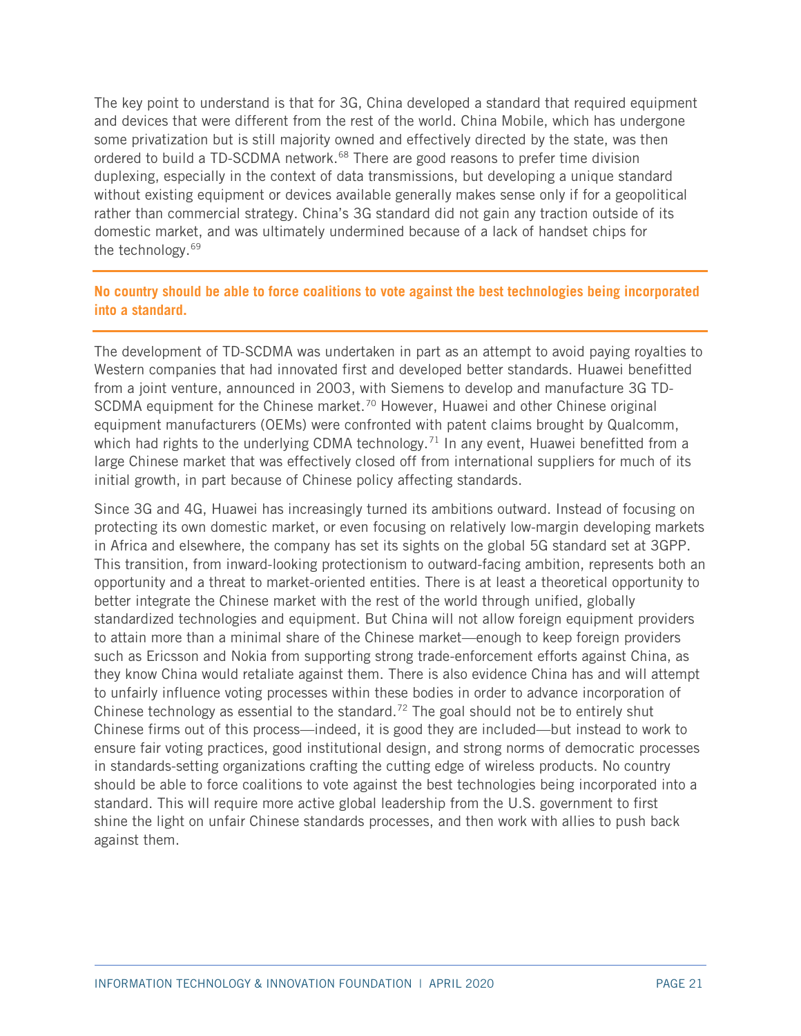The key point to understand is that for 3G, China developed a standard that required equipment and devices that were different from the rest of the world. China Mobile, which has undergone some privatization but is still majority owned and effectively directed by the state, was then ordered to build a TD-SCDMA network.[68] There are good reasons to prefer time division duplexing, especially in the context of data transmissions, but developing a unique standard without existing equipment or devices available generally makes sense only if for a geopolitical rather than commercial strategy. China's 3G standard did not gain any traction outside of its domestic market, and was ultimately undermined because of a lack of handset chips for the technology.[69]

**No country should be able to force coalitions to vote against the best technologies being incorporated into a standard.**

The development of TD-SCDMA was undertaken in part as an attempt to avoid paying royalties to Western companies that had innovated first and developed better standards. Huawei benefitted from a joint venture, announced in 2003, with Siemens to develop and manufacture 3G TD-SCDMA equipment for the Chinese market.[70] However, Huawei and other Chinese original equipment manufacturers (OEMs) were confronted with patent claims brought by Qualcomm, which had rights to the underlying CDMA technology.[71] In any event, Huawei benefitted from a large Chinese market that was effectively closed off from international suppliers for much of its initial growth, in part because of Chinese policy affecting standards.

Since 3G and 4G, Huawei has increasingly turned its ambitions outward. Instead of focusing on protecting its own domestic market, or even focusing on relatively low-margin developing markets in Africa and elsewhere, the company has set its sights on the global 5G standard set at 3GPP. This transition, from inward-looking protectionism to outward-facing ambition, represents both an opportunity and a threat to market-oriented entities. There is at least a theoretical opportunity to better integrate the Chinese market with the rest of the world through unified, globally standardized technologies and equipment. But China will not allow foreign equipment providers to attain more than a minimal share of the Chinese market—enough to keep foreign providers such as Ericsson and Nokia from supporting strong trade-enforcement efforts against China, as they know China would retaliate against them. There is also evidence China has and will attempt to unfairly influence voting processes within these bodies in order to advance incorporation of Chinese technology as essential to the standard.[72] The goal should not be to entirely shut Chinese firms out of this process—indeed, it is good they are included—but instead to work to ensure fair voting practices, good institutional design, and strong norms of democratic processes in standards-setting organizations crafting the cutting edge of wireless products. No country should be able to force coalitions to vote against the best technologies being incorporated into a standard. This will require more active global leadership from the U.S. government to first shine the light on unfair Chinese standards processes, and then work with allies to push back against them.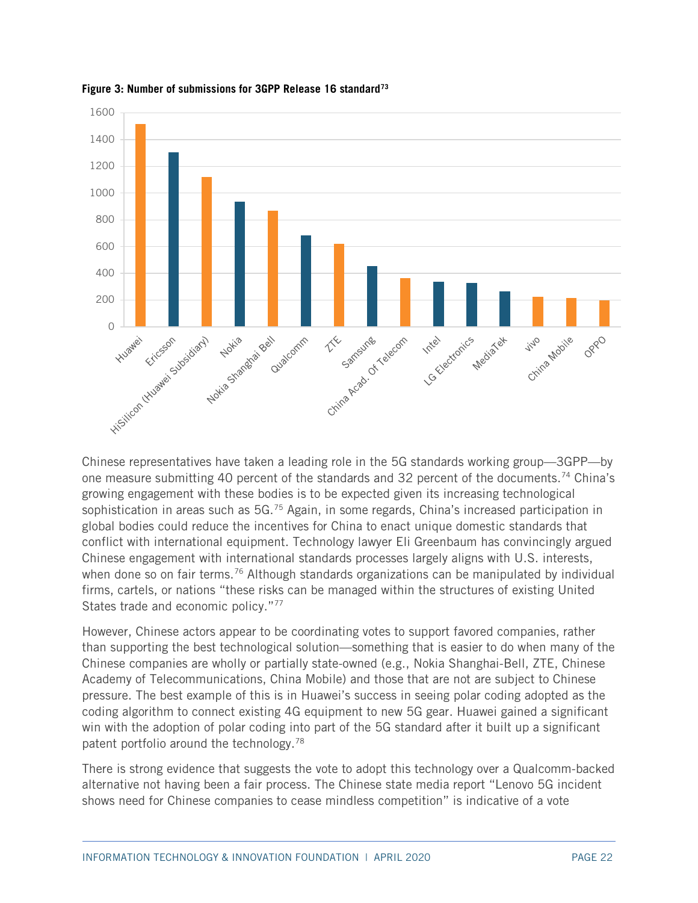**Figure 3: Number of submissions for 3GPP Release 16 standard[73]**

| Company | Submissions (approx.) |
| --- | --- |
| Huawei | ~1510 |
| Ericsson | ~1300 |
| HiSilicon (Huawei Subsidiary) | ~1120 |
| Nokia | ~930 |
| Nokia Shanghai Bell | ~865 |
| Qualcomm | ~680 |
| ZTE | ~615 |
| Samsung | ~450 |
| China Acad. Of Telecom | ~360 |
| Intel | ~335 |
| LG Electronics | ~325 |
| MediaTek | ~260 |
| vivo | ~220 |
| China Mobile | ~210 |
| OPPO | ~195 |

Chinese representatives have taken a leading role in the 5G standards working group—3GPP—by one measure submitting 40 percent of the standards and 32 percent of the documents.[74] China's growing engagement with these bodies is to be expected given its increasing technological sophistication in areas such as 5G.[75] Again, in some regards, China's increased participation in global bodies could reduce the incentives for China to enact unique domestic standards that conflict with international equipment. Technology lawyer Eli Greenbaum has convincingly argued Chinese engagement with international standards processes largely aligns with U.S. interests, when done so on fair terms.[76] Although standards organizations can be manipulated by individual firms, cartels, or nations "these risks can be managed within the structures of existing United States trade and economic policy."[77]

However, Chinese actors appear to be coordinating votes to support favored companies, rather than supporting the best technological solution—something that is easier to do when many of the Chinese companies are wholly or partially state-owned (e.g., Nokia Shanghai-Bell, ZTE, Chinese Academy of Telecommunications, China Mobile) and those that are not are subject to Chinese pressure. The best example of this is in Huawei's success in seeing polar coding adopted as the coding algorithm to connect existing 4G equipment to new 5G gear. Huawei gained a significant win with the adoption of polar coding into part of the 5G standard after it built up a significant patent portfolio around the technology.[78]

There is strong evidence that suggests the vote to adopt this technology over a Qualcomm-backed alternative not having been a fair process. The Chinese state media report "Lenovo 5G incident shows need for Chinese companies to cease mindless competition" is indicative of a vote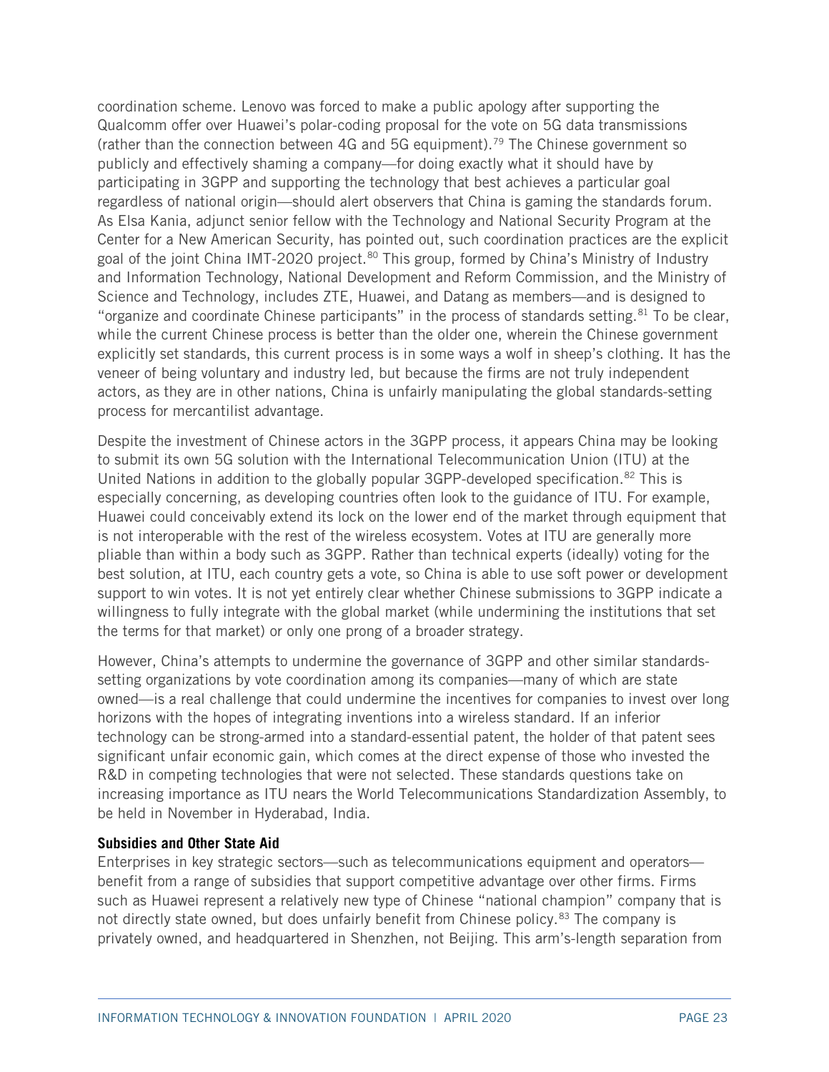coordination scheme. Lenovo was forced to make a public apology after supporting the Qualcomm offer over Huawei's polar-coding proposal for the vote on 5G data transmissions (rather than the connection between 4G and 5G equipment).[79] The Chinese government so publicly and effectively shaming a company—for doing exactly what it should have by participating in 3GPP and supporting the technology that best achieves a particular goal regardless of national origin—should alert observers that China is gaming the standards forum. As Elsa Kania, adjunct senior fellow with the Technology and National Security Program at the Center for a New American Security, has pointed out, such coordination practices are the explicit goal of the joint China IMT-2020 project.[80] This group, formed by China's Ministry of Industry and Information Technology, National Development and Reform Commission, and the Ministry of Science and Technology, includes ZTE, Huawei, and Datang as members—and is designed to "organize and coordinate Chinese participants" in the process of standards setting.[81] To be clear, while the current Chinese process is better than the older one, wherein the Chinese government explicitly set standards, this current process is in some ways a wolf in sheep's clothing. It has the veneer of being voluntary and industry led, but because the firms are not truly independent actors, as they are in other nations, China is unfairly manipulating the global standards-setting process for mercantilist advantage.

Despite the investment of Chinese actors in the 3GPP process, it appears China may be looking to submit its own 5G solution with the International Telecommunication Union (ITU) at the United Nations in addition to the globally popular 3GPP-developed specification.[82] This is especially concerning, as developing countries often look to the guidance of ITU. For example, Huawei could conceivably extend its lock on the lower end of the market through equipment that is not interoperable with the rest of the wireless ecosystem. Votes at ITU are generally more pliable than within a body such as 3GPP. Rather than technical experts (ideally) voting for the best solution, at ITU, each country gets a vote, so China is able to use soft power or development support to win votes. It is not yet entirely clear whether Chinese submissions to 3GPP indicate a willingness to fully integrate with the global market (while undermining the institutions that set the terms for that market) or only one prong of a broader strategy.

However, China's attempts to undermine the governance of 3GPP and other similar standards-setting organizations by vote coordination among its companies—many of which are state owned—is a real challenge that could undermine the incentives for companies to invest over long horizons with the hopes of integrating inventions into a wireless standard. If an inferior technology can be strong-armed into a standard-essential patent, the holder of that patent sees significant unfair economic gain, which comes at the direct expense of those who invested the R&D in competing technologies that were not selected. These standards questions take on increasing importance as ITU nears the World Telecommunications Standardization Assembly, to be held in November in Hyderabad, India.

**Subsidies and Other State Aid**

Enterprises in key strategic sectors—such as telecommunications equipment and operators—benefit from a range of subsidies that support competitive advantage over other firms. Firms such as Huawei represent a relatively new type of Chinese "national champion" company that is not directly state owned, but does unfairly benefit from Chinese policy.[83] The company is privately owned, and headquartered in Shenzhen, not Beijing. This arm's-length separation from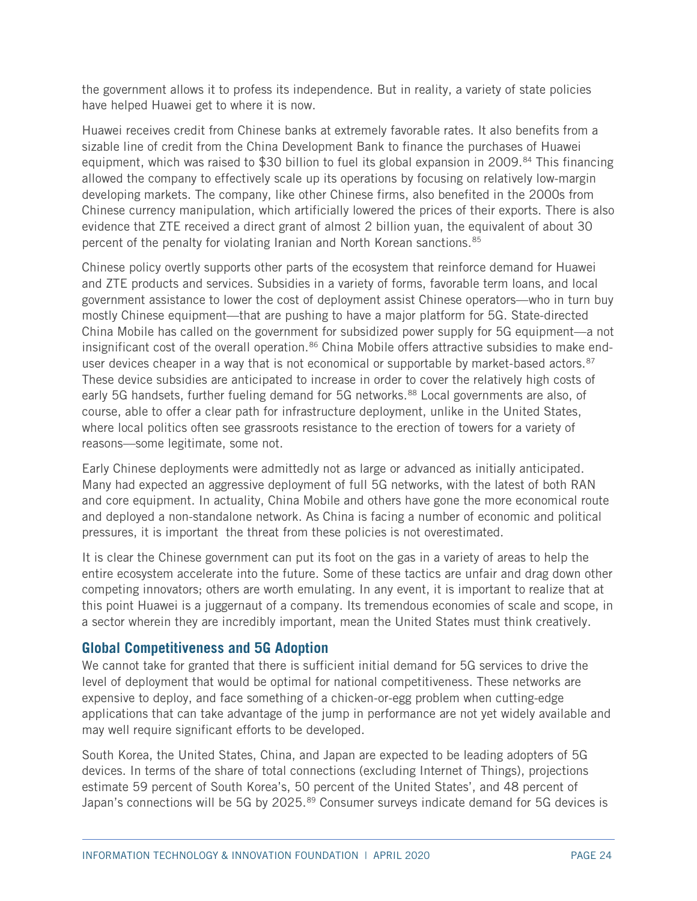the government allows it to profess its independence. But in reality, a variety of state policies have helped Huawei get to where it is now.

Huawei receives credit from Chinese banks at extremely favorable rates. It also benefits from a sizable line of credit from the China Development Bank to finance the purchases of Huawei equipment, which was raised to $30 billion to fuel its global expansion in 2009.[84] This financing allowed the company to effectively scale up its operations by focusing on relatively low-margin developing markets. The company, like other Chinese firms, also benefited in the 2000s from Chinese currency manipulation, which artificially lowered the prices of their exports. There is also evidence that ZTE received a direct grant of almost 2 billion yuan, the equivalent of about 30 percent of the penalty for violating Iranian and North Korean sanctions.[85]

Chinese policy overtly supports other parts of the ecosystem that reinforce demand for Huawei and ZTE products and services. Subsidies in a variety of forms, favorable term loans, and local government assistance to lower the cost of deployment assist Chinese operators—who in turn buy mostly Chinese equipment—that are pushing to have a major platform for 5G. State-directed China Mobile has called on the government for subsidized power supply for 5G equipment—a not insignificant cost of the overall operation.[86] China Mobile offers attractive subsidies to make end-user devices cheaper in a way that is not economical or supportable by market-based actors.[87] These device subsidies are anticipated to increase in order to cover the relatively high costs of early 5G handsets, further fueling demand for 5G networks.[88] Local governments are also, of course, able to offer a clear path for infrastructure deployment, unlike in the United States, where local politics often see grassroots resistance to the erection of towers for a variety of reasons—some legitimate, some not.

Early Chinese deployments were admittedly not as large or advanced as initially anticipated. Many had expected an aggressive deployment of full 5G networks, with the latest of both RAN and core equipment. In actuality, China Mobile and others have gone the more economical route and deployed a non-standalone network. As China is facing a number of economic and political pressures, it is important the threat from these policies is not overestimated.

It is clear the Chinese government can put its foot on the gas in a variety of areas to help the entire ecosystem accelerate into the future. Some of these tactics are unfair and drag down other competing innovators; others are worth emulating. In any event, it is important to realize that at this point Huawei is a juggernaut of a company. Its tremendous economies of scale and scope, in a sector wherein they are incredibly important, mean the United States must think creatively.

## Global Competitiveness and 5G Adoption

We cannot take for granted that there is sufficient initial demand for 5G services to drive the level of deployment that would be optimal for national competitiveness. These networks are expensive to deploy, and face something of a chicken-or-egg problem when cutting-edge applications that can take advantage of the jump in performance are not yet widely available and may well require significant efforts to be developed.

South Korea, the United States, China, and Japan are expected to be leading adopters of 5G devices. In terms of the share of total connections (excluding Internet of Things), projections estimate 59 percent of South Korea's, 50 percent of the United States', and 48 percent of Japan's connections will be 5G by 2025.[89] Consumer surveys indicate demand for 5G devices is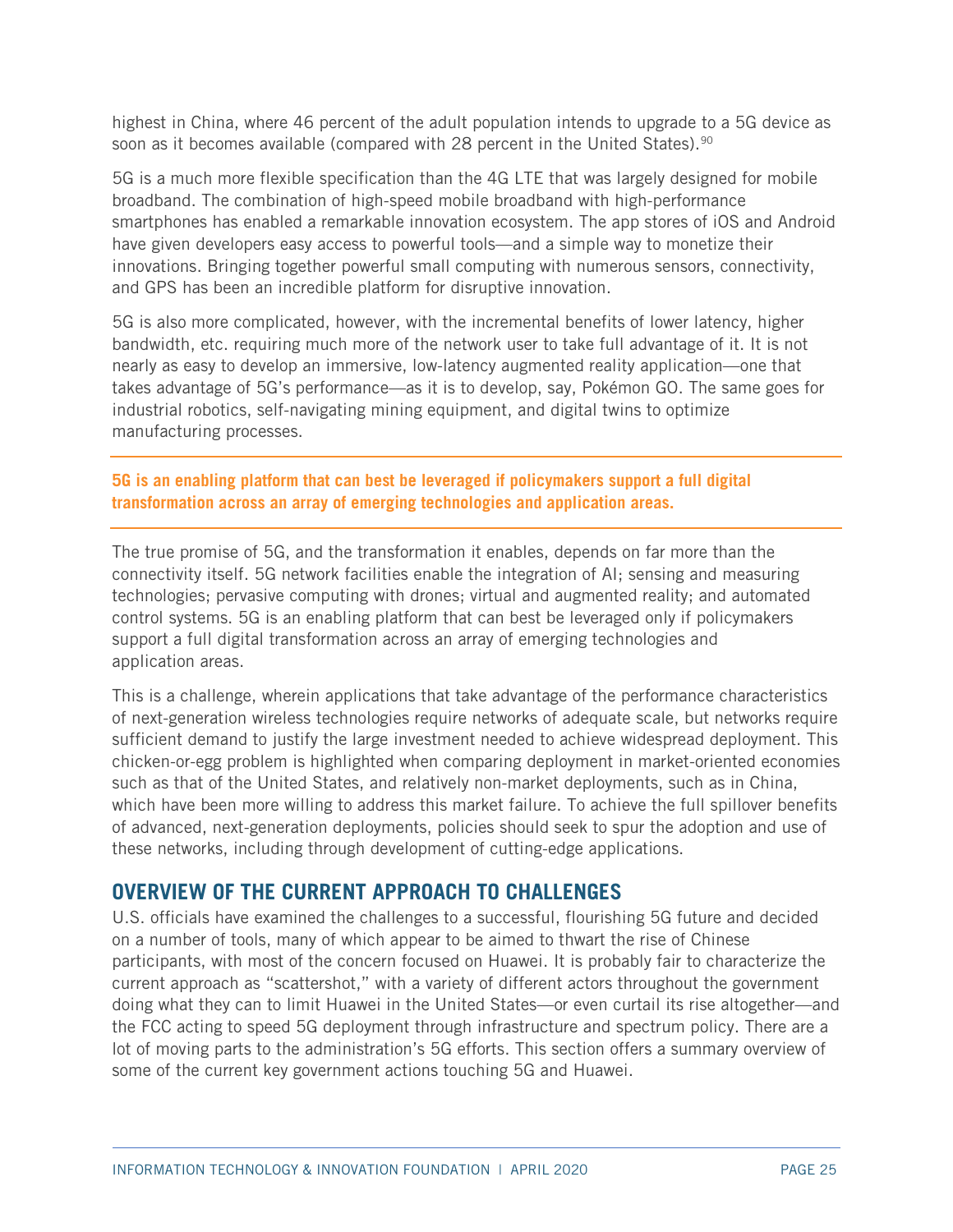highest in China, where 46 percent of the adult population intends to upgrade to a 5G device as soon as it becomes available (compared with 28 percent in the United States).[90]

5G is a much more flexible specification than the 4G LTE that was largely designed for mobile broadband. The combination of high-speed mobile broadband with high-performance smartphones has enabled a remarkable innovation ecosystem. The app stores of iOS and Android have given developers easy access to powerful tools—and a simple way to monetize their innovations. Bringing together powerful small computing with numerous sensors, connectivity, and GPS has been an incredible platform for disruptive innovation.

5G is also more complicated, however, with the incremental benefits of lower latency, higher bandwidth, etc. requiring much more of the network user to take full advantage of it. It is not nearly as easy to develop an immersive, low-latency augmented reality application—one that takes advantage of 5G's performance—as it is to develop, say, Pokémon GO. The same goes for industrial robotics, self-navigating mining equipment, and digital twins to optimize manufacturing processes.

---

**5G is an enabling platform that can best be leveraged if policymakers support a full digital transformation across an array of emerging technologies and application areas.**

---

The true promise of 5G, and the transformation it enables, depends on far more than the connectivity itself. 5G network facilities enable the integration of AI; sensing and measuring technologies; pervasive computing with drones; virtual and augmented reality; and automated control systems. 5G is an enabling platform that can best be leveraged only if policymakers support a full digital transformation across an array of emerging technologies and application areas.

This is a challenge, wherein applications that take advantage of the performance characteristics of next-generation wireless technologies require networks of adequate scale, but networks require sufficient demand to justify the large investment needed to achieve widespread deployment. This chicken-or-egg problem is highlighted when comparing deployment in market-oriented economies such as that of the United States, and relatively non-market deployments, such as in China, which have been more willing to address this market failure. To achieve the full spillover benefits of advanced, next-generation deployments, policies should seek to spur the adoption and use of these networks, including through development of cutting-edge applications.

## OVERVIEW OF THE CURRENT APPROACH TO CHALLENGES

U.S. officials have examined the challenges to a successful, flourishing 5G future and decided on a number of tools, many of which appear to be aimed to thwart the rise of Chinese participants, with most of the concern focused on Huawei. It is probably fair to characterize the current approach as "scattershot," with a variety of different actors throughout the government doing what they can to limit Huawei in the United States—or even curtail its rise altogether—and the FCC acting to speed 5G deployment through infrastructure and spectrum policy. There are a lot of moving parts to the administration's 5G efforts. This section offers a summary overview of some of the current key government actions touching 5G and Huawei.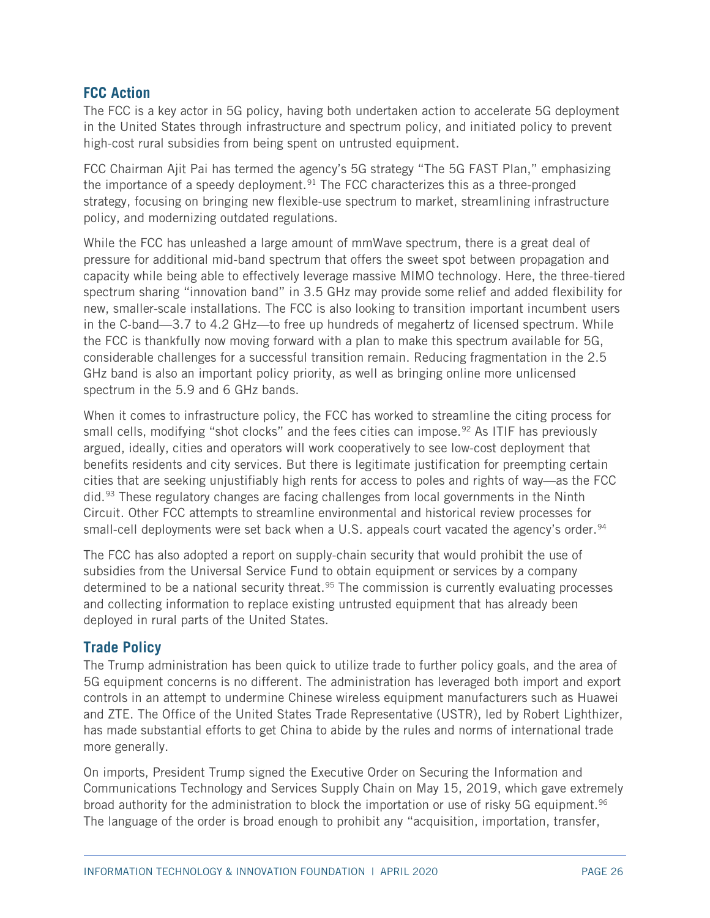## FCC Action

The FCC is a key actor in 5G policy, having both undertaken action to accelerate 5G deployment in the United States through infrastructure and spectrum policy, and initiated policy to prevent high-cost rural subsidies from being spent on untrusted equipment.

FCC Chairman Ajit Pai has termed the agency's 5G strategy "The 5G FAST Plan," emphasizing the importance of a speedy deployment.[91] The FCC characterizes this as a three-pronged strategy, focusing on bringing new flexible-use spectrum to market, streamlining infrastructure policy, and modernizing outdated regulations.

While the FCC has unleashed a large amount of mmWave spectrum, there is a great deal of pressure for additional mid-band spectrum that offers the sweet spot between propagation and capacity while being able to effectively leverage massive MIMO technology. Here, the three-tiered spectrum sharing "innovation band" in 3.5 GHz may provide some relief and added flexibility for new, smaller-scale installations. The FCC is also looking to transition important incumbent users in the C-band—3.7 to 4.2 GHz—to free up hundreds of megahertz of licensed spectrum. While the FCC is thankfully now moving forward with a plan to make this spectrum available for 5G, considerable challenges for a successful transition remain. Reducing fragmentation in the 2.5 GHz band is also an important policy priority, as well as bringing online more unlicensed spectrum in the 5.9 and 6 GHz bands.

When it comes to infrastructure policy, the FCC has worked to streamline the citing process for small cells, modifying "shot clocks" and the fees cities can impose.[92] As ITIF has previously argued, ideally, cities and operators will work cooperatively to see low-cost deployment that benefits residents and city services. But there is legitimate justification for preempting certain cities that are seeking unjustifiably high rents for access to poles and rights of way—as the FCC did.[93] These regulatory changes are facing challenges from local governments in the Ninth Circuit. Other FCC attempts to streamline environmental and historical review processes for small-cell deployments were set back when a U.S. appeals court vacated the agency's order.[94]

The FCC has also adopted a report on supply-chain security that would prohibit the use of subsidies from the Universal Service Fund to obtain equipment or services by a company determined to be a national security threat.[95] The commission is currently evaluating processes and collecting information to replace existing untrusted equipment that has already been deployed in rural parts of the United States.

## Trade Policy

The Trump administration has been quick to utilize trade to further policy goals, and the area of 5G equipment concerns is no different. The administration has leveraged both import and export controls in an attempt to undermine Chinese wireless equipment manufacturers such as Huawei and ZTE. The Office of the United States Trade Representative (USTR), led by Robert Lighthizer, has made substantial efforts to get China to abide by the rules and norms of international trade more generally.

On imports, President Trump signed the Executive Order on Securing the Information and Communications Technology and Services Supply Chain on May 15, 2019, which gave extremely broad authority for the administration to block the importation or use of risky 5G equipment.[96] The language of the order is broad enough to prohibit any "acquisition, importation, transfer,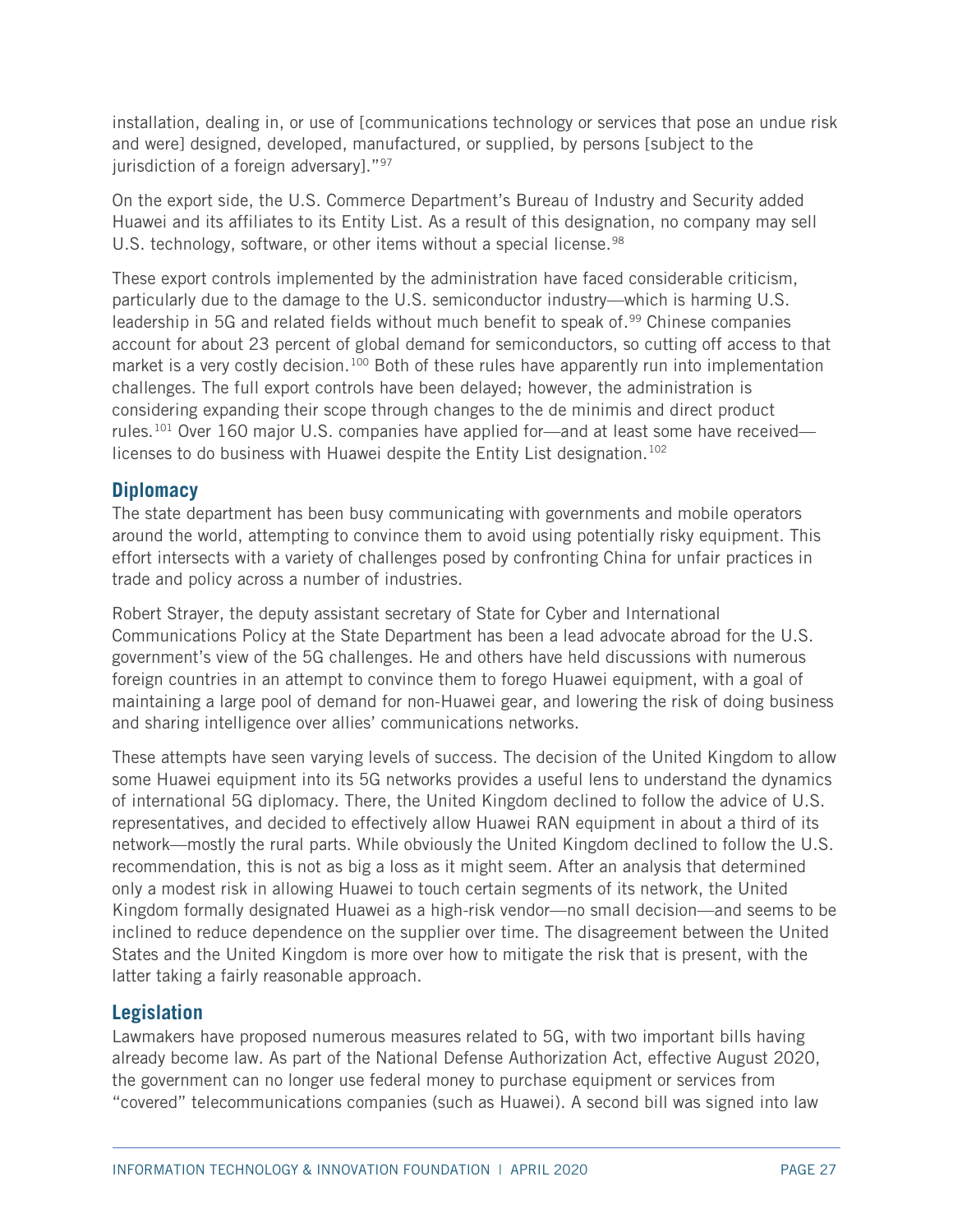installation, dealing in, or use of [communications technology or services that pose an undue risk and were] designed, developed, manufactured, or supplied, by persons [subject to the jurisdiction of a foreign adversary]."[97]

On the export side, the U.S. Commerce Department's Bureau of Industry and Security added Huawei and its affiliates to its Entity List. As a result of this designation, no company may sell U.S. technology, software, or other items without a special license.[98]

These export controls implemented by the administration have faced considerable criticism, particularly due to the damage to the U.S. semiconductor industry—which is harming U.S. leadership in 5G and related fields without much benefit to speak of.[99] Chinese companies account for about 23 percent of global demand for semiconductors, so cutting off access to that market is a very costly decision.[100] Both of these rules have apparently run into implementation challenges. The full export controls have been delayed; however, the administration is considering expanding their scope through changes to the de minimis and direct product rules.[101] Over 160 major U.S. companies have applied for—and at least some have received—licenses to do business with Huawei despite the Entity List designation.[102]

## Diplomacy

The state department has been busy communicating with governments and mobile operators around the world, attempting to convince them to avoid using potentially risky equipment. This effort intersects with a variety of challenges posed by confronting China for unfair practices in trade and policy across a number of industries.

Robert Strayer, the deputy assistant secretary of State for Cyber and International Communications Policy at the State Department has been a lead advocate abroad for the U.S. government's view of the 5G challenges. He and others have held discussions with numerous foreign countries in an attempt to convince them to forego Huawei equipment, with a goal of maintaining a large pool of demand for non-Huawei gear, and lowering the risk of doing business and sharing intelligence over allies' communications networks.

These attempts have seen varying levels of success. The decision of the United Kingdom to allow some Huawei equipment into its 5G networks provides a useful lens to understand the dynamics of international 5G diplomacy. There, the United Kingdom declined to follow the advice of U.S. representatives, and decided to effectively allow Huawei RAN equipment in about a third of its network—mostly the rural parts. While obviously the United Kingdom declined to follow the U.S. recommendation, this is not as big a loss as it might seem. After an analysis that determined only a modest risk in allowing Huawei to touch certain segments of its network, the United Kingdom formally designated Huawei as a high-risk vendor—no small decision—and seems to be inclined to reduce dependence on the supplier over time. The disagreement between the United States and the United Kingdom is more over how to mitigate the risk that is present, with the latter taking a fairly reasonable approach.

## Legislation

Lawmakers have proposed numerous measures related to 5G, with two important bills having already become law. As part of the National Defense Authorization Act, effective August 2020, the government can no longer use federal money to purchase equipment or services from "covered" telecommunications companies (such as Huawei). A second bill was signed into law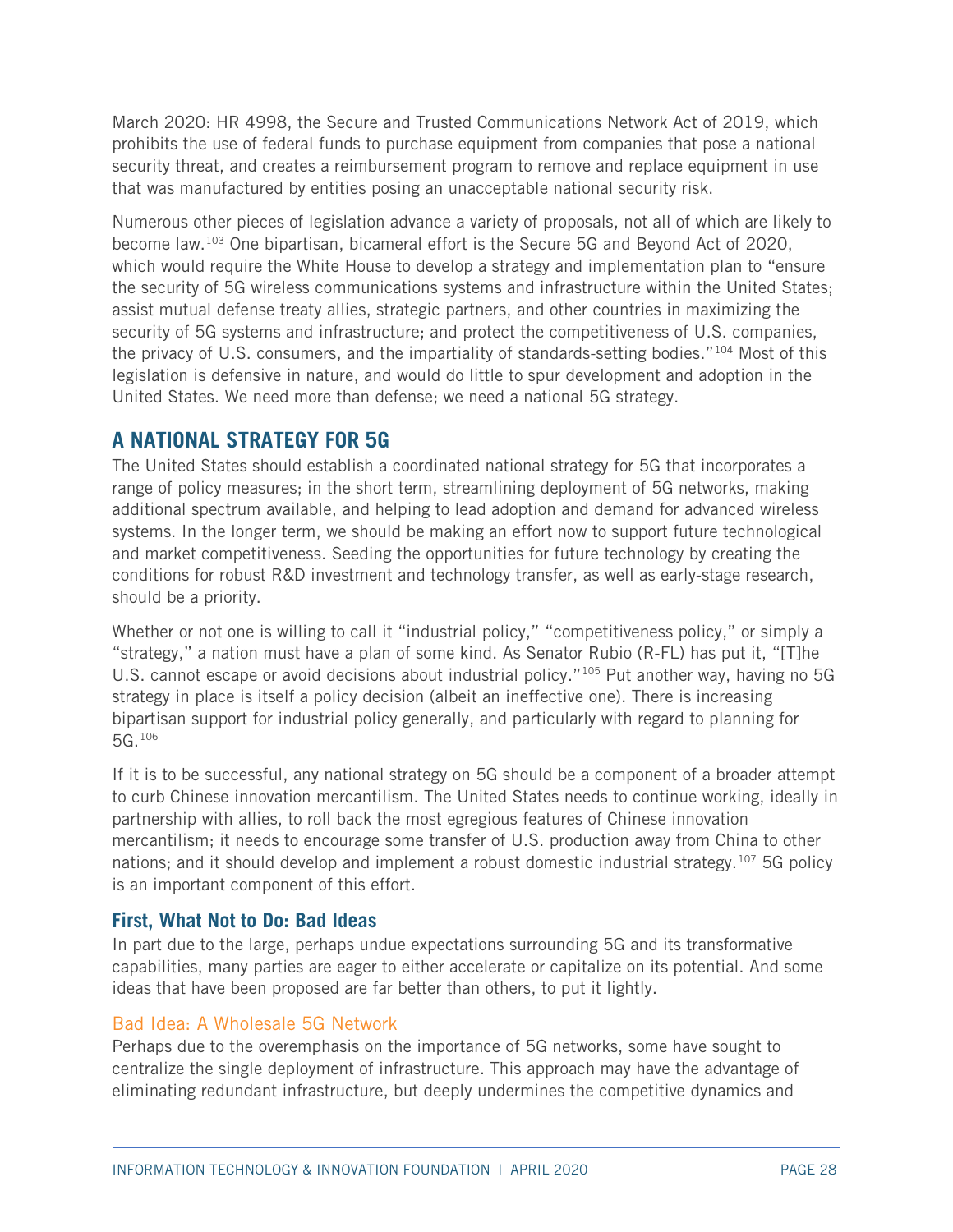March 2020: HR 4998, the Secure and Trusted Communications Network Act of 2019, which prohibits the use of federal funds to purchase equipment from companies that pose a national security threat, and creates a reimbursement program to remove and replace equipment in use that was manufactured by entities posing an unacceptable national security risk.

Numerous other pieces of legislation advance a variety of proposals, not all of which are likely to become law.[103] One bipartisan, bicameral effort is the Secure 5G and Beyond Act of 2020, which would require the White House to develop a strategy and implementation plan to "ensure the security of 5G wireless communications systems and infrastructure within the United States; assist mutual defense treaty allies, strategic partners, and other countries in maximizing the security of 5G systems and infrastructure; and protect the competitiveness of U.S. companies, the privacy of U.S. consumers, and the impartiality of standards-setting bodies."[104] Most of this legislation is defensive in nature, and would do little to spur development and adoption in the United States. We need more than defense; we need a national 5G strategy.

## A NATIONAL STRATEGY FOR 5G

The United States should establish a coordinated national strategy for 5G that incorporates a range of policy measures; in the short term, streamlining deployment of 5G networks, making additional spectrum available, and helping to lead adoption and demand for advanced wireless systems. In the longer term, we should be making an effort now to support future technological and market competitiveness. Seeding the opportunities for future technology by creating the conditions for robust R&D investment and technology transfer, as well as early-stage research, should be a priority.

Whether or not one is willing to call it "industrial policy," "competitiveness policy," or simply a "strategy," a nation must have a plan of some kind. As Senator Rubio (R-FL) has put it, "[T]he U.S. cannot escape or avoid decisions about industrial policy."[105] Put another way, having no 5G strategy in place is itself a policy decision (albeit an ineffective one). There is increasing bipartisan support for industrial policy generally, and particularly with regard to planning for 5G.[106]

If it is to be successful, any national strategy on 5G should be a component of a broader attempt to curb Chinese innovation mercantilism. The United States needs to continue working, ideally in partnership with allies, to roll back the most egregious features of Chinese innovation mercantilism; it needs to encourage some transfer of U.S. production away from China to other nations; and it should develop and implement a robust domestic industrial strategy.[107] 5G policy is an important component of this effort.

### First, What Not to Do: Bad Ideas

In part due to the large, perhaps undue expectations surrounding 5G and its transformative capabilities, many parties are eager to either accelerate or capitalize on its potential. And some ideas that have been proposed are far better than others, to put it lightly.

#### Bad Idea: A Wholesale 5G Network

Perhaps due to the overemphasis on the importance of 5G networks, some have sought to centralize the single deployment of infrastructure. This approach may have the advantage of eliminating redundant infrastructure, but deeply undermines the competitive dynamics and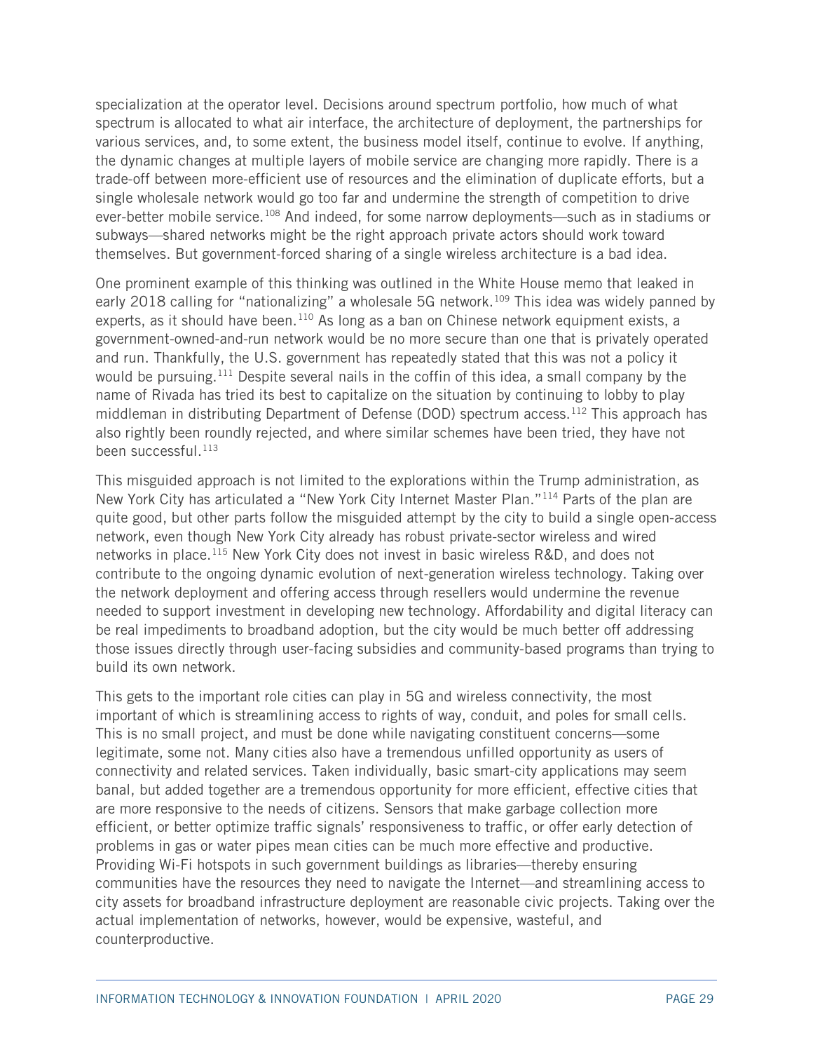specialization at the operator level. Decisions around spectrum portfolio, how much of what spectrum is allocated to what air interface, the architecture of deployment, the partnerships for various services, and, to some extent, the business model itself, continue to evolve. If anything, the dynamic changes at multiple layers of mobile service are changing more rapidly. There is a trade-off between more-efficient use of resources and the elimination of duplicate efforts, but a single wholesale network would go too far and undermine the strength of competition to drive ever-better mobile service.[108] And indeed, for some narrow deployments—such as in stadiums or subways—shared networks might be the right approach private actors should work toward themselves. But government-forced sharing of a single wireless architecture is a bad idea.

One prominent example of this thinking was outlined in the White House memo that leaked in early 2018 calling for "nationalizing" a wholesale 5G network.[109] This idea was widely panned by experts, as it should have been.[110] As long as a ban on Chinese network equipment exists, a government-owned-and-run network would be no more secure than one that is privately operated and run. Thankfully, the U.S. government has repeatedly stated that this was not a policy it would be pursuing.[111] Despite several nails in the coffin of this idea, a small company by the name of Rivada has tried its best to capitalize on the situation by continuing to lobby to play middleman in distributing Department of Defense (DOD) spectrum access.[112] This approach has also rightly been roundly rejected, and where similar schemes have been tried, they have not been successful.[113]

This misguided approach is not limited to the explorations within the Trump administration, as New York City has articulated a "New York City Internet Master Plan."[114] Parts of the plan are quite good, but other parts follow the misguided attempt by the city to build a single open-access network, even though New York City already has robust private-sector wireless and wired networks in place.[115] New York City does not invest in basic wireless R&D, and does not contribute to the ongoing dynamic evolution of next-generation wireless technology. Taking over the network deployment and offering access through resellers would undermine the revenue needed to support investment in developing new technology. Affordability and digital literacy can be real impediments to broadband adoption, but the city would be much better off addressing those issues directly through user-facing subsidies and community-based programs than trying to build its own network.

This gets to the important role cities can play in 5G and wireless connectivity, the most important of which is streamlining access to rights of way, conduit, and poles for small cells. This is no small project, and must be done while navigating constituent concerns—some legitimate, some not. Many cities also have a tremendous unfilled opportunity as users of connectivity and related services. Taken individually, basic smart-city applications may seem banal, but added together are a tremendous opportunity for more efficient, effective cities that are more responsive to the needs of citizens. Sensors that make garbage collection more efficient, or better optimize traffic signals' responsiveness to traffic, or offer early detection of problems in gas or water pipes mean cities can be much more effective and productive. Providing Wi-Fi hotspots in such government buildings as libraries—thereby ensuring communities have the resources they need to navigate the Internet—and streamlining access to city assets for broadband infrastructure deployment are reasonable civic projects. Taking over the actual implementation of networks, however, would be expensive, wasteful, and counterproductive.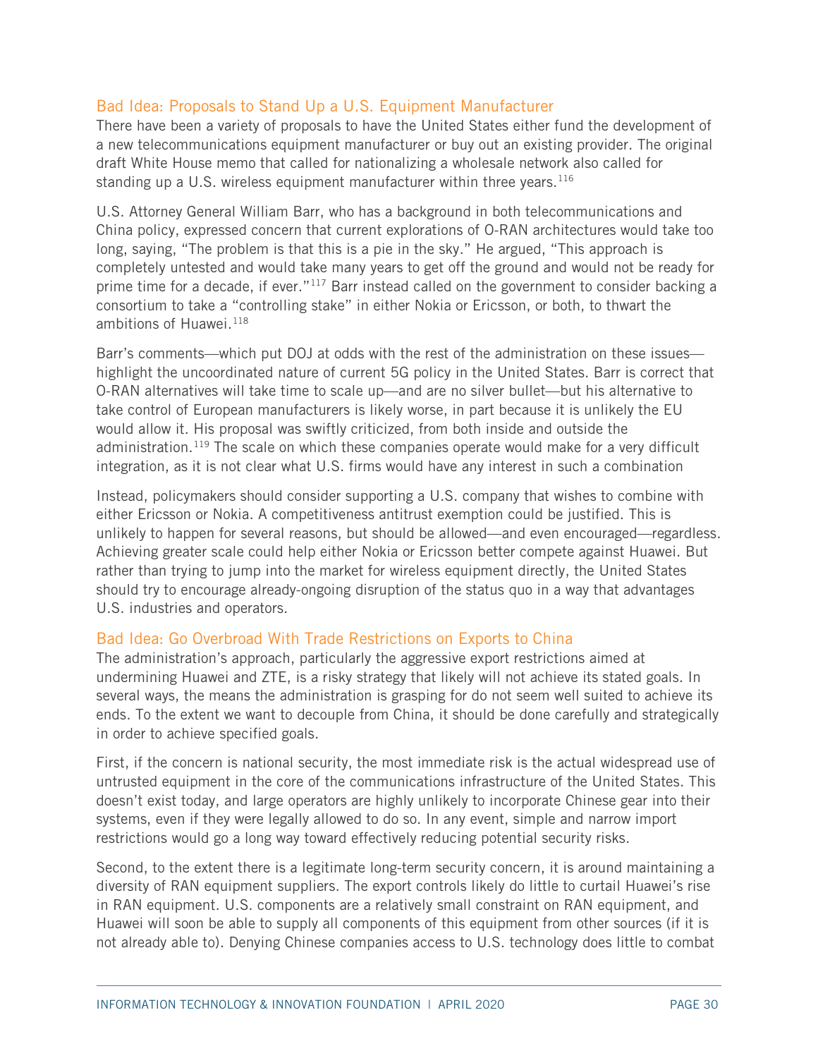### Bad Idea: Proposals to Stand Up a U.S. Equipment Manufacturer

There have been a variety of proposals to have the United States either fund the development of a new telecommunications equipment manufacturer or buy out an existing provider. The original draft White House memo that called for nationalizing a wholesale network also called for standing up a U.S. wireless equipment manufacturer within three years.[116]

U.S. Attorney General William Barr, who has a background in both telecommunications and China policy, expressed concern that current explorations of O-RAN architectures would take too long, saying, "The problem is that this is a pie in the sky." He argued, "This approach is completely untested and would take many years to get off the ground and would not be ready for prime time for a decade, if ever."[117] Barr instead called on the government to consider backing a consortium to take a "controlling stake" in either Nokia or Ericsson, or both, to thwart the ambitions of Huawei.[118]

Barr's comments—which put DOJ at odds with the rest of the administration on these issues—highlight the uncoordinated nature of current 5G policy in the United States. Barr is correct that O-RAN alternatives will take time to scale up—and are no silver bullet—but his alternative to take control of European manufacturers is likely worse, in part because it is unlikely the EU would allow it. His proposal was swiftly criticized, from both inside and outside the administration.[119] The scale on which these companies operate would make for a very difficult integration, as it is not clear what U.S. firms would have any interest in such a combination

Instead, policymakers should consider supporting a U.S. company that wishes to combine with either Ericsson or Nokia. A competitiveness antitrust exemption could be justified. This is unlikely to happen for several reasons, but should be allowed—and even encouraged—regardless. Achieving greater scale could help either Nokia or Ericsson better compete against Huawei. But rather than trying to jump into the market for wireless equipment directly, the United States should try to encourage already-ongoing disruption of the status quo in a way that advantages U.S. industries and operators.

### Bad Idea: Go Overbroad With Trade Restrictions on Exports to China

The administration's approach, particularly the aggressive export restrictions aimed at undermining Huawei and ZTE, is a risky strategy that likely will not achieve its stated goals. In several ways, the means the administration is grasping for do not seem well suited to achieve its ends. To the extent we want to decouple from China, it should be done carefully and strategically in order to achieve specified goals.

First, if the concern is national security, the most immediate risk is the actual widespread use of untrusted equipment in the core of the communications infrastructure of the United States. This doesn't exist today, and large operators are highly unlikely to incorporate Chinese gear into their systems, even if they were legally allowed to do so. In any event, simple and narrow import restrictions would go a long way toward effectively reducing potential security risks.

Second, to the extent there is a legitimate long-term security concern, it is around maintaining a diversity of RAN equipment suppliers. The export controls likely do little to curtail Huawei's rise in RAN equipment. U.S. components are a relatively small constraint on RAN equipment, and Huawei will soon be able to supply all components of this equipment from other sources (if it is not already able to). Denying Chinese companies access to U.S. technology does little to combat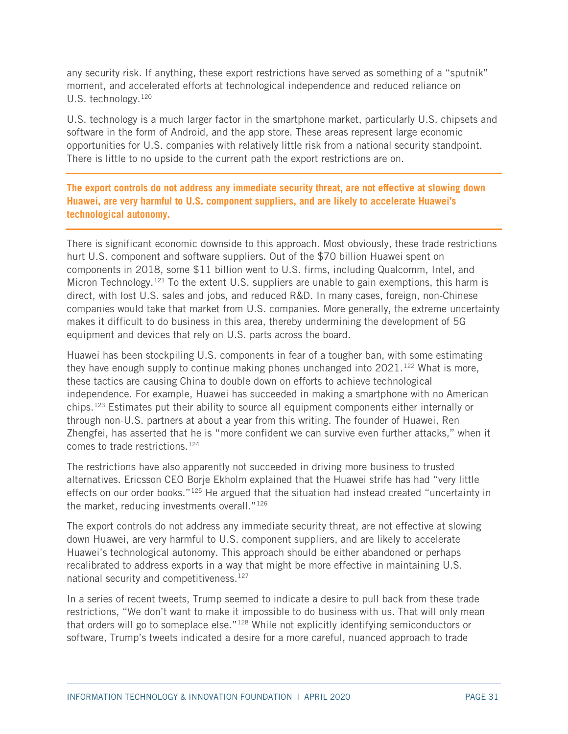any security risk. If anything, these export restrictions have served as something of a “sputnik” moment, and accelerated efforts at technological independence and reduced reliance on U.S. technology.[120]

U.S. technology is a much larger factor in the smartphone market, particularly U.S. chipsets and software in the form of Android, and the app store. These areas represent large economic opportunities for U.S. companies with relatively little risk from a national security standpoint. There is little to no upside to the current path the export restrictions are on.

---

**The export controls do not address any immediate security threat, are not effective at slowing down Huawei, are very harmful to U.S. component suppliers, and are likely to accelerate Huawei’s technological autonomy.**

---

There is significant economic downside to this approach. Most obviously, these trade restrictions hurt U.S. component and software suppliers. Out of the $70 billion Huawei spent on components in 2018, some $11 billion went to U.S. firms, including Qualcomm, Intel, and Micron Technology.[121] To the extent U.S. suppliers are unable to gain exemptions, this harm is direct, with lost U.S. sales and jobs, and reduced R&D. In many cases, foreign, non-Chinese companies would take that market from U.S. companies. More generally, the extreme uncertainty makes it difficult to do business in this area, thereby undermining the development of 5G equipment and devices that rely on U.S. parts across the board.

Huawei has been stockpiling U.S. components in fear of a tougher ban, with some estimating they have enough supply to continue making phones unchanged into 2021.[122] What is more, these tactics are causing China to double down on efforts to achieve technological independence. For example, Huawei has succeeded in making a smartphone with no American chips.[123] Estimates put their ability to source all equipment components either internally or through non-U.S. partners at about a year from this writing. The founder of Huawei, Ren Zhengfei, has asserted that he is “more confident we can survive even further attacks,” when it comes to trade restrictions.[124]

The restrictions have also apparently not succeeded in driving more business to trusted alternatives. Ericsson CEO Borje Ekholm explained that the Huawei strife has had “very little effects on our order books.”[125] He argued that the situation had instead created “uncertainty in the market, reducing investments overall.”[126]

The export controls do not address any immediate security threat, are not effective at slowing down Huawei, are very harmful to U.S. component suppliers, and are likely to accelerate Huawei’s technological autonomy. This approach should be either abandoned or perhaps recalibrated to address exports in a way that might be more effective in maintaining U.S. national security and competitiveness.[127]

In a series of recent tweets, Trump seemed to indicate a desire to pull back from these trade restrictions, “We don’t want to make it impossible to do business with us. That will only mean that orders will go to someplace else.”[128] While not explicitly identifying semiconductors or software, Trump’s tweets indicated a desire for a more careful, nuanced approach to trade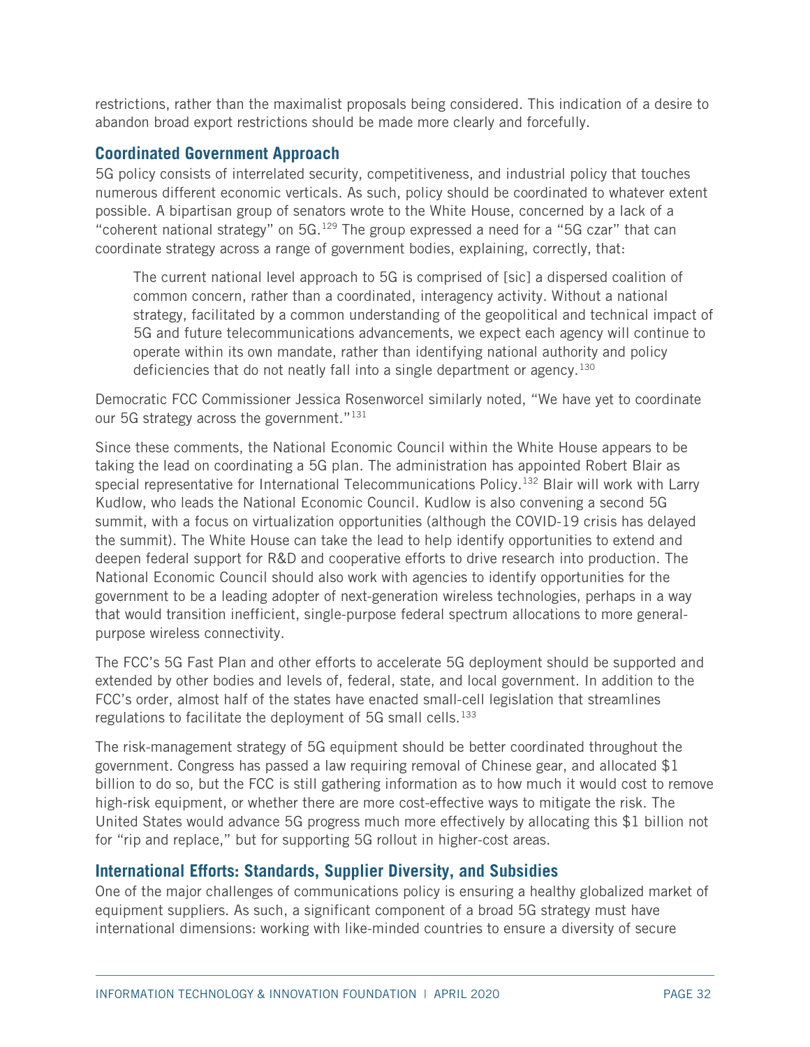restrictions, rather than the maximalist proposals being considered. This indication of a desire to abandon broad export restrictions should be made more clearly and forcefully.

## Coordinated Government Approach

5G policy consists of interrelated security, competitiveness, and industrial policy that touches numerous different economic verticals. As such, policy should be coordinated to whatever extent possible. A bipartisan group of senators wrote to the White House, concerned by a lack of a "coherent national strategy" on 5G.[129] The group expressed a need for a "5G czar" that can coordinate strategy across a range of government bodies, explaining, correctly, that:

> The current national level approach to 5G is comprised of [sic] a dispersed coalition of common concern, rather than a coordinated, interagency activity. Without a national strategy, facilitated by a common understanding of the geopolitical and technical impact of 5G and future telecommunications advancements, we expect each agency will continue to operate within its own mandate, rather than identifying national authority and policy deficiencies that do not neatly fall into a single department or agency.[130]

Democratic FCC Commissioner Jessica Rosenworcel similarly noted, "We have yet to coordinate our 5G strategy across the government."[131]

Since these comments, the National Economic Council within the White House appears to be taking the lead on coordinating a 5G plan. The administration has appointed Robert Blair as special representative for International Telecommunications Policy.[132] Blair will work with Larry Kudlow, who leads the National Economic Council. Kudlow is also convening a second 5G summit, with a focus on virtualization opportunities (although the COVID-19 crisis has delayed the summit). The White House can take the lead to help identify opportunities to extend and deepen federal support for R&D and cooperative efforts to drive research into production. The National Economic Council should also work with agencies to identify opportunities for the government to be a leading adopter of next-generation wireless technologies, perhaps in a way that would transition inefficient, single-purpose federal spectrum allocations to more general-purpose wireless connectivity.

The FCC's 5G Fast Plan and other efforts to accelerate 5G deployment should be supported and extended by other bodies and levels of, federal, state, and local government. In addition to the FCC's order, almost half of the states have enacted small-cell legislation that streamlines regulations to facilitate the deployment of 5G small cells.[133]

The risk-management strategy of 5G equipment should be better coordinated throughout the government. Congress has passed a law requiring removal of Chinese gear, and allocated $1 billion to do so, but the FCC is still gathering information as to how much it would cost to remove high-risk equipment, or whether there are more cost-effective ways to mitigate the risk. The United States would advance 5G progress much more effectively by allocating this $1 billion not for "rip and replace," but for supporting 5G rollout in higher-cost areas.

## International Efforts: Standards, Supplier Diversity, and Subsidies

One of the major challenges of communications policy is ensuring a healthy globalized market of equipment suppliers. As such, a significant component of a broad 5G strategy must have international dimensions: working with like-minded countries to ensure a diversity of secure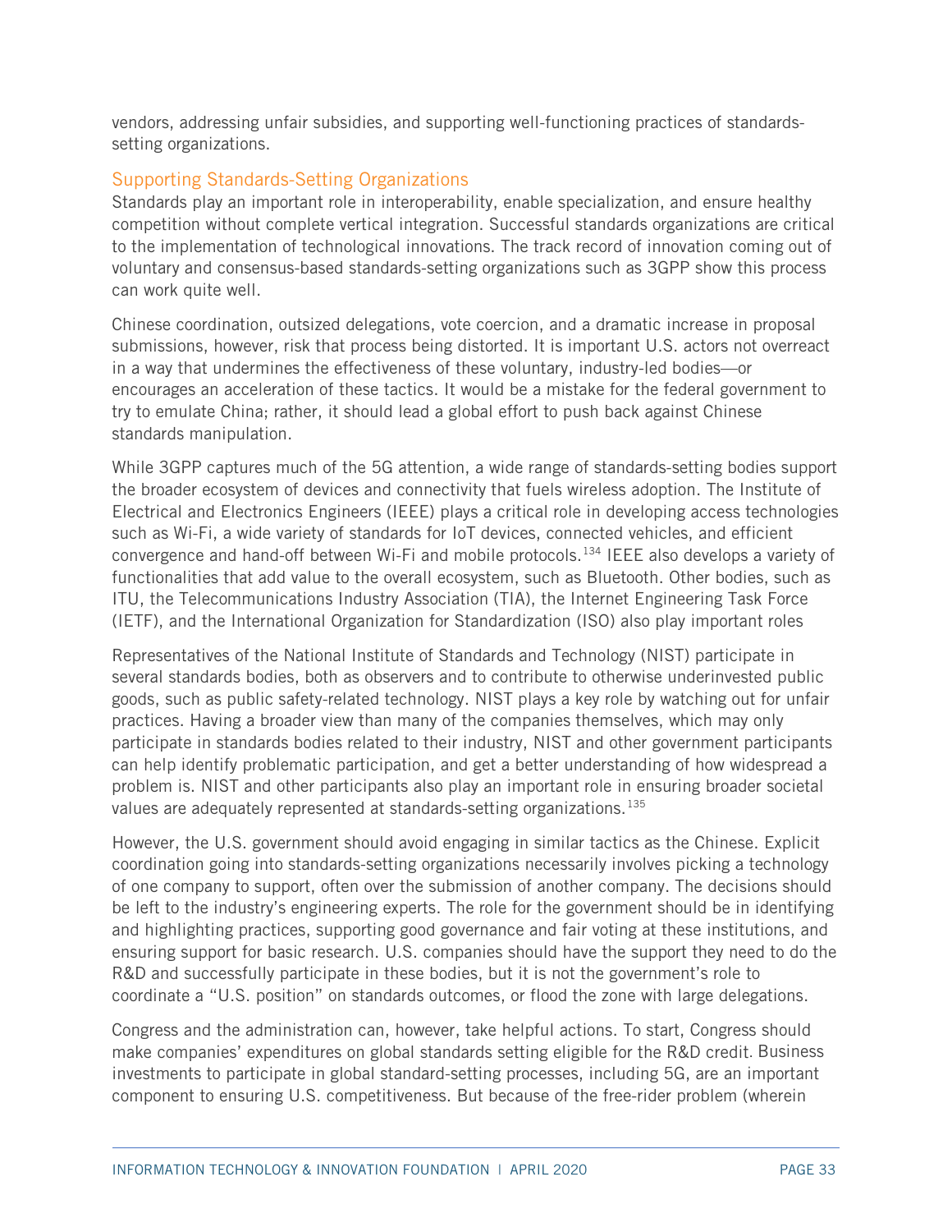vendors, addressing unfair subsidies, and supporting well-functioning practices of standards-setting organizations.

### Supporting Standards-Setting Organizations

Standards play an important role in interoperability, enable specialization, and ensure healthy competition without complete vertical integration. Successful standards organizations are critical to the implementation of technological innovations. The track record of innovation coming out of voluntary and consensus-based standards-setting organizations such as 3GPP show this process can work quite well.

Chinese coordination, outsized delegations, vote coercion, and a dramatic increase in proposal submissions, however, risk that process being distorted. It is important U.S. actors not overreact in a way that undermines the effectiveness of these voluntary, industry-led bodies—or encourages an acceleration of these tactics. It would be a mistake for the federal government to try to emulate China; rather, it should lead a global effort to push back against Chinese standards manipulation.

While 3GPP captures much of the 5G attention, a wide range of standards-setting bodies support the broader ecosystem of devices and connectivity that fuels wireless adoption. The Institute of Electrical and Electronics Engineers (IEEE) plays a critical role in developing access technologies such as Wi-Fi, a wide variety of standards for IoT devices, connected vehicles, and efficient convergence and hand-off between Wi-Fi and mobile protocols.[134] IEEE also develops a variety of functionalities that add value to the overall ecosystem, such as Bluetooth. Other bodies, such as ITU, the Telecommunications Industry Association (TIA), the Internet Engineering Task Force (IETF), and the International Organization for Standardization (ISO) also play important roles

Representatives of the National Institute of Standards and Technology (NIST) participate in several standards bodies, both as observers and to contribute to otherwise underinvested public goods, such as public safety-related technology. NIST plays a key role by watching out for unfair practices. Having a broader view than many of the companies themselves, which may only participate in standards bodies related to their industry, NIST and other government participants can help identify problematic participation, and get a better understanding of how widespread a problem is. NIST and other participants also play an important role in ensuring broader societal values are adequately represented at standards-setting organizations.[135]

However, the U.S. government should avoid engaging in similar tactics as the Chinese. Explicit coordination going into standards-setting organizations necessarily involves picking a technology of one company to support, often over the submission of another company. The decisions should be left to the industry's engineering experts. The role for the government should be in identifying and highlighting practices, supporting good governance and fair voting at these institutions, and ensuring support for basic research. U.S. companies should have the support they need to do the R&D and successfully participate in these bodies, but it is not the government's role to coordinate a "U.S. position" on standards outcomes, or flood the zone with large delegations.

Congress and the administration can, however, take helpful actions. To start, Congress should make companies' expenditures on global standards setting eligible for the R&D credit. Business investments to participate in global standard-setting processes, including 5G, are an important component to ensuring U.S. competitiveness. But because of the free-rider problem (wherein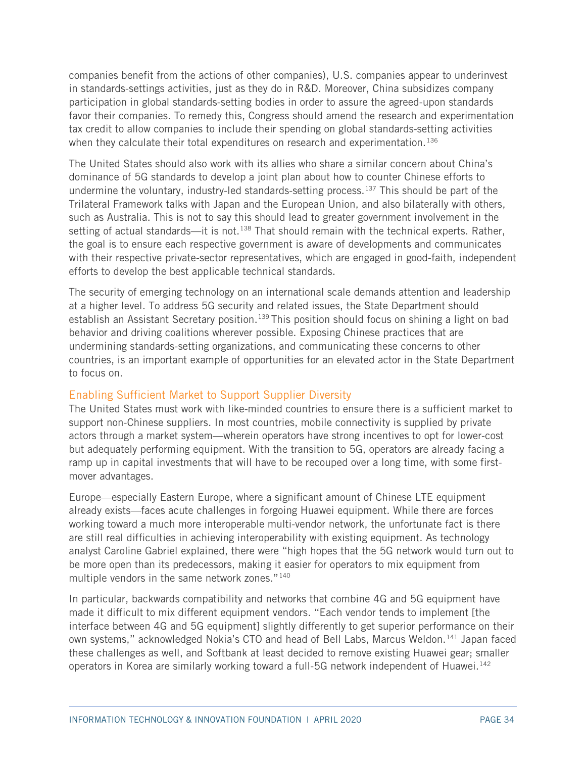companies benefit from the actions of other companies), U.S. companies appear to underinvest in standards-settings activities, just as they do in R&D. Moreover, China subsidizes company participation in global standards-setting bodies in order to assure the agreed-upon standards favor their companies. To remedy this, Congress should amend the research and experimentation tax credit to allow companies to include their spending on global standards-setting activities when they calculate their total expenditures on research and experimentation.[136]

The United States should also work with its allies who share a similar concern about China's dominance of 5G standards to develop a joint plan about how to counter Chinese efforts to undermine the voluntary, industry-led standards-setting process.[137] This should be part of the Trilateral Framework talks with Japan and the European Union, and also bilaterally with others, such as Australia. This is not to say this should lead to greater government involvement in the setting of actual standards—it is not.[138] That should remain with the technical experts. Rather, the goal is to ensure each respective government is aware of developments and communicates with their respective private-sector representatives, which are engaged in good-faith, independent efforts to develop the best applicable technical standards.

The security of emerging technology on an international scale demands attention and leadership at a higher level. To address 5G security and related issues, the State Department should establish an Assistant Secretary position.[139] This position should focus on shining a light on bad behavior and driving coalitions wherever possible. Exposing Chinese practices that are undermining standards-setting organizations, and communicating these concerns to other countries, is an important example of opportunities for an elevated actor in the State Department to focus on.

## Enabling Sufficient Market to Support Supplier Diversity

The United States must work with like-minded countries to ensure there is a sufficient market to support non-Chinese suppliers. In most countries, mobile connectivity is supplied by private actors through a market system—wherein operators have strong incentives to opt for lower-cost but adequately performing equipment. With the transition to 5G, operators are already facing a ramp up in capital investments that will have to be recouped over a long time, with some first-mover advantages.

Europe—especially Eastern Europe, where a significant amount of Chinese LTE equipment already exists—faces acute challenges in forgoing Huawei equipment. While there are forces working toward a much more interoperable multi-vendor network, the unfortunate fact is there are still real difficulties in achieving interoperability with existing equipment. As technology analyst Caroline Gabriel explained, there were "high hopes that the 5G network would turn out to be more open than its predecessors, making it easier for operators to mix equipment from multiple vendors in the same network zones."[140]

In particular, backwards compatibility and networks that combine 4G and 5G equipment have made it difficult to mix different equipment vendors. "Each vendor tends to implement [the interface between 4G and 5G equipment] slightly differently to get superior performance on their own systems," acknowledged Nokia's CTO and head of Bell Labs, Marcus Weldon.[141] Japan faced these challenges as well, and Softbank at least decided to remove existing Huawei gear; smaller operators in Korea are similarly working toward a full-5G network independent of Huawei.[142]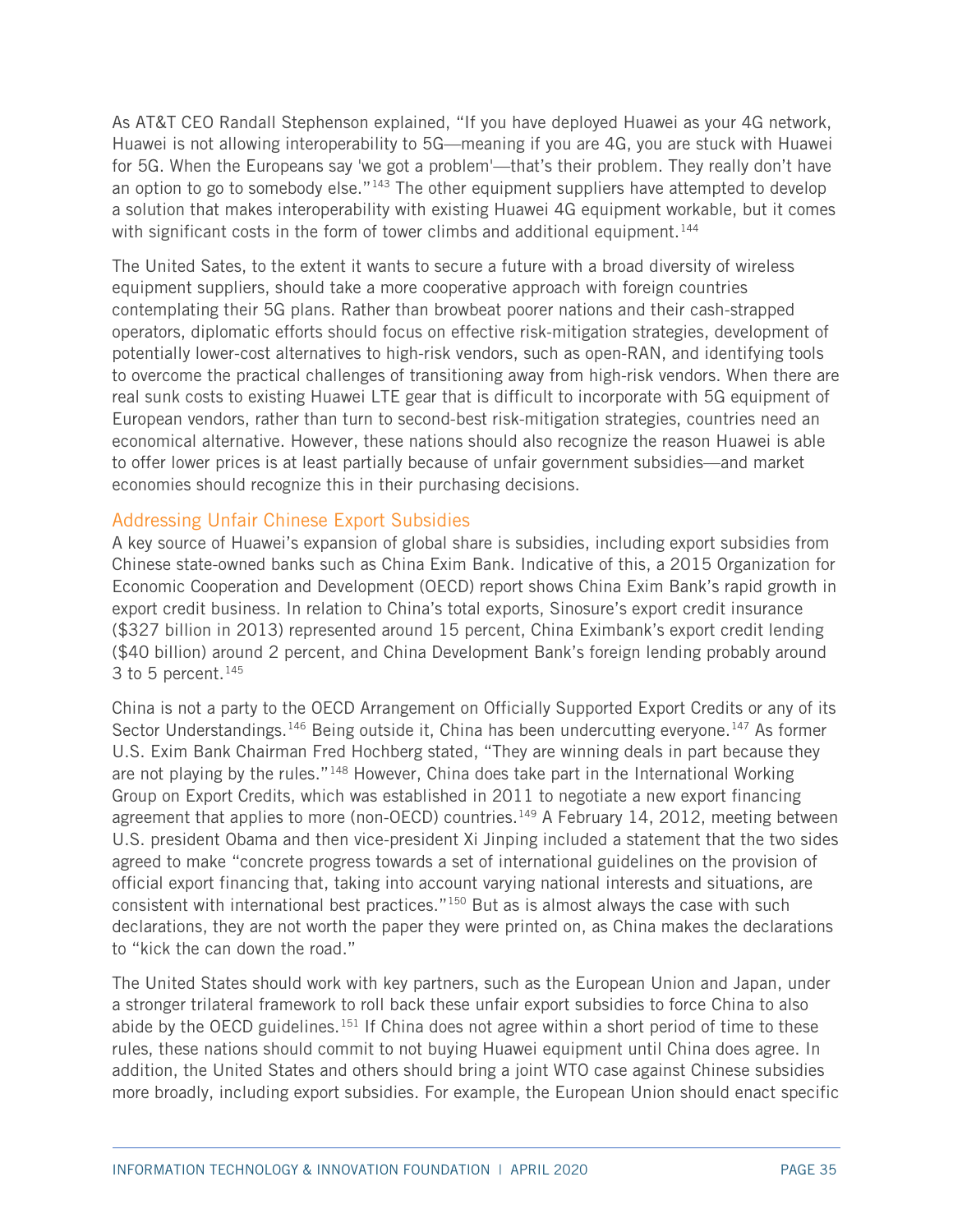As AT&T CEO Randall Stephenson explained, "If you have deployed Huawei as your 4G network, Huawei is not allowing interoperability to 5G—meaning if you are 4G, you are stuck with Huawei for 5G. When the Europeans say 'we got a problem'—that's their problem. They really don't have an option to go to somebody else."[143] The other equipment suppliers have attempted to develop a solution that makes interoperability with existing Huawei 4G equipment workable, but it comes with significant costs in the form of tower climbs and additional equipment.[144]

The United Sates, to the extent it wants to secure a future with a broad diversity of wireless equipment suppliers, should take a more cooperative approach with foreign countries contemplating their 5G plans. Rather than browbeat poorer nations and their cash-strapped operators, diplomatic efforts should focus on effective risk-mitigation strategies, development of potentially lower-cost alternatives to high-risk vendors, such as open-RAN, and identifying tools to overcome the practical challenges of transitioning away from high-risk vendors. When there are real sunk costs to existing Huawei LTE gear that is difficult to incorporate with 5G equipment of European vendors, rather than turn to second-best risk-mitigation strategies, countries need an economical alternative. However, these nations should also recognize the reason Huawei is able to offer lower prices is at least partially because of unfair government subsidies—and market economies should recognize this in their purchasing decisions.

### Addressing Unfair Chinese Export Subsidies

A key source of Huawei's expansion of global share is subsidies, including export subsidies from Chinese state-owned banks such as China Exim Bank. Indicative of this, a 2015 Organization for Economic Cooperation and Development (OECD) report shows China Exim Bank's rapid growth in export credit business. In relation to China's total exports, Sinosure's export credit insurance ($327 billion in 2013) represented around 15 percent, China Eximbank's export credit lending ($40 billion) around 2 percent, and China Development Bank's foreign lending probably around 3 to 5 percent.[145]

China is not a party to the OECD Arrangement on Officially Supported Export Credits or any of its Sector Understandings.[146] Being outside it, China has been undercutting everyone.[147] As former U.S. Exim Bank Chairman Fred Hochberg stated, "They are winning deals in part because they are not playing by the rules."[148] However, China does take part in the International Working Group on Export Credits, which was established in 2011 to negotiate a new export financing agreement that applies to more (non-OECD) countries.[149] A February 14, 2012, meeting between U.S. president Obama and then vice-president Xi Jinping included a statement that the two sides agreed to make "concrete progress towards a set of international guidelines on the provision of official export financing that, taking into account varying national interests and situations, are consistent with international best practices."[150] But as is almost always the case with such declarations, they are not worth the paper they were printed on, as China makes the declarations to "kick the can down the road."

The United States should work with key partners, such as the European Union and Japan, under a stronger trilateral framework to roll back these unfair export subsidies to force China to also abide by the OECD guidelines.[151] If China does not agree within a short period of time to these rules, these nations should commit to not buying Huawei equipment until China does agree. In addition, the United States and others should bring a joint WTO case against Chinese subsidies more broadly, including export subsidies. For example, the European Union should enact specific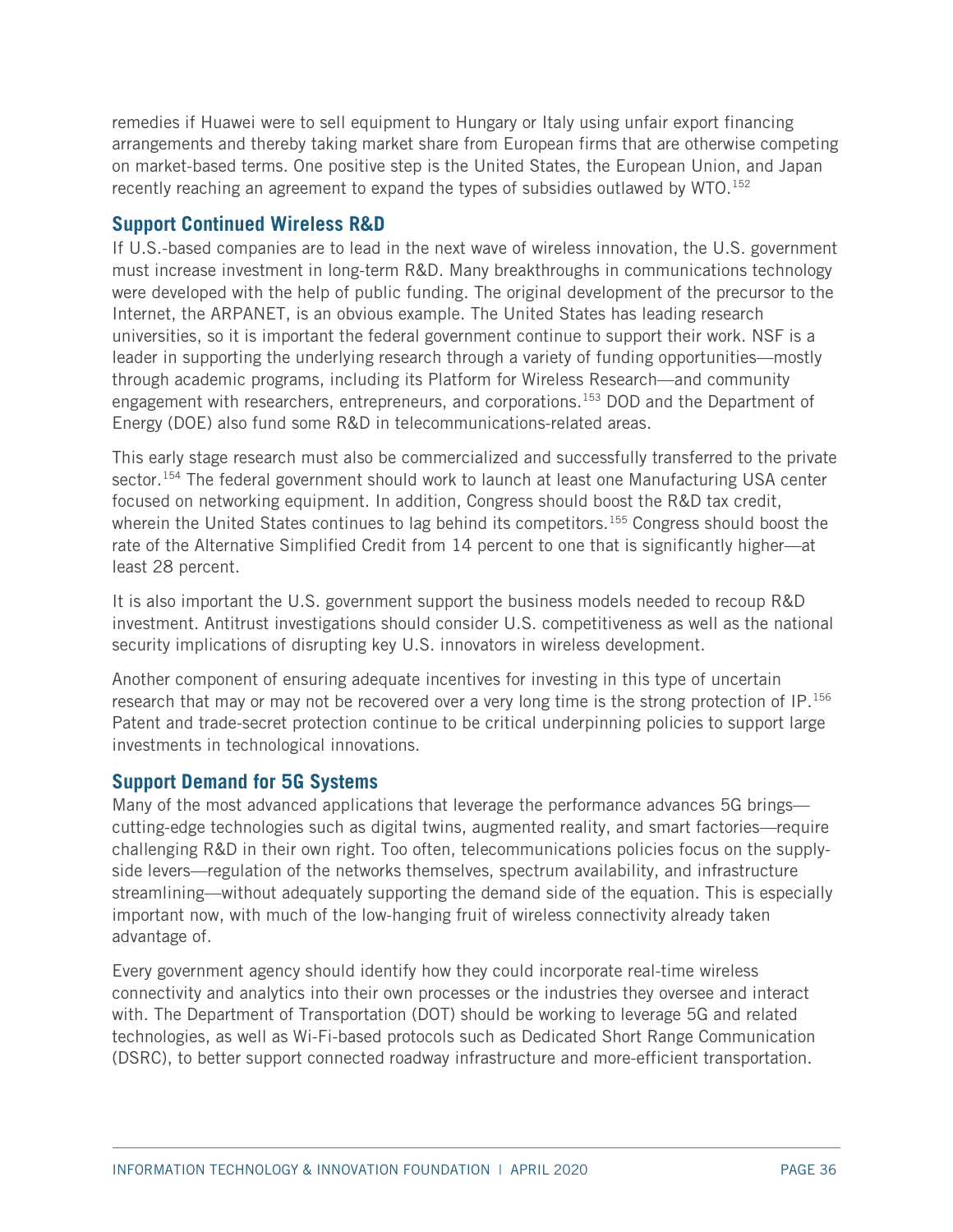remedies if Huawei were to sell equipment to Hungary or Italy using unfair export financing arrangements and thereby taking market share from European firms that are otherwise competing on market-based terms. One positive step is the United States, the European Union, and Japan recently reaching an agreement to expand the types of subsidies outlawed by WTO.[152]

## Support Continued Wireless R&D

If U.S.-based companies are to lead in the next wave of wireless innovation, the U.S. government must increase investment in long-term R&D. Many breakthroughs in communications technology were developed with the help of public funding. The original development of the precursor to the Internet, the ARPANET, is an obvious example. The United States has leading research universities, so it is important the federal government continue to support their work. NSF is a leader in supporting the underlying research through a variety of funding opportunities—mostly through academic programs, including its Platform for Wireless Research—and community engagement with researchers, entrepreneurs, and corporations.[153] DOD and the Department of Energy (DOE) also fund some R&D in telecommunications-related areas.

This early stage research must also be commercialized and successfully transferred to the private sector.[154] The federal government should work to launch at least one Manufacturing USA center focused on networking equipment. In addition, Congress should boost the R&D tax credit, wherein the United States continues to lag behind its competitors.[155] Congress should boost the rate of the Alternative Simplified Credit from 14 percent to one that is significantly higher—at least 28 percent.

It is also important the U.S. government support the business models needed to recoup R&D investment. Antitrust investigations should consider U.S. competitiveness as well as the national security implications of disrupting key U.S. innovators in wireless development.

Another component of ensuring adequate incentives for investing in this type of uncertain research that may or may not be recovered over a very long time is the strong protection of IP.[156] Patent and trade-secret protection continue to be critical underpinning policies to support large investments in technological innovations.

## Support Demand for 5G Systems

Many of the most advanced applications that leverage the performance advances 5G brings—cutting-edge technologies such as digital twins, augmented reality, and smart factories—require challenging R&D in their own right. Too often, telecommunications policies focus on the supply-side levers—regulation of the networks themselves, spectrum availability, and infrastructure streamlining—without adequately supporting the demand side of the equation. This is especially important now, with much of the low-hanging fruit of wireless connectivity already taken advantage of.

Every government agency should identify how they could incorporate real-time wireless connectivity and analytics into their own processes or the industries they oversee and interact with. The Department of Transportation (DOT) should be working to leverage 5G and related technologies, as well as Wi-Fi-based protocols such as Dedicated Short Range Communication (DSRC), to better support connected roadway infrastructure and more-efficient transportation.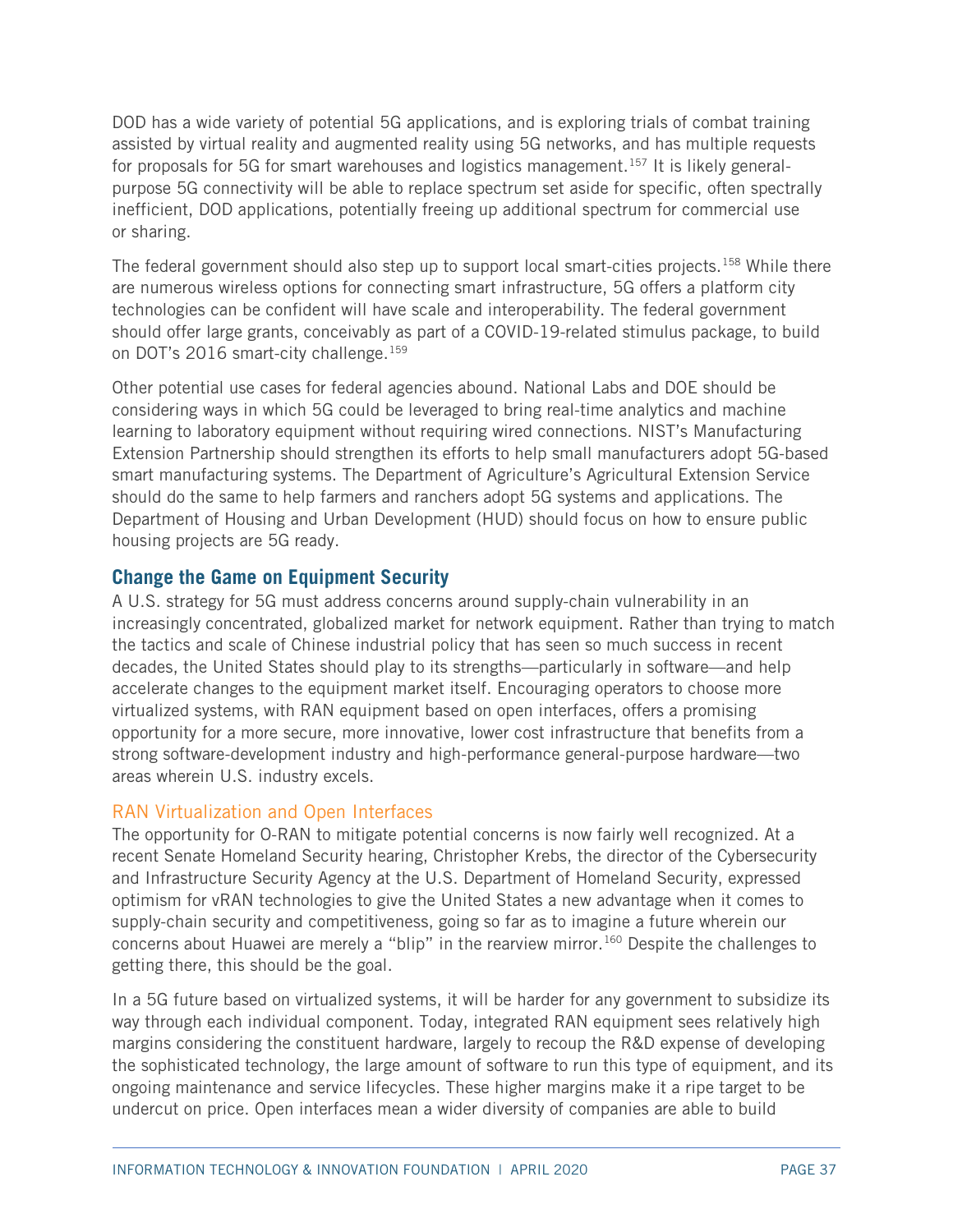DOD has a wide variety of potential 5G applications, and is exploring trials of combat training assisted by virtual reality and augmented reality using 5G networks, and has multiple requests for proposals for 5G for smart warehouses and logistics management.[157] It is likely general-purpose 5G connectivity will be able to replace spectrum set aside for specific, often spectrally inefficient, DOD applications, potentially freeing up additional spectrum for commercial use or sharing.

The federal government should also step up to support local smart-cities projects.[158] While there are numerous wireless options for connecting smart infrastructure, 5G offers a platform city technologies can be confident will have scale and interoperability. The federal government should offer large grants, conceivably as part of a COVID-19-related stimulus package, to build on DOT's 2016 smart-city challenge.[159]

Other potential use cases for federal agencies abound. National Labs and DOE should be considering ways in which 5G could be leveraged to bring real-time analytics and machine learning to laboratory equipment without requiring wired connections. NIST's Manufacturing Extension Partnership should strengthen its efforts to help small manufacturers adopt 5G-based smart manufacturing systems. The Department of Agriculture's Agricultural Extension Service should do the same to help farmers and ranchers adopt 5G systems and applications. The Department of Housing and Urban Development (HUD) should focus on how to ensure public housing projects are 5G ready.

## Change the Game on Equipment Security

A U.S. strategy for 5G must address concerns around supply-chain vulnerability in an increasingly concentrated, globalized market for network equipment. Rather than trying to match the tactics and scale of Chinese industrial policy that has seen so much success in recent decades, the United States should play to its strengths—particularly in software—and help accelerate changes to the equipment market itself. Encouraging operators to choose more virtualized systems, with RAN equipment based on open interfaces, offers a promising opportunity for a more secure, more innovative, lower cost infrastructure that benefits from a strong software-development industry and high-performance general-purpose hardware—two areas wherein U.S. industry excels.

### RAN Virtualization and Open Interfaces

The opportunity for O-RAN to mitigate potential concerns is now fairly well recognized. At a recent Senate Homeland Security hearing, Christopher Krebs, the director of the Cybersecurity and Infrastructure Security Agency at the U.S. Department of Homeland Security, expressed optimism for vRAN technologies to give the United States a new advantage when it comes to supply-chain security and competitiveness, going so far as to imagine a future wherein our concerns about Huawei are merely a "blip" in the rearview mirror.[160] Despite the challenges to getting there, this should be the goal.

In a 5G future based on virtualized systems, it will be harder for any government to subsidize its way through each individual component. Today, integrated RAN equipment sees relatively high margins considering the constituent hardware, largely to recoup the R&D expense of developing the sophisticated technology, the large amount of software to run this type of equipment, and its ongoing maintenance and service lifecycles. These higher margins make it a ripe target to be undercut on price. Open interfaces mean a wider diversity of companies are able to build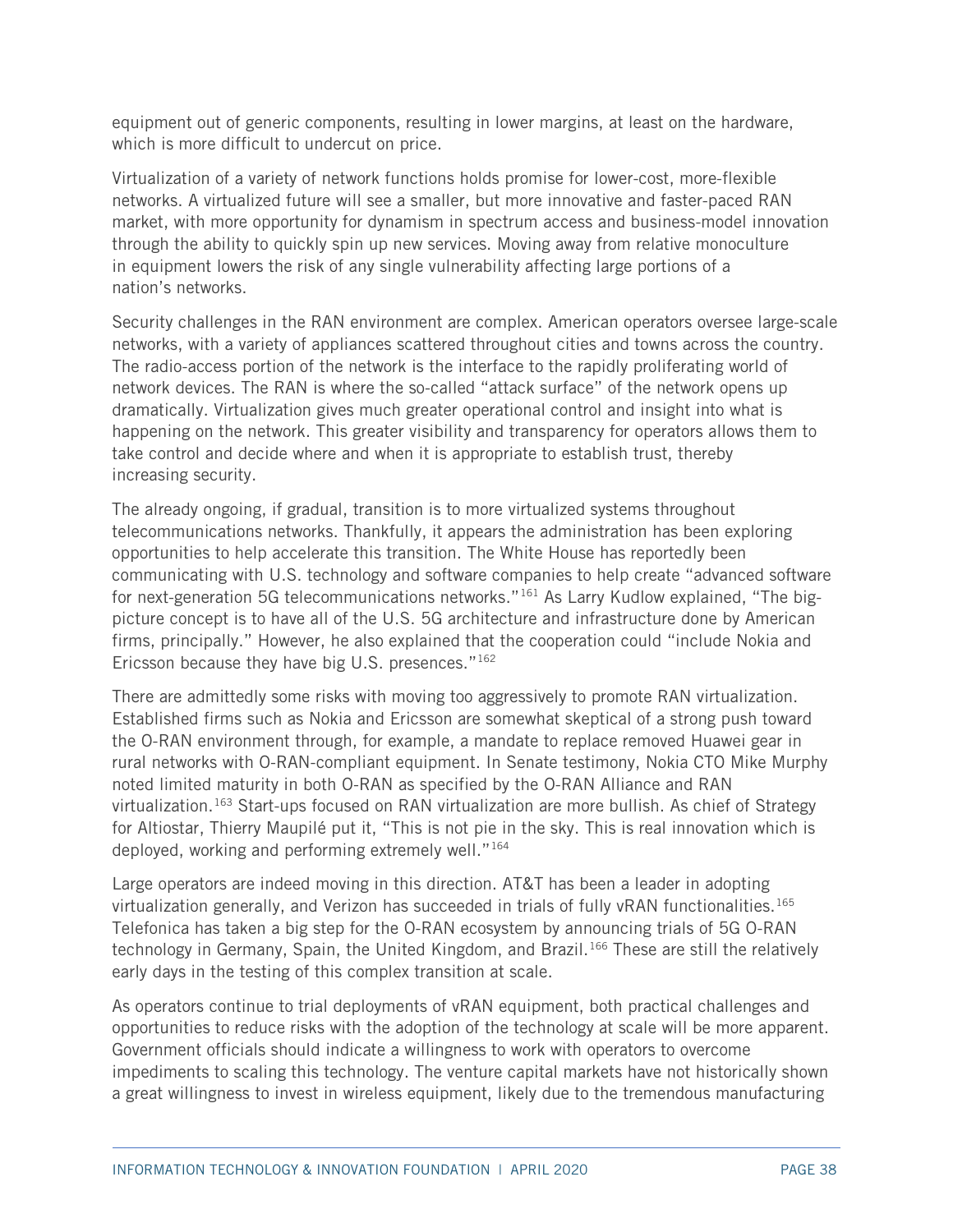equipment out of generic components, resulting in lower margins, at least on the hardware, which is more difficult to undercut on price.

Virtualization of a variety of network functions holds promise for lower-cost, more-flexible networks. A virtualized future will see a smaller, but more innovative and faster-paced RAN market, with more opportunity for dynamism in spectrum access and business-model innovation through the ability to quickly spin up new services. Moving away from relative monoculture in equipment lowers the risk of any single vulnerability affecting large portions of a nation's networks.

Security challenges in the RAN environment are complex. American operators oversee large-scale networks, with a variety of appliances scattered throughout cities and towns across the country. The radio-access portion of the network is the interface to the rapidly proliferating world of network devices. The RAN is where the so-called "attack surface" of the network opens up dramatically. Virtualization gives much greater operational control and insight into what is happening on the network. This greater visibility and transparency for operators allows them to take control and decide where and when it is appropriate to establish trust, thereby increasing security.

The already ongoing, if gradual, transition is to more virtualized systems throughout telecommunications networks. Thankfully, it appears the administration has been exploring opportunities to help accelerate this transition. The White House has reportedly been communicating with U.S. technology and software companies to help create "advanced software for next-generation 5G telecommunications networks."[161] As Larry Kudlow explained, "The big-picture concept is to have all of the U.S. 5G architecture and infrastructure done by American firms, principally." However, he also explained that the cooperation could "include Nokia and Ericsson because they have big U.S. presences."[162]

There are admittedly some risks with moving too aggressively to promote RAN virtualization. Established firms such as Nokia and Ericsson are somewhat skeptical of a strong push toward the O-RAN environment through, for example, a mandate to replace removed Huawei gear in rural networks with O-RAN-compliant equipment. In Senate testimony, Nokia CTO Mike Murphy noted limited maturity in both O-RAN as specified by the O-RAN Alliance and RAN virtualization.[163] Start-ups focused on RAN virtualization are more bullish. As chief of Strategy for Altiostar, Thierry Maupilé put it, "This is not pie in the sky. This is real innovation which is deployed, working and performing extremely well."[164]

Large operators are indeed moving in this direction. AT&T has been a leader in adopting virtualization generally, and Verizon has succeeded in trials of fully vRAN functionalities.[165] Telefonica has taken a big step for the O-RAN ecosystem by announcing trials of 5G O-RAN technology in Germany, Spain, the United Kingdom, and Brazil.[166] These are still the relatively early days in the testing of this complex transition at scale.

As operators continue to trial deployments of vRAN equipment, both practical challenges and opportunities to reduce risks with the adoption of the technology at scale will be more apparent. Government officials should indicate a willingness to work with operators to overcome impediments to scaling this technology. The venture capital markets have not historically shown a great willingness to invest in wireless equipment, likely due to the tremendous manufacturing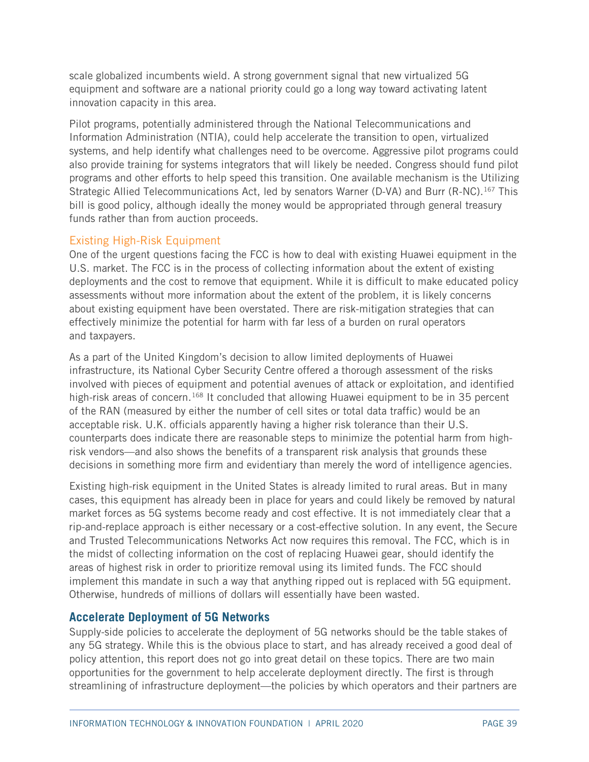scale globalized incumbents wield. A strong government signal that new virtualized 5G equipment and software are a national priority could go a long way toward activating latent innovation capacity in this area.

Pilot programs, potentially administered through the National Telecommunications and Information Administration (NTIA), could help accelerate the transition to open, virtualized systems, and help identify what challenges need to be overcome. Aggressive pilot programs could also provide training for systems integrators that will likely be needed. Congress should fund pilot programs and other efforts to help speed this transition. One available mechanism is the Utilizing Strategic Allied Telecommunications Act, led by senators Warner (D-VA) and Burr (R-NC).[167] This bill is good policy, although ideally the money would be appropriated through general treasury funds rather than from auction proceeds.

### Existing High-Risk Equipment

One of the urgent questions facing the FCC is how to deal with existing Huawei equipment in the U.S. market. The FCC is in the process of collecting information about the extent of existing deployments and the cost to remove that equipment. While it is difficult to make educated policy assessments without more information about the extent of the problem, it is likely concerns about existing equipment have been overstated. There are risk-mitigation strategies that can effectively minimize the potential for harm with far less of a burden on rural operators and taxpayers.

As a part of the United Kingdom's decision to allow limited deployments of Huawei infrastructure, its National Cyber Security Centre offered a thorough assessment of the risks involved with pieces of equipment and potential avenues of attack or exploitation, and identified high-risk areas of concern.[168] It concluded that allowing Huawei equipment to be in 35 percent of the RAN (measured by either the number of cell sites or total data traffic) would be an acceptable risk. U.K. officials apparently having a higher risk tolerance than their U.S. counterparts does indicate there are reasonable steps to minimize the potential harm from high-risk vendors—and also shows the benefits of a transparent risk analysis that grounds these decisions in something more firm and evidentiary than merely the word of intelligence agencies.

Existing high-risk equipment in the United States is already limited to rural areas. But in many cases, this equipment has already been in place for years and could likely be removed by natural market forces as 5G systems become ready and cost effective. It is not immediately clear that a rip-and-replace approach is either necessary or a cost-effective solution. In any event, the Secure and Trusted Telecommunications Networks Act now requires this removal. The FCC, which is in the midst of collecting information on the cost of replacing Huawei gear, should identify the areas of highest risk in order to prioritize removal using its limited funds. The FCC should implement this mandate in such a way that anything ripped out is replaced with 5G equipment. Otherwise, hundreds of millions of dollars will essentially have been wasted.

## Accelerate Deployment of 5G Networks

Supply-side policies to accelerate the deployment of 5G networks should be the table stakes of any 5G strategy. While this is the obvious place to start, and has already received a good deal of policy attention, this report does not go into great detail on these topics. There are two main opportunities for the government to help accelerate deployment directly. The first is through streamlining of infrastructure deployment—the policies by which operators and their partners are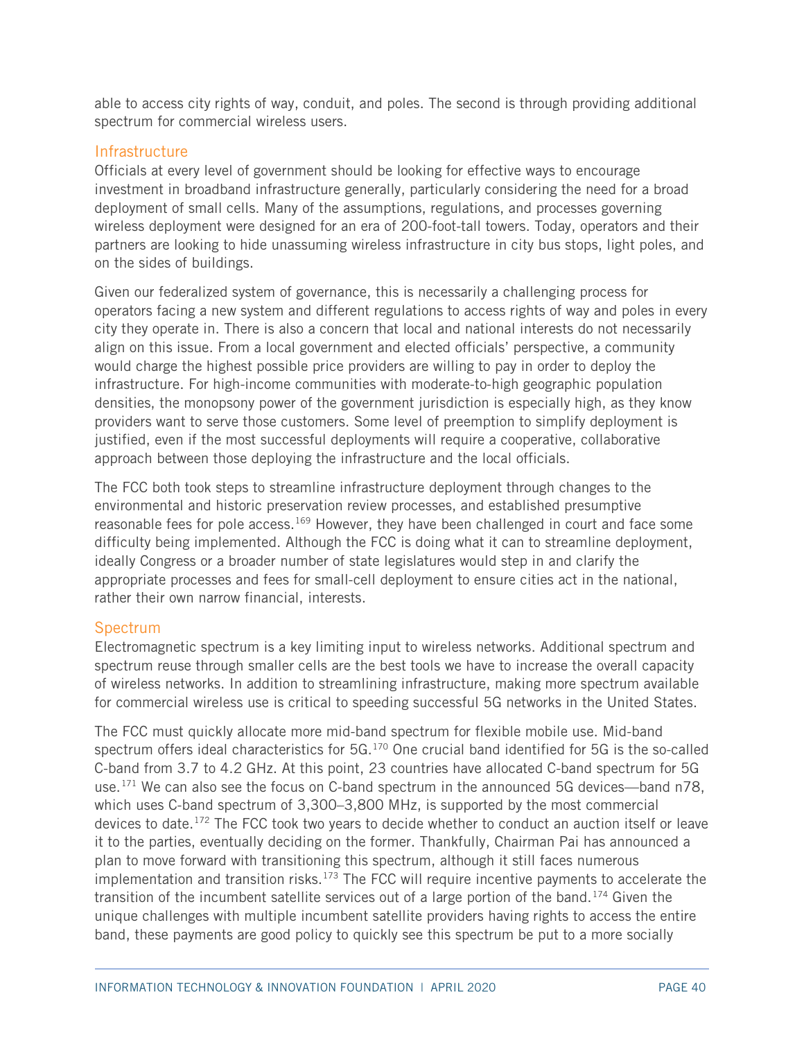able to access city rights of way, conduit, and poles. The second is through providing additional spectrum for commercial wireless users.

### Infrastructure

Officials at every level of government should be looking for effective ways to encourage investment in broadband infrastructure generally, particularly considering the need for a broad deployment of small cells. Many of the assumptions, regulations, and processes governing wireless deployment were designed for an era of 200-foot-tall towers. Today, operators and their partners are looking to hide unassuming wireless infrastructure in city bus stops, light poles, and on the sides of buildings.

Given our federalized system of governance, this is necessarily a challenging process for operators facing a new system and different regulations to access rights of way and poles in every city they operate in. There is also a concern that local and national interests do not necessarily align on this issue. From a local government and elected officials' perspective, a community would charge the highest possible price providers are willing to pay in order to deploy the infrastructure. For high-income communities with moderate-to-high geographic population densities, the monopsony power of the government jurisdiction is especially high, as they know providers want to serve those customers. Some level of preemption to simplify deployment is justified, even if the most successful deployments will require a cooperative, collaborative approach between those deploying the infrastructure and the local officials.

The FCC both took steps to streamline infrastructure deployment through changes to the environmental and historic preservation review processes, and established presumptive reasonable fees for pole access.[169] However, they have been challenged in court and face some difficulty being implemented. Although the FCC is doing what it can to streamline deployment, ideally Congress or a broader number of state legislatures would step in and clarify the appropriate processes and fees for small-cell deployment to ensure cities act in the national, rather their own narrow financial, interests.

### Spectrum

Electromagnetic spectrum is a key limiting input to wireless networks. Additional spectrum and spectrum reuse through smaller cells are the best tools we have to increase the overall capacity of wireless networks. In addition to streamlining infrastructure, making more spectrum available for commercial wireless use is critical to speeding successful 5G networks in the United States.

The FCC must quickly allocate more mid-band spectrum for flexible mobile use. Mid-band spectrum offers ideal characteristics for 5G.[170] One crucial band identified for 5G is the so-called C-band from 3.7 to 4.2 GHz. At this point, 23 countries have allocated C-band spectrum for 5G use.[171] We can also see the focus on C-band spectrum in the announced 5G devices—band n78, which uses C-band spectrum of 3,300–3,800 MHz, is supported by the most commercial devices to date.[172] The FCC took two years to decide whether to conduct an auction itself or leave it to the parties, eventually deciding on the former. Thankfully, Chairman Pai has announced a plan to move forward with transitioning this spectrum, although it still faces numerous implementation and transition risks.[173] The FCC will require incentive payments to accelerate the transition of the incumbent satellite services out of a large portion of the band.[174] Given the unique challenges with multiple incumbent satellite providers having rights to access the entire band, these payments are good policy to quickly see this spectrum be put to a more socially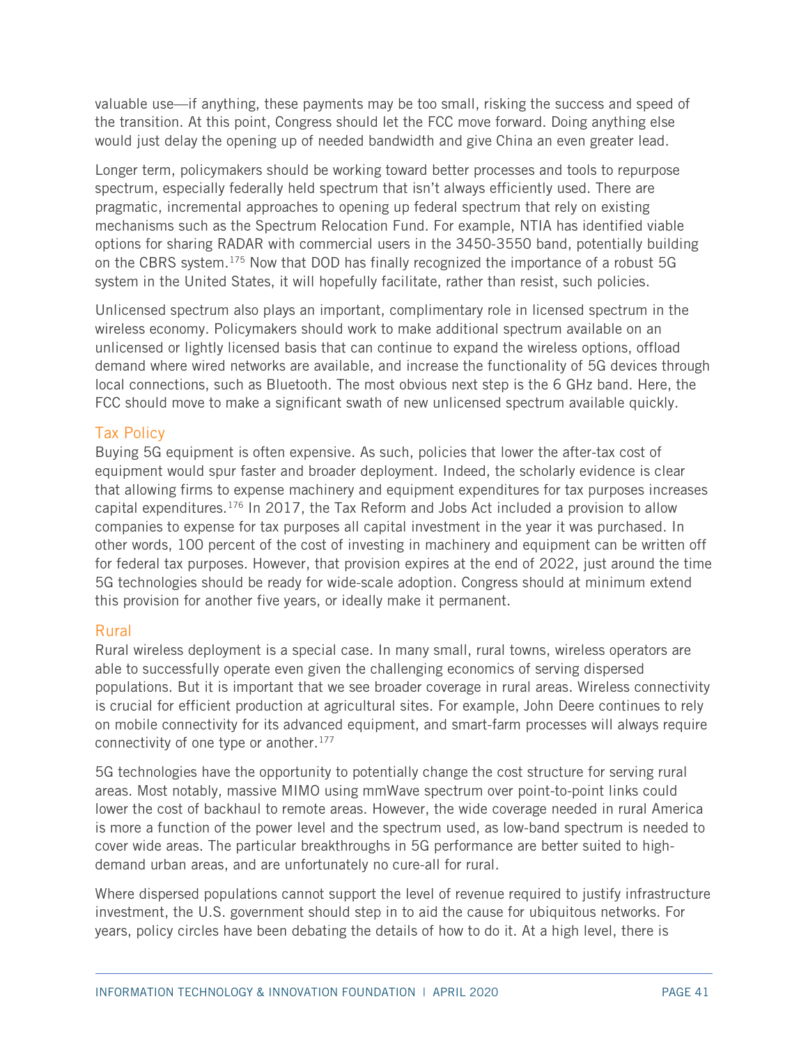valuable use—if anything, these payments may be too small, risking the success and speed of the transition. At this point, Congress should let the FCC move forward. Doing anything else would just delay the opening up of needed bandwidth and give China an even greater lead.

Longer term, policymakers should be working toward better processes and tools to repurpose spectrum, especially federally held spectrum that isn't always efficiently used. There are pragmatic, incremental approaches to opening up federal spectrum that rely on existing mechanisms such as the Spectrum Relocation Fund. For example, NTIA has identified viable options for sharing RADAR with commercial users in the 3450-3550 band, potentially building on the CBRS system.[175] Now that DOD has finally recognized the importance of a robust 5G system in the United States, it will hopefully facilitate, rather than resist, such policies.

Unlicensed spectrum also plays an important, complimentary role in licensed spectrum in the wireless economy. Policymakers should work to make additional spectrum available on an unlicensed or lightly licensed basis that can continue to expand the wireless options, offload demand where wired networks are available, and increase the functionality of 5G devices through local connections, such as Bluetooth. The most obvious next step is the 6 GHz band. Here, the FCC should move to make a significant swath of new unlicensed spectrum available quickly.

### Tax Policy

Buying 5G equipment is often expensive. As such, policies that lower the after-tax cost of equipment would spur faster and broader deployment. Indeed, the scholarly evidence is clear that allowing firms to expense machinery and equipment expenditures for tax purposes increases capital expenditures.[176] In 2017, the Tax Reform and Jobs Act included a provision to allow companies to expense for tax purposes all capital investment in the year it was purchased. In other words, 100 percent of the cost of investing in machinery and equipment can be written off for federal tax purposes. However, that provision expires at the end of 2022, just around the time 5G technologies should be ready for wide-scale adoption. Congress should at minimum extend this provision for another five years, or ideally make it permanent.

### Rural

Rural wireless deployment is a special case. In many small, rural towns, wireless operators are able to successfully operate even given the challenging economics of serving dispersed populations. But it is important that we see broader coverage in rural areas. Wireless connectivity is crucial for efficient production at agricultural sites. For example, John Deere continues to rely on mobile connectivity for its advanced equipment, and smart-farm processes will always require connectivity of one type or another.[177]

5G technologies have the opportunity to potentially change the cost structure for serving rural areas. Most notably, massive MIMO using mmWave spectrum over point-to-point links could lower the cost of backhaul to remote areas. However, the wide coverage needed in rural America is more a function of the power level and the spectrum used, as low-band spectrum is needed to cover wide areas. The particular breakthroughs in 5G performance are better suited to high-demand urban areas, and are unfortunately no cure-all for rural.

Where dispersed populations cannot support the level of revenue required to justify infrastructure investment, the U.S. government should step in to aid the cause for ubiquitous networks. For years, policy circles have been debating the details of how to do it. At a high level, there is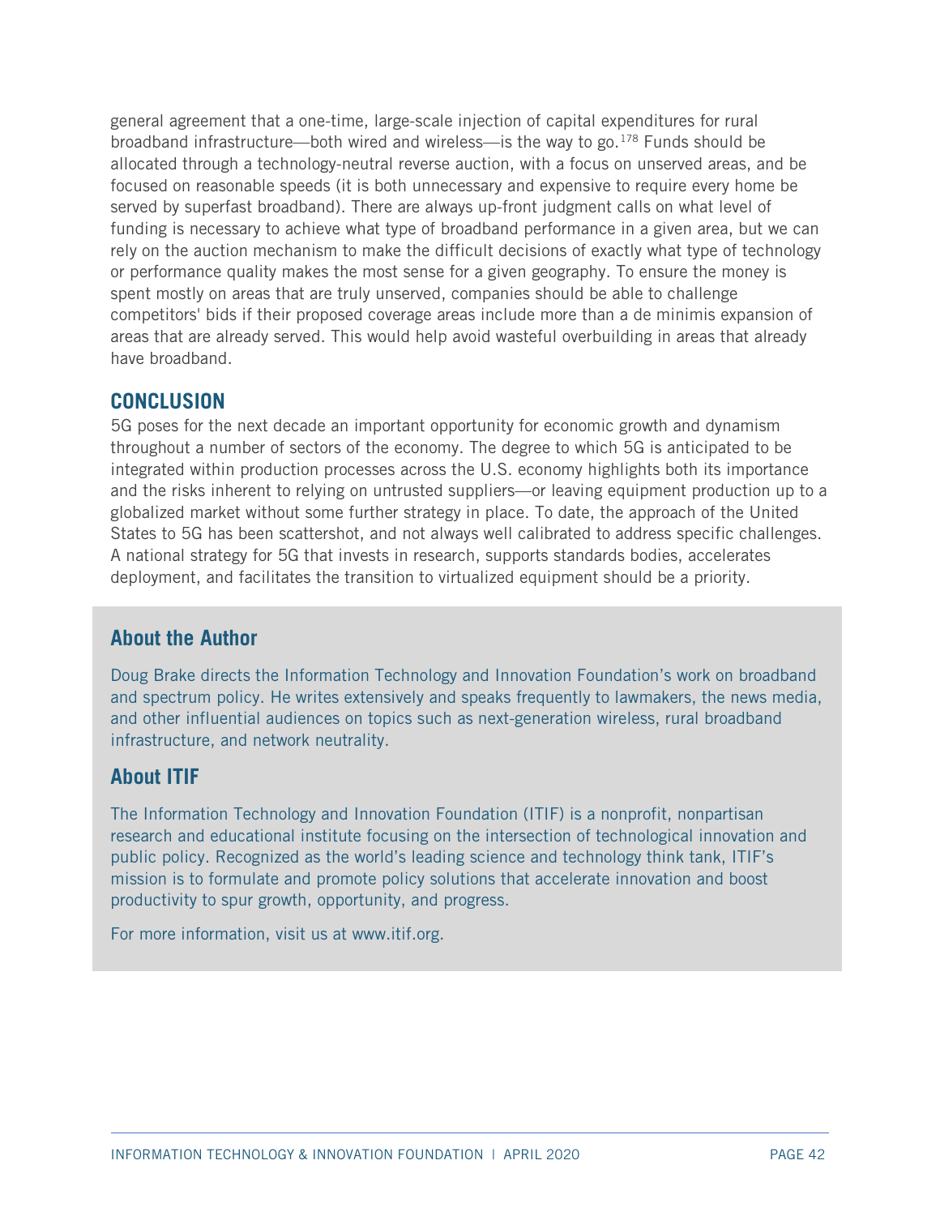general agreement that a one-time, large-scale injection of capital expenditures for rural broadband infrastructure—both wired and wireless—is the way to go.[178] Funds should be allocated through a technology-neutral reverse auction, with a focus on unserved areas, and be focused on reasonable speeds (it is both unnecessary and expensive to require every home be served by superfast broadband). There are always up-front judgment calls on what level of funding is necessary to achieve what type of broadband performance in a given area, but we can rely on the auction mechanism to make the difficult decisions of exactly what type of technology or performance quality makes the most sense for a given geography. To ensure the money is spent mostly on areas that are truly unserved, companies should be able to challenge competitors' bids if their proposed coverage areas include more than a de minimis expansion of areas that are already served. This would help avoid wasteful overbuilding in areas that already have broadband.

## CONCLUSION

5G poses for the next decade an important opportunity for economic growth and dynamism throughout a number of sectors of the economy. The degree to which 5G is anticipated to be integrated within production processes across the U.S. economy highlights both its importance and the risks inherent to relying on untrusted suppliers—or leaving equipment production up to a globalized market without some further strategy in place. To date, the approach of the United States to 5G has been scattershot, and not always well calibrated to address specific challenges. A national strategy for 5G that invests in research, supports standards bodies, accelerates deployment, and facilitates the transition to virtualized equipment should be a priority.

### About the Author

Doug Brake directs the Information Technology and Innovation Foundation's work on broadband and spectrum policy. He writes extensively and speaks frequently to lawmakers, the news media, and other influential audiences on topics such as next-generation wireless, rural broadband infrastructure, and network neutrality.

### About ITIF

The Information Technology and Innovation Foundation (ITIF) is a nonprofit, nonpartisan research and educational institute focusing on the intersection of technological innovation and public policy. Recognized as the world's leading science and technology think tank, ITIF's mission is to formulate and promote policy solutions that accelerate innovation and boost productivity to spur growth, opportunity, and progress.

For more information, visit us at www.itif.org.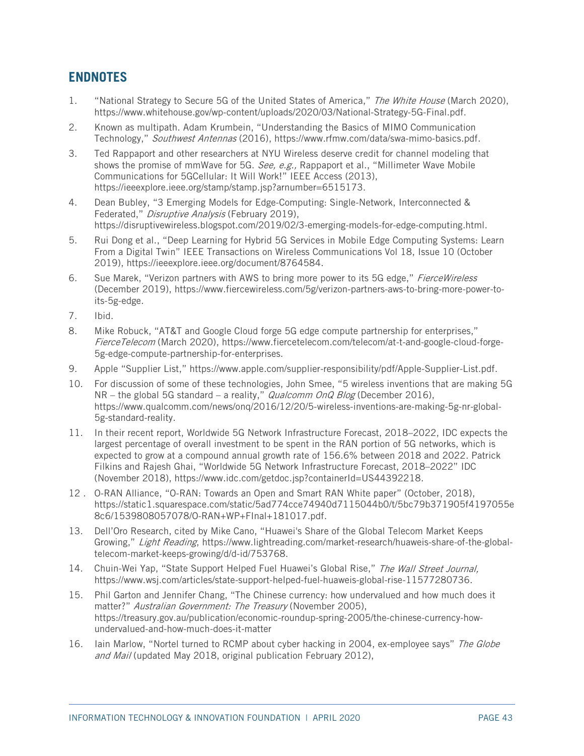## ENDNOTES

1. "National Strategy to Secure 5G of the United States of America," *The White House* (March 2020), https://www.whitehouse.gov/wp-content/uploads/2020/03/National-Strategy-5G-Final.pdf.
2. Known as multipath. Adam Krumbein, "Understanding the Basics of MIMO Communication Technology," *Southwest Antennas* (2016), https://www.rfmw.com/data/swa-mimo-basics.pdf.
3. Ted Rappaport and other researchers at NYU Wireless deserve credit for channel modeling that shows the promise of mmWave for 5G. *See, e.g.,* Rappaport et al., "Millimeter Wave Mobile Communications for 5GCellular: It Will Work!" IEEE Access (2013), https://ieeexplore.ieee.org/stamp/stamp.jsp?arnumber=6515173.
4. Dean Bubley, "3 Emerging Models for Edge-Computing: Single-Network, Interconnected & Federated," *Disruptive Analysis* (February 2019), https://disruptivewireless.blogspot.com/2019/02/3-emerging-models-for-edge-computing.html.
5. Rui Dong et al., "Deep Learning for Hybrid 5G Services in Mobile Edge Computing Systems: Learn From a Digital Twin" IEEE Transactions on Wireless Communications Vol 18, Issue 10 (October 2019), https://ieeexplore.ieee.org/document/8764584.
6. Sue Marek, "Verizon partners with AWS to bring more power to its 5G edge," *FierceWireless* (December 2019), https://www.fiercewireless.com/5g/verizon-partners-aws-to-bring-more-power-to-its-5g-edge.
7. Ibid.
8. Mike Robuck, "AT&T and Google Cloud forge 5G edge compute partnership for enterprises," *FierceTelecom* (March 2020), https://www.fiercetelecom.com/telecom/at-t-and-google-cloud-forge-5g-edge-compute-partnership-for-enterprises.
9. Apple "Supplier List," https://www.apple.com/supplier-responsibility/pdf/Apple-Supplier-List.pdf.
10. For discussion of some of these technologies, John Smee, "5 wireless inventions that are making 5G NR – the global 5G standard – a reality," *Qualcomm OnQ Blog* (December 2016), https://www.qualcomm.com/news/onq/2016/12/20/5-wireless-inventions-are-making-5g-nr-global-5g-standard-reality.
11. In their recent report, Worldwide 5G Network Infrastructure Forecast, 2018–2022, IDC expects the largest percentage of overall investment to be spent in the RAN portion of 5G networks, which is expected to grow at a compound annual growth rate of 156.6% between 2018 and 2022. Patrick Filkins and Rajesh Ghai, "Worldwide 5G Network Infrastructure Forecast, 2018–2022" IDC (November 2018), https://www.idc.com/getdoc.jsp?containerId=US44392218.
12. O-RAN Alliance, "O-RAN: Towards an Open and Smart RAN White paper" (October, 2018), https://static1.squarespace.com/static/5ad774cce74940d7115044b0/t/5bc79b371905f4197055e8c6/1539808057078/O-RAN+WP+FInal+181017.pdf.
13. Dell'Oro Research, cited by Mike Cano, "Huawei's Share of the Global Telecom Market Keeps Growing," *Light Reading*, https://www.lightreading.com/market-research/huaweis-share-of-the-global-telecom-market-keeps-growing/d/d-id/753768.
14. Chuin-Wei Yap, "State Support Helped Fuel Huawei's Global Rise," *The Wall Street Journal,* https://www.wsj.com/articles/state-support-helped-fuel-huaweis-global-rise-11577280736.
15. Phil Garton and Jennifer Chang, "The Chinese currency: how undervalued and how much does it matter?" *Australian Government: The Treasury* (November 2005), https://treasury.gov.au/publication/economic-roundup-spring-2005/the-chinese-currency-how-undervalued-and-how-much-does-it-matter
16. Iain Marlow, "Nortel turned to RCMP about cyber hacking in 2004, ex-employee says" *The Globe and Mail* (updated May 2018, original publication February 2012),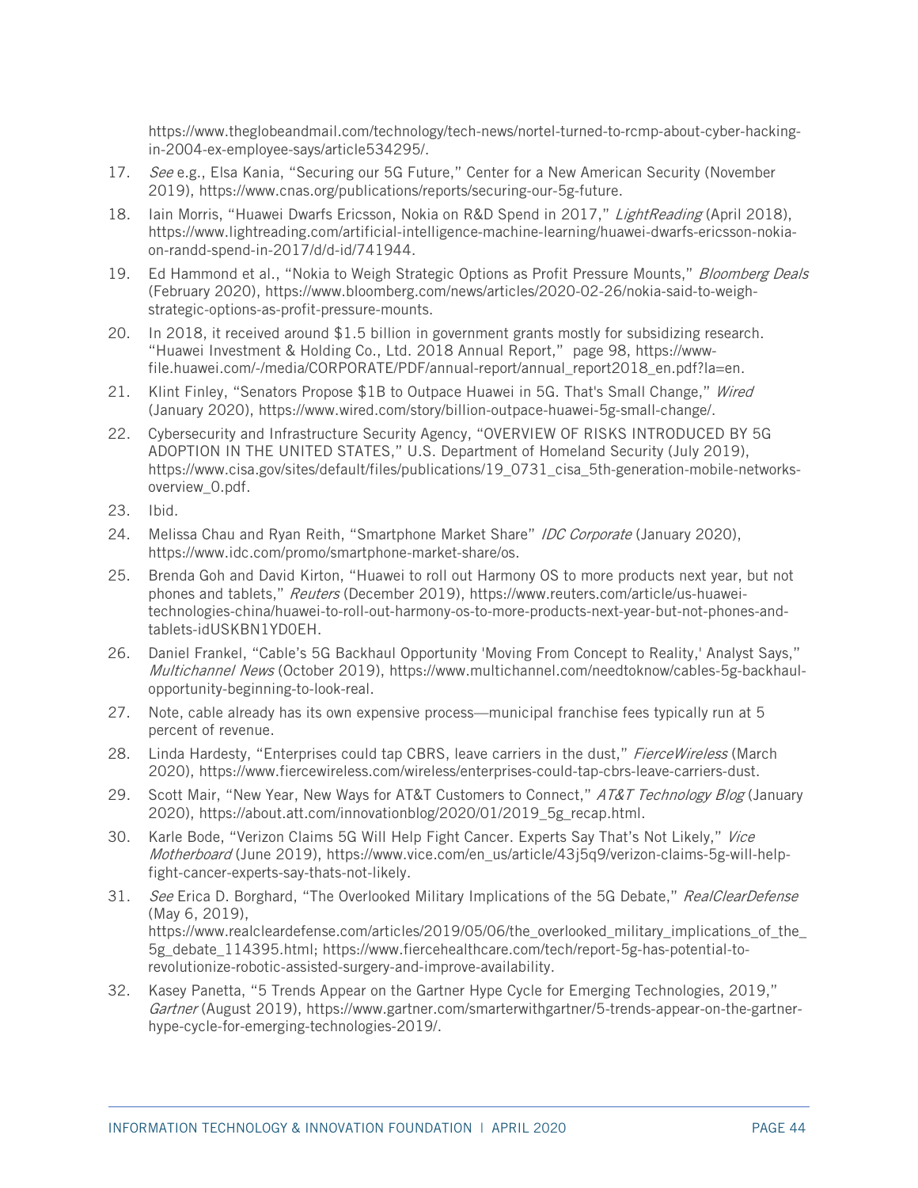https://www.theglobeandmail.com/technology/tech-news/nortel-turned-to-rcmp-about-cyber-hacking-in-2004-ex-employee-says/article534295/.

17. *See* e.g., Elsa Kania, "Securing our 5G Future," Center for a New American Security (November 2019), https://www.cnas.org/publications/reports/securing-our-5g-future.
18. Iain Morris, "Huawei Dwarfs Ericsson, Nokia on R&D Spend in 2017," *LightReading* (April 2018), https://www.lightreading.com/artificial-intelligence-machine-learning/huawei-dwarfs-ericsson-nokia-on-randd-spend-in-2017/d/d-id/741944.
19. Ed Hammond et al., "Nokia to Weigh Strategic Options as Profit Pressure Mounts," *Bloomberg Deals* (February 2020), https://www.bloomberg.com/news/articles/2020-02-26/nokia-said-to-weigh-strategic-options-as-profit-pressure-mounts.
20. In 2018, it received around $1.5 billion in government grants mostly for subsidizing research. "Huawei Investment & Holding Co., Ltd. 2018 Annual Report," page 98, https://www-file.huawei.com/-/media/CORPORATE/PDF/annual-report/annual_report2018_en.pdf?la=en.
21. Klint Finley, "Senators Propose $1B to Outpace Huawei in 5G. That's Small Change," *Wired* (January 2020), https://www.wired.com/story/billion-outpace-huawei-5g-small-change/.
22. Cybersecurity and Infrastructure Security Agency, "OVERVIEW OF RISKS INTRODUCED BY 5G ADOPTION IN THE UNITED STATES," U.S. Department of Homeland Security (July 2019), https://www.cisa.gov/sites/default/files/publications/19_0731_cisa_5th-generation-mobile-networks-overview_0.pdf.
23. Ibid.
24. Melissa Chau and Ryan Reith, "Smartphone Market Share" *IDC Corporate* (January 2020), https://www.idc.com/promo/smartphone-market-share/os.
25. Brenda Goh and David Kirton, "Huawei to roll out Harmony OS to more products next year, but not phones and tablets," *Reuters* (December 2019), https://www.reuters.com/article/us-huawei-technologies-china/huawei-to-roll-out-harmony-os-to-more-products-next-year-but-not-phones-and-tablets-idUSKBN1YD0EH.
26. Daniel Frankel, "Cable's 5G Backhaul Opportunity 'Moving From Concept to Reality,' Analyst Says," *Multichannel News* (October 2019), https://www.multichannel.com/needtoknow/cables-5g-backhaul-opportunity-beginning-to-look-real.
27. Note, cable already has its own expensive process—municipal franchise fees typically run at 5 percent of revenue.
28. Linda Hardesty, "Enterprises could tap CBRS, leave carriers in the dust," *FierceWireless* (March 2020), https://www.fiercewireless.com/wireless/enterprises-could-tap-cbrs-leave-carriers-dust.
29. Scott Mair, "New Year, New Ways for AT&T Customers to Connect," *AT&T Technology Blog* (January 2020), https://about.att.com/innovationblog/2020/01/2019_5g_recap.html.
30. Karle Bode, "Verizon Claims 5G Will Help Fight Cancer. Experts Say That's Not Likely," *Vice Motherboard* (June 2019), https://www.vice.com/en_us/article/43j5q9/verizon-claims-5g-will-help-fight-cancer-experts-say-thats-not-likely.
31. *See* Erica D. Borghard, "The Overlooked Military Implications of the 5G Debate," *RealClearDefense* (May 6, 2019), https://www.realcleardefense.com/articles/2019/05/06/the_overlooked_military_implications_of_the_5g_debate_114395.html; https://www.fiercehealthcare.com/tech/report-5g-has-potential-to-revolutionize-robotic-assisted-surgery-and-improve-availability.
32. Kasey Panetta, "5 Trends Appear on the Gartner Hype Cycle for Emerging Technologies, 2019," *Gartner* (August 2019), https://www.gartner.com/smarterwithgartner/5-trends-appear-on-the-gartner-hype-cycle-for-emerging-technologies-2019/.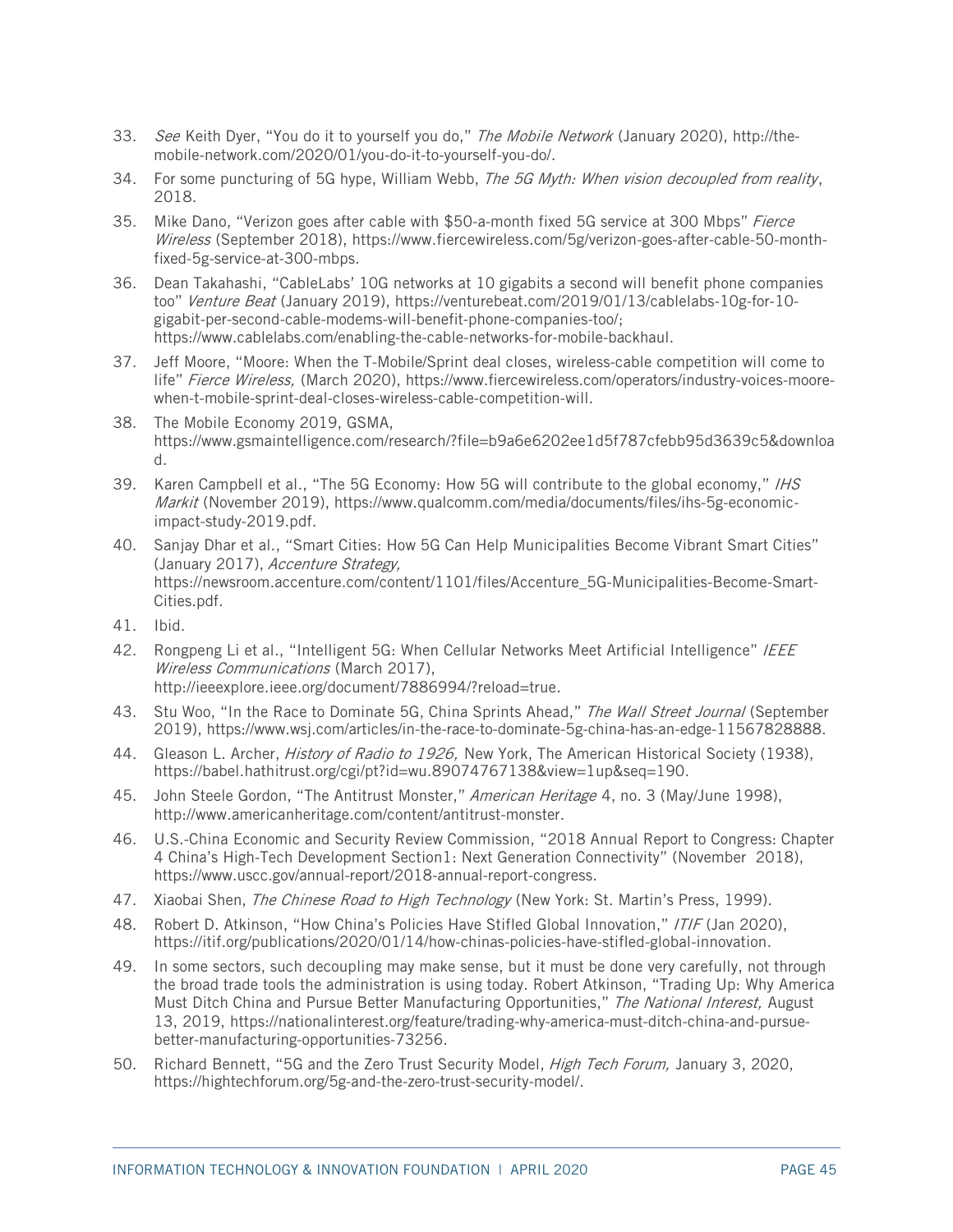33. *See* Keith Dyer, "You do it to yourself you do," *The Mobile Network* (January 2020), http://the-mobile-network.com/2020/01/you-do-it-to-yourself-you-do/.
34. For some puncturing of 5G hype, William Webb, *The 5G Myth: When vision decoupled from reality*, 2018.
35. Mike Dano, "Verizon goes after cable with $50-a-month fixed 5G service at 300 Mbps" *Fierce Wireless* (September 2018), https://www.fiercewireless.com/5g/verizon-goes-after-cable-50-month-fixed-5g-service-at-300-mbps.
36. Dean Takahashi, "CableLabs' 10G networks at 10 gigabits a second will benefit phone companies too" *Venture Beat* (January 2019), https://venturebeat.com/2019/01/13/cablelabs-10g-for-10-gigabit-per-second-cable-modems-will-benefit-phone-companies-too/; https://www.cablelabs.com/enabling-the-cable-networks-for-mobile-backhaul.
37. Jeff Moore, "Moore: When the T-Mobile/Sprint deal closes, wireless-cable competition will come to life" *Fierce Wireless,* (March 2020), https://www.fiercewireless.com/operators/industry-voices-moore-when-t-mobile-sprint-deal-closes-wireless-cable-competition-will.
38. The Mobile Economy 2019, GSMA, https://www.gsmaintelligence.com/research/?file=b9a6e6202ee1d5f787cfebb95d3639c5&download.
39. Karen Campbell et al., "The 5G Economy: How 5G will contribute to the global economy," *IHS Markit* (November 2019), https://www.qualcomm.com/media/documents/files/ihs-5g-economic-impact-study-2019.pdf.
40. Sanjay Dhar et al., "Smart Cities: How 5G Can Help Municipalities Become Vibrant Smart Cities" (January 2017), *Accenture Strategy,* https://newsroom.accenture.com/content/1101/files/Accenture_5G-Municipalities-Become-Smart-Cities.pdf.
41. Ibid.
42. Rongpeng Li et al., "Intelligent 5G: When Cellular Networks Meet Artificial Intelligence" *IEEE Wireless Communications* (March 2017), http://ieeexplore.ieee.org/document/7886994/?reload=true.
43. Stu Woo, "In the Race to Dominate 5G, China Sprints Ahead," *The Wall Street Journal* (September 2019), https://www.wsj.com/articles/in-the-race-to-dominate-5g-china-has-an-edge-11567828888.
44. Gleason L. Archer, *History of Radio to 1926,* New York, The American Historical Society (1938), https://babel.hathitrust.org/cgi/pt?id=wu.89074767138&view=1up&seq=190.
45. John Steele Gordon, "The Antitrust Monster," *American Heritage* 4, no. 3 (May/June 1998), http://www.americanheritage.com/content/antitrust-monster.
46. U.S.-China Economic and Security Review Commission, "2018 Annual Report to Congress: Chapter 4 China's High-Tech Development Section1: Next Generation Connectivity" (November 2018), https://www.uscc.gov/annual-report/2018-annual-report-congress.
47. Xiaobai Shen, *The Chinese Road to High Technology* (New York: St. Martin's Press, 1999).
48. Robert D. Atkinson, "How China's Policies Have Stifled Global Innovation," *ITIF* (Jan 2020), https://itif.org/publications/2020/01/14/how-chinas-policies-have-stifled-global-innovation.
49. In some sectors, such decoupling may make sense, but it must be done very carefully, not through the broad trade tools the administration is using today. Robert Atkinson, "Trading Up: Why America Must Ditch China and Pursue Better Manufacturing Opportunities," *The National Interest,* August 13, 2019, https://nationalinterest.org/feature/trading-why-america-must-ditch-china-and-pursue-better-manufacturing-opportunities-73256.
50. Richard Bennett, "5G and the Zero Trust Security Model, *High Tech Forum,* January 3, 2020, https://hightechforum.org/5g-and-the-zero-trust-security-model/.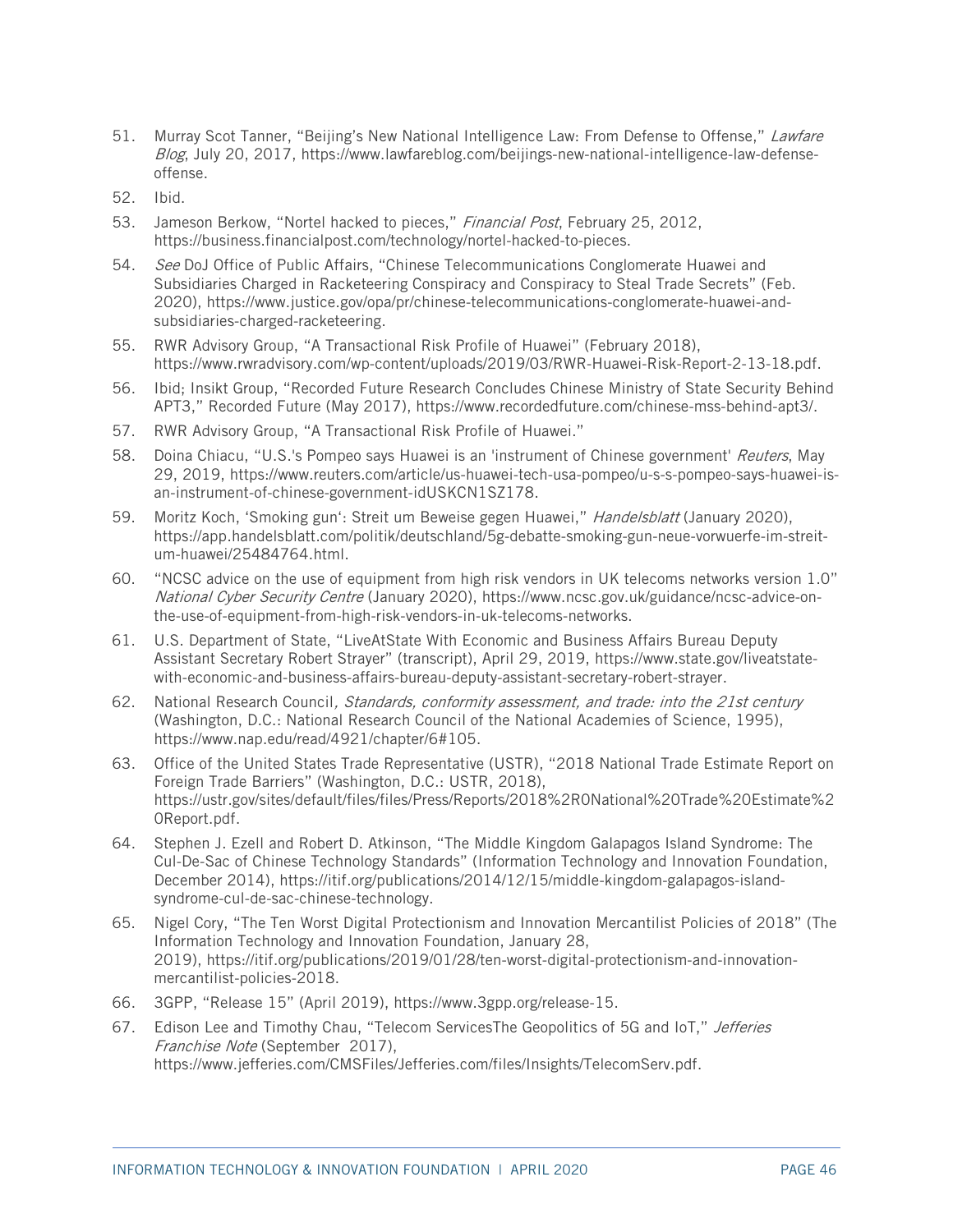51. Murray Scot Tanner, "Beijing's New National Intelligence Law: From Defense to Offense," *Lawfare Blog*, July 20, 2017, https://www.lawfareblog.com/beijings-new-national-intelligence-law-defense-offense.
52. Ibid.
53. Jameson Berkow, "Nortel hacked to pieces," *Financial Post*, February 25, 2012, https://business.financialpost.com/technology/nortel-hacked-to-pieces.
54. *See* DoJ Office of Public Affairs, "Chinese Telecommunications Conglomerate Huawei and Subsidiaries Charged in Racketeering Conspiracy and Conspiracy to Steal Trade Secrets" (Feb. 2020), https://www.justice.gov/opa/pr/chinese-telecommunications-conglomerate-huawei-and-subsidiaries-charged-racketeering.
55. RWR Advisory Group, "A Transactional Risk Profile of Huawei" (February 2018), https://www.rwradvisory.com/wp-content/uploads/2019/03/RWR-Huawei-Risk-Report-2-13-18.pdf.
56. Ibid; Insikt Group, "Recorded Future Research Concludes Chinese Ministry of State Security Behind APT3," Recorded Future (May 2017), https://www.recordedfuture.com/chinese-mss-behind-apt3/.
57. RWR Advisory Group, "A Transactional Risk Profile of Huawei."
58. Doina Chiacu, "U.S.'s Pompeo says Huawei is an 'instrument of Chinese government' *Reuters*, May 29, 2019, https://www.reuters.com/article/us-huawei-tech-usa-pompeo/u-s-s-pompeo-says-huawei-is-an-instrument-of-chinese-government-idUSKCN1SZ178.
59. Moritz Koch, 'Smoking gun': Streit um Beweise gegen Huawei," *Handelsblatt* (January 2020), https://app.handelsblatt.com/politik/deutschland/5g-debatte-smoking-gun-neue-vorwuerfe-im-streit-um-huawei/25484764.html.
60. "NCSC advice on the use of equipment from high risk vendors in UK telecoms networks version 1.0" *National Cyber Security Centre* (January 2020), https://www.ncsc.gov.uk/guidance/ncsc-advice-on-the-use-of-equipment-from-high-risk-vendors-in-uk-telecoms-networks.
61. U.S. Department of State, "LiveAtState With Economic and Business Affairs Bureau Deputy Assistant Secretary Robert Strayer" (transcript), April 29, 2019, https://www.state.gov/liveatstate-with-economic-and-business-affairs-bureau-deputy-assistant-secretary-robert-strayer.
62. National Research Council*, Standards, conformity assessment, and trade: into the 21st century* (Washington, D.C.: National Research Council of the National Academies of Science, 1995), https://www.nap.edu/read/4921/chapter/6#105.
63. Office of the United States Trade Representative (USTR), "2018 National Trade Estimate Report on Foreign Trade Barriers" (Washington, D.C.: USTR, 2018), https://ustr.gov/sites/default/files/files/Press/Reports/2018%2R0National%20Trade%20Estimate%20Report.pdf.
64. Stephen J. Ezell and Robert D. Atkinson, "The Middle Kingdom Galapagos Island Syndrome: The Cul-De-Sac of Chinese Technology Standards" (Information Technology and Innovation Foundation, December 2014), https://itif.org/publications/2014/12/15/middle-kingdom-galapagos-island-syndrome-cul-de-sac-chinese-technology.
65. Nigel Cory, "The Ten Worst Digital Protectionism and Innovation Mercantilist Policies of 2018" (The Information Technology and Innovation Foundation, January 28, 2019), https://itif.org/publications/2019/01/28/ten-worst-digital-protectionism-and-innovation-mercantilist-policies-2018.
66. 3GPP, "Release 15" (April 2019), https://www.3gpp.org/release-15.
67. Edison Lee and Timothy Chau, "Telecom ServicesThe Geopolitics of 5G and IoT," *Jefferies Franchise Note* (September 2017), https://www.jefferies.com/CMSFiles/Jefferies.com/files/Insights/TelecomServ.pdf.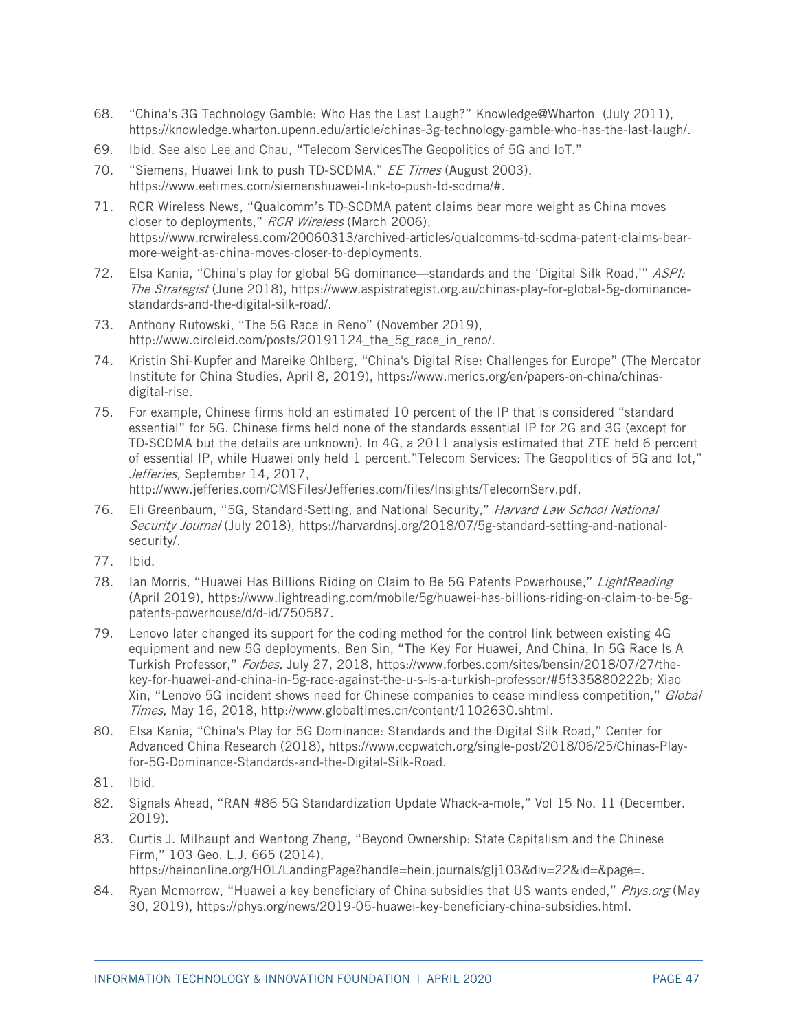68. "China's 3G Technology Gamble: Who Has the Last Laugh?" Knowledge@Wharton (July 2011), https://knowledge.wharton.upenn.edu/article/chinas-3g-technology-gamble-who-has-the-last-laugh/.
69. Ibid. See also Lee and Chau, "Telecom ServicesThe Geopolitics of 5G and IoT."
70. "Siemens, Huawei link to push TD-SCDMA," *EE Times* (August 2003), https://www.eetimes.com/siemenshuawei-link-to-push-td-scdma/#.
71. RCR Wireless News, "Qualcomm's TD-SCDMA patent claims bear more weight as China moves closer to deployments," *RCR Wireless* (March 2006), https://www.rcrwireless.com/20060313/archived-articles/qualcomms-td-scdma-patent-claims-bear-more-weight-as-china-moves-closer-to-deployments.
72. Elsa Kania, "China's play for global 5G dominance—standards and the 'Digital Silk Road,'" *ASPI: The Strategist* (June 2018), https://www.aspistrategist.org.au/chinas-play-for-global-5g-dominance-standards-and-the-digital-silk-road/.
73. Anthony Rutowski, "The 5G Race in Reno" (November 2019), http://www.circleid.com/posts/20191124_the_5g_race_in_reno/.
74. Kristin Shi-Kupfer and Mareike Ohlberg, "China's Digital Rise: Challenges for Europe" (The Mercator Institute for China Studies, April 8, 2019), https://www.merics.org/en/papers-on-china/chinas-digital-rise.
75. For example, Chinese firms hold an estimated 10 percent of the IP that is considered "standard essential" for 5G. Chinese firms held none of the standards essential IP for 2G and 3G (except for TD-SCDMA but the details are unknown). In 4G, a 2011 analysis estimated that ZTE held 6 percent of essential IP, while Huawei only held 1 percent."Telecom Services: The Geopolitics of 5G and Iot," *Jefferies,* September 14, 2017, http://www.jefferies.com/CMSFiles/Jefferies.com/files/Insights/TelecomServ.pdf.
76. Eli Greenbaum, "5G, Standard-Setting, and National Security," *Harvard Law School National Security Journal* (July 2018), https://harvardnsj.org/2018/07/5g-standard-setting-and-national-security/.
77. Ibid.
78. Ian Morris, "Huawei Has Billions Riding on Claim to Be 5G Patents Powerhouse," *LightReading* (April 2019), https://www.lightreading.com/mobile/5g/huawei-has-billions-riding-on-claim-to-be-5g-patents-powerhouse/d/d-id/750587.
79. Lenovo later changed its support for the coding method for the control link between existing 4G equipment and new 5G deployments. Ben Sin, "The Key For Huawei, And China, In 5G Race Is A Turkish Professor," *Forbes,* July 27, 2018, https://www.forbes.com/sites/bensin/2018/07/27/the-key-for-huawei-and-china-in-5g-race-against-the-u-s-is-a-turkish-professor/#5f335880222b; Xiao Xin, "Lenovo 5G incident shows need for Chinese companies to cease mindless competition," *Global Times,* May 16, 2018, http://www.globaltimes.cn/content/1102630.shtml.
80. Elsa Kania, "China's Play for 5G Dominance: Standards and the Digital Silk Road," Center for Advanced China Research (2018), https://www.ccpwatch.org/single-post/2018/06/25/Chinas-Play-for-5G-Dominance-Standards-and-the-Digital-Silk-Road.
81. Ibid.
82. Signals Ahead, "RAN #86 5G Standardization Update Whack-a-mole," Vol 15 No. 11 (December. 2019).
83. Curtis J. Milhaupt and Wentong Zheng, "Beyond Ownership: State Capitalism and the Chinese Firm," 103 Geo. L.J. 665 (2014), https://heinonline.org/HOL/LandingPage?handle=hein.journals/glj103&div=22&id=&page=.
84. Ryan Mcmorrow, "Huawei a key beneficiary of China subsidies that US wants ended," *Phys.org* (May 30, 2019), https://phys.org/news/2019-05-huawei-key-beneficiary-china-subsidies.html.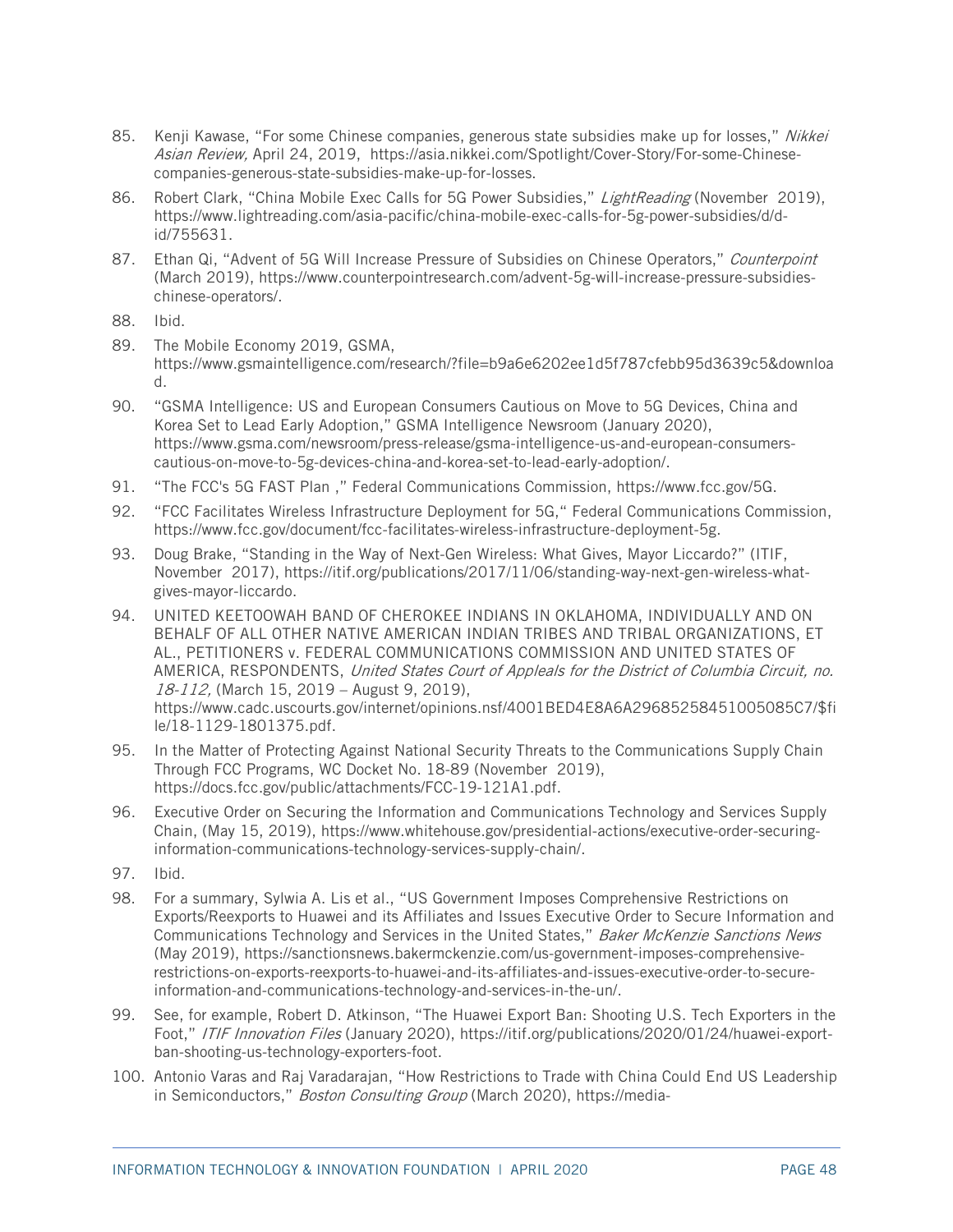85. Kenji Kawase, "For some Chinese companies, generous state subsidies make up for losses," *Nikkei Asian Review,* April 24, 2019, https://asia.nikkei.com/Spotlight/Cover-Story/For-some-Chinese-companies-generous-state-subsidies-make-up-for-losses.
86. Robert Clark, "China Mobile Exec Calls for 5G Power Subsidies," *LightReading* (November 2019), https://www.lightreading.com/asia-pacific/china-mobile-exec-calls-for-5g-power-subsidies/d/d-id/755631.
87. Ethan Qi, "Advent of 5G Will Increase Pressure of Subsidies on Chinese Operators," *Counterpoint* (March 2019), https://www.counterpointresearch.com/advent-5g-will-increase-pressure-subsidies-chinese-operators/.
88. Ibid.
89. The Mobile Economy 2019, GSMA, https://www.gsmaintelligence.com/research/?file=b9a6e6202ee1d5f787cfebb95d3639c5&download.
90. "GSMA Intelligence: US and European Consumers Cautious on Move to 5G Devices, China and Korea Set to Lead Early Adoption," GSMA Intelligence Newsroom (January 2020), https://www.gsma.com/newsroom/press-release/gsma-intelligence-us-and-european-consumers-cautious-on-move-to-5g-devices-china-and-korea-set-to-lead-early-adoption/.
91. "The FCC's 5G FAST Plan ," Federal Communications Commission, https://www.fcc.gov/5G.
92. "FCC Facilitates Wireless Infrastructure Deployment for 5G," Federal Communications Commission, https://www.fcc.gov/document/fcc-facilitates-wireless-infrastructure-deployment-5g.
93. Doug Brake, "Standing in the Way of Next-Gen Wireless: What Gives, Mayor Liccardo?" (ITIF, November 2017), https://itif.org/publications/2017/11/06/standing-way-next-gen-wireless-what-gives-mayor-liccardo.
94. UNITED KEETOOWAH BAND OF CHEROKEE INDIANS IN OKLAHOMA, INDIVIDUALLY AND ON BEHALF OF ALL OTHER NATIVE AMERICAN INDIAN TRIBES AND TRIBAL ORGANIZATIONS, ET AL., PETITIONERS v. FEDERAL COMMUNICATIONS COMMISSION AND UNITED STATES OF AMERICA, RESPONDENTS, *United States Court of Appleals for the District of Columbia Circuit, no. 18-112,* (March 15, 2019 – August 9, 2019), https://www.cadc.uscourts.gov/internet/opinions.nsf/4001BED4E8A6A29685258451005085C7/$file/18-1129-1801375.pdf.
95. In the Matter of Protecting Against National Security Threats to the Communications Supply Chain Through FCC Programs, WC Docket No. 18-89 (November 2019), https://docs.fcc.gov/public/attachments/FCC-19-121A1.pdf.
96. Executive Order on Securing the Information and Communications Technology and Services Supply Chain, (May 15, 2019), https://www.whitehouse.gov/presidential-actions/executive-order-securing-information-communications-technology-services-supply-chain/.
97. Ibid.
98. For a summary, Sylwia A. Lis et al., "US Government Imposes Comprehensive Restrictions on Exports/Reexports to Huawei and its Affiliates and Issues Executive Order to Secure Information and Communications Technology and Services in the United States," *Baker McKenzie Sanctions News* (May 2019), https://sanctionsnews.bakermckenzie.com/us-government-imposes-comprehensive-restrictions-on-exports-reexports-to-huawei-and-its-affiliates-and-issues-executive-order-to-secure-information-and-communications-technology-and-services-in-the-un/.
99. See, for example, Robert D. Atkinson, "The Huawei Export Ban: Shooting U.S. Tech Exporters in the Foot," *ITIF Innovation Files* (January 2020), https://itif.org/publications/2020/01/24/huawei-export-ban-shooting-us-technology-exporters-foot.
100. Antonio Varas and Raj Varadarajan, "How Restrictions to Trade with China Could End US Leadership in Semiconductors," *Boston Consulting Group* (March 2020), https://media-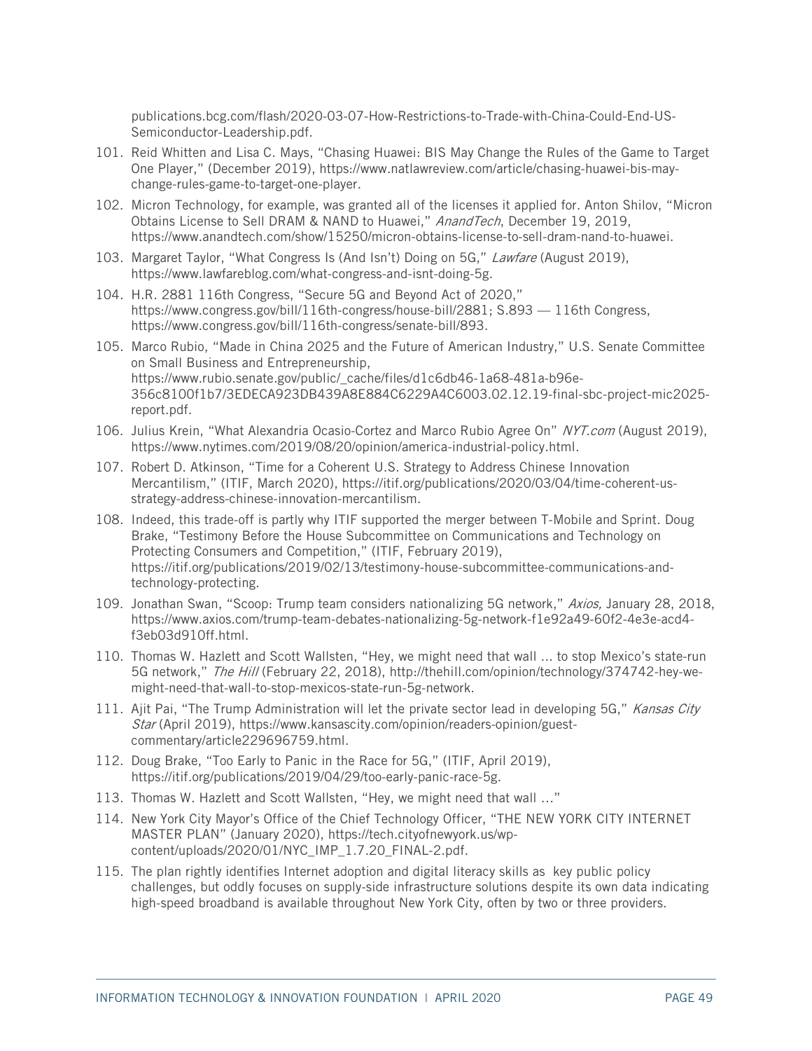publications.bcg.com/flash/2020-03-07-How-Restrictions-to-Trade-with-China-Could-End-US-Semiconductor-Leadership.pdf.

101. Reid Whitten and Lisa C. Mays, "Chasing Huawei: BIS May Change the Rules of the Game to Target One Player," (December 2019), https://www.natlawreview.com/article/chasing-huawei-bis-may-change-rules-game-to-target-one-player.

102. Micron Technology, for example, was granted all of the licenses it applied for. Anton Shilov, "Micron Obtains License to Sell DRAM & NAND to Huawei," *AnandTech*, December 19, 2019, https://www.anandtech.com/show/15250/micron-obtains-license-to-sell-dram-nand-to-huawei.

103. Margaret Taylor, "What Congress Is (And Isn't) Doing on 5G," *Lawfare* (August 2019), https://www.lawfareblog.com/what-congress-and-isnt-doing-5g.

104. H.R. 2881 116th Congress, "Secure 5G and Beyond Act of 2020," https://www.congress.gov/bill/116th-congress/house-bill/2881; S.893 — 116th Congress, https://www.congress.gov/bill/116th-congress/senate-bill/893.

105. Marco Rubio, "Made in China 2025 and the Future of American Industry," U.S. Senate Committee on Small Business and Entrepreneurship, https://www.rubio.senate.gov/public/_cache/files/d1c6db46-1a68-481a-b96e-356c8100f1b7/3EDECA923DB439A8E884C6229A4C6003.02.12.19-final-sbc-project-mic2025-report.pdf.

106. Julius Krein, "What Alexandria Ocasio-Cortez and Marco Rubio Agree On" *NYT.com* (August 2019), https://www.nytimes.com/2019/08/20/opinion/america-industrial-policy.html.

107. Robert D. Atkinson, "Time for a Coherent U.S. Strategy to Address Chinese Innovation Mercantilism," (ITIF, March 2020), https://itif.org/publications/2020/03/04/time-coherent-us-strategy-address-chinese-innovation-mercantilism.

108. Indeed, this trade-off is partly why ITIF supported the merger between T-Mobile and Sprint. Doug Brake, "Testimony Before the House Subcommittee on Communications and Technology on Protecting Consumers and Competition," (ITIF, February 2019), https://itif.org/publications/2019/02/13/testimony-house-subcommittee-communications-and-technology-protecting.

109. Jonathan Swan, "Scoop: Trump team considers nationalizing 5G network," *Axios,* January 28, 2018, https://www.axios.com/trump-team-debates-nationalizing-5g-network-f1e92a49-60f2-4e3e-acd4-f3eb03d910ff.html.

110. Thomas W. Hazlett and Scott Wallsten, "Hey, we might need that wall ... to stop Mexico's state-run 5G network," *The Hill* (February 22, 2018), http://thehill.com/opinion/technology/374742-hey-we-might-need-that-wall-to-stop-mexicos-state-run-5g-network.

111. Ajit Pai, "The Trump Administration will let the private sector lead in developing 5G," *Kansas City Star* (April 2019), https://www.kansascity.com/opinion/readers-opinion/guest-commentary/article229696759.html.

112. Doug Brake, "Too Early to Panic in the Race for 5G," (ITIF, April 2019), https://itif.org/publications/2019/04/29/too-early-panic-race-5g.

113. Thomas W. Hazlett and Scott Wallsten, "Hey, we might need that wall …"

114. New York City Mayor's Office of the Chief Technology Officer, "THE NEW YORK CITY INTERNET MASTER PLAN" (January 2020), https://tech.cityofnewyork.us/wp-content/uploads/2020/01/NYC_IMP_1.7.20_FINAL-2.pdf.

115. The plan rightly identifies Internet adoption and digital literacy skills as key public policy challenges, but oddly focuses on supply-side infrastructure solutions despite its own data indicating high-speed broadband is available throughout New York City, often by two or three providers.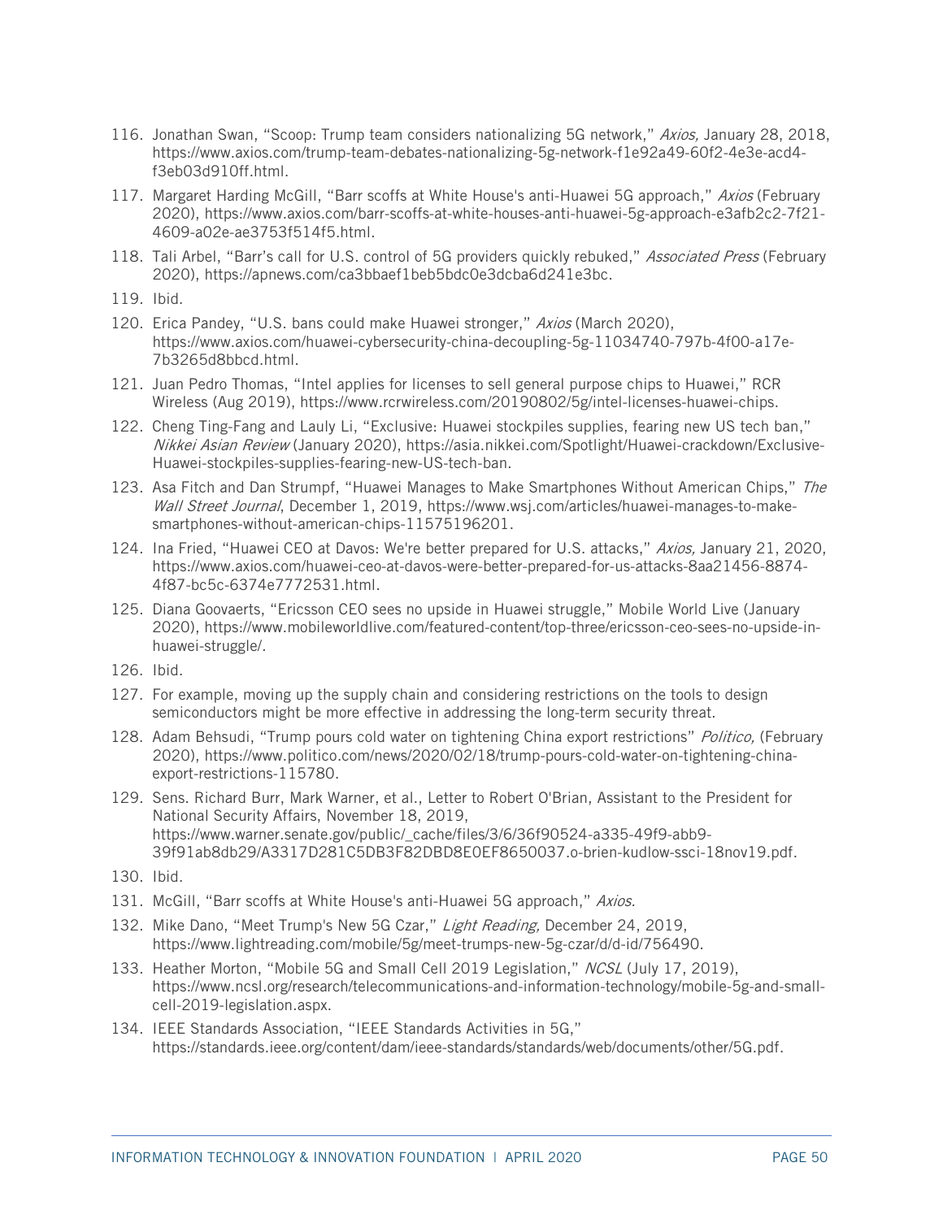116. Jonathan Swan, "Scoop: Trump team considers nationalizing 5G network," *Axios,* January 28, 2018, https://www.axios.com/trump-team-debates-nationalizing-5g-network-f1e92a49-60f2-4e3e-acd4-f3eb03d910ff.html.
117. Margaret Harding McGill, "Barr scoffs at White House's anti-Huawei 5G approach," *Axios* (February 2020), https://www.axios.com/barr-scoffs-at-white-houses-anti-huawei-5g-approach-e3afb2c2-7f21-4609-a02e-ae3753f514f5.html.
118. Tali Arbel, "Barr's call for U.S. control of 5G providers quickly rebuked," *Associated Press* (February 2020), https://apnews.com/ca3bbaef1beb5bdc0e3dcba6d241e3bc.
119. Ibid.
120. Erica Pandey, "U.S. bans could make Huawei stronger," *Axios* (March 2020), https://www.axios.com/huawei-cybersecurity-china-decoupling-5g-11034740-797b-4f00-a17e-7b3265d8bbcd.html.
121. Juan Pedro Thomas, "Intel applies for licenses to sell general purpose chips to Huawei," RCR Wireless (Aug 2019), https://www.rcrwireless.com/20190802/5g/intel-licenses-huawei-chips.
122. Cheng Ting-Fang and Lauly Li, "Exclusive: Huawei stockpiles supplies, fearing new US tech ban," *Nikkei Asian Review* (January 2020), https://asia.nikkei.com/Spotlight/Huawei-crackdown/Exclusive-Huawei-stockpiles-supplies-fearing-new-US-tech-ban.
123. Asa Fitch and Dan Strumpf, "Huawei Manages to Make Smartphones Without American Chips," *The Wall Street Journal*, December 1, 2019, https://www.wsj.com/articles/huawei-manages-to-make-smartphones-without-american-chips-11575196201.
124. Ina Fried, "Huawei CEO at Davos: We're better prepared for U.S. attacks," *Axios,* January 21, 2020, https://www.axios.com/huawei-ceo-at-davos-were-better-prepared-for-us-attacks-8aa21456-8874-4f87-bc5c-6374e7772531.html.
125. Diana Goovaerts, "Ericsson CEO sees no upside in Huawei struggle," Mobile World Live (January 2020), https://www.mobileworldlive.com/featured-content/top-three/ericsson-ceo-sees-no-upside-in-huawei-struggle/.
126. Ibid.
127. For example, moving up the supply chain and considering restrictions on the tools to design semiconductors might be more effective in addressing the long-term security threat.
128. Adam Behsudi, "Trump pours cold water on tightening China export restrictions" *Politico,* (February 2020), https://www.politico.com/news/2020/02/18/trump-pours-cold-water-on-tightening-china-export-restrictions-115780.
129. Sens. Richard Burr, Mark Warner, et al., Letter to Robert O'Brian, Assistant to the President for National Security Affairs, November 18, 2019, https://www.warner.senate.gov/public/_cache/files/3/6/36f90524-a335-49f9-abb9-39f91ab8db29/A3317D281C5DB3F82DBD8E0EF8650037.o-brien-kudlow-ssci-18nov19.pdf.
130. Ibid.
131. McGill, "Barr scoffs at White House's anti-Huawei 5G approach," *Axios.*
132. Mike Dano, "Meet Trump's New 5G Czar," *Light Reading,* December 24, 2019, https://www.lightreading.com/mobile/5g/meet-trumps-new-5g-czar/d/d-id/756490.
133. Heather Morton, "Mobile 5G and Small Cell 2019 Legislation," *NCSL* (July 17, 2019), https://www.ncsl.org/research/telecommunications-and-information-technology/mobile-5g-and-small-cell-2019-legislation.aspx.
134. IEEE Standards Association, "IEEE Standards Activities in 5G," https://standards.ieee.org/content/dam/ieee-standards/standards/web/documents/other/5G.pdf.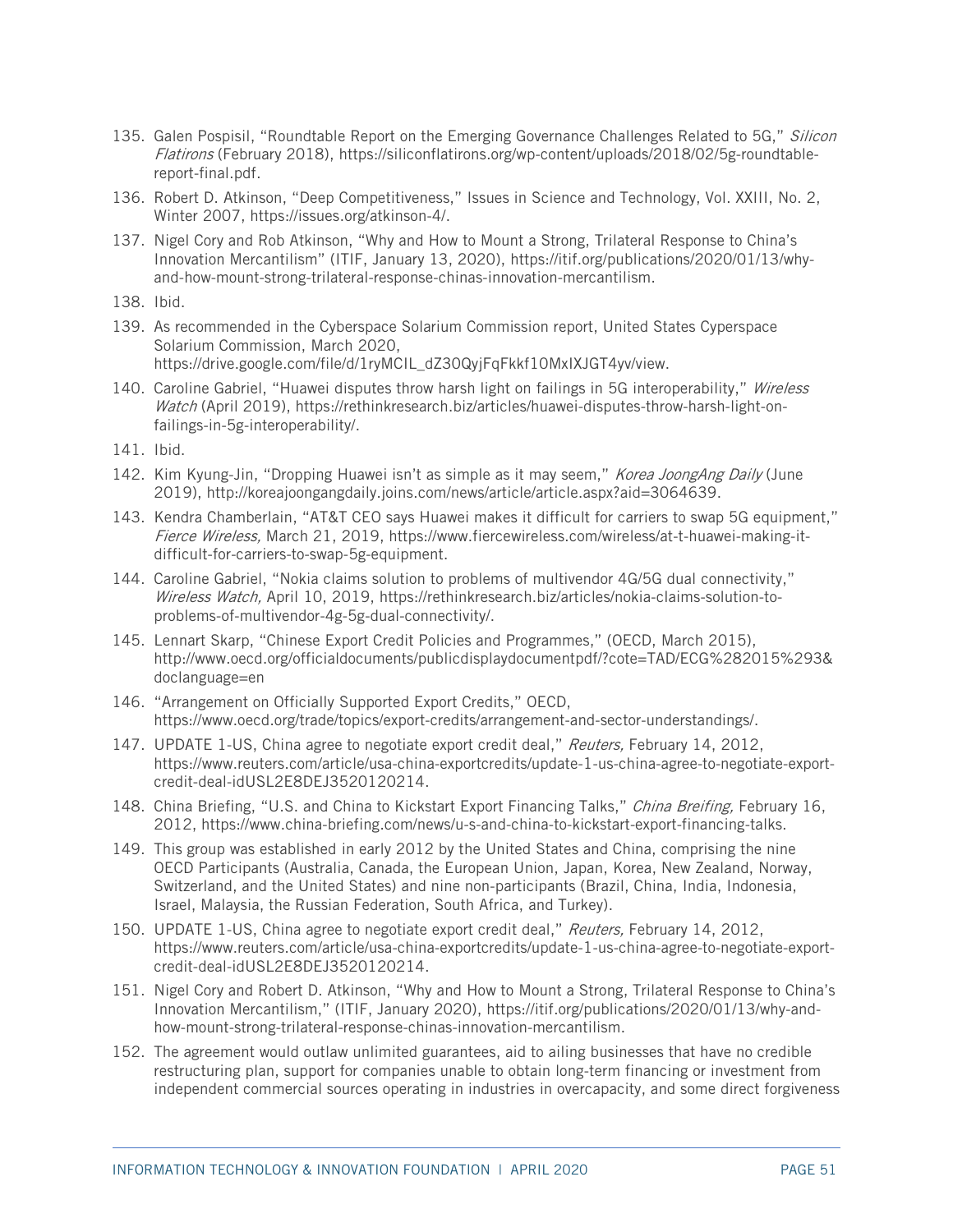135. Galen Pospisil, "Roundtable Report on the Emerging Governance Challenges Related to 5G," *Silicon Flatirons* (February 2018), https://siliconflatirons.org/wp-content/uploads/2018/02/5g-roundtable-report-final.pdf.
136. Robert D. Atkinson, "Deep Competitiveness," Issues in Science and Technology, Vol. XXIII, No. 2, Winter 2007, https://issues.org/atkinson-4/.
137. Nigel Cory and Rob Atkinson, "Why and How to Mount a Strong, Trilateral Response to China's Innovation Mercantilism" (ITIF, January 13, 2020), https://itif.org/publications/2020/01/13/why-and-how-mount-strong-trilateral-response-chinas-innovation-mercantilism.
138. Ibid.
139. As recommended in the Cyberspace Solarium Commission report, United States Cyperspace Solarium Commission, March 2020, https://drive.google.com/file/d/1ryMCIL_dZ30QyjFqFkkf10MxIXJGT4yv/view.
140. Caroline Gabriel, "Huawei disputes throw harsh light on failings in 5G interoperability," *Wireless Watch* (April 2019), https://rethinkresearch.biz/articles/huawei-disputes-throw-harsh-light-on-failings-in-5g-interoperability/.
141. Ibid.
142. Kim Kyung-Jin, "Dropping Huawei isn't as simple as it may seem," *Korea JoongAng Daily* (June 2019), http://koreajoongangdaily.joins.com/news/article/article.aspx?aid=3064639.
143. Kendra Chamberlain, "AT&T CEO says Huawei makes it difficult for carriers to swap 5G equipment," *Fierce Wireless,* March 21, 2019, https://www.fiercewireless.com/wireless/at-t-huawei-making-it-difficult-for-carriers-to-swap-5g-equipment.
144. Caroline Gabriel, "Nokia claims solution to problems of multivendor 4G/5G dual connectivity," *Wireless Watch,* April 10, 2019, https://rethinkresearch.biz/articles/nokia-claims-solution-to-problems-of-multivendor-4g-5g-dual-connectivity/.
145. Lennart Skarp, "Chinese Export Credit Policies and Programmes," (OECD, March 2015), http://www.oecd.org/officialdocuments/publicdisplaydocumentpdf/?cote=TAD/ECG%282015%293&doclanguage=en
146. "Arrangement on Officially Supported Export Credits," OECD, https://www.oecd.org/trade/topics/export-credits/arrangement-and-sector-understandings/.
147. UPDATE 1-US, China agree to negotiate export credit deal," *Reuters,* February 14, 2012, https://www.reuters.com/article/usa-china-exportcredits/update-1-us-china-agree-to-negotiate-export-credit-deal-idUSL2E8DEJ3520120214.
148. China Briefing, "U.S. and China to Kickstart Export Financing Talks," *China Breifing,* February 16, 2012, https://www.china-briefing.com/news/u-s-and-china-to-kickstart-export-financing-talks.
149. This group was established in early 2012 by the United States and China, comprising the nine OECD Participants (Australia, Canada, the European Union, Japan, Korea, New Zealand, Norway, Switzerland, and the United States) and nine non-participants (Brazil, China, India, Indonesia, Israel, Malaysia, the Russian Federation, South Africa, and Turkey).
150. UPDATE 1-US, China agree to negotiate export credit deal," *Reuters,* February 14, 2012, https://www.reuters.com/article/usa-china-exportcredits/update-1-us-china-agree-to-negotiate-export-credit-deal-idUSL2E8DEJ3520120214.
151. Nigel Cory and Robert D. Atkinson, "Why and How to Mount a Strong, Trilateral Response to China's Innovation Mercantilism," (ITIF, January 2020), https://itif.org/publications/2020/01/13/why-and-how-mount-strong-trilateral-response-chinas-innovation-mercantilism.
152. The agreement would outlaw unlimited guarantees, aid to ailing businesses that have no credible restructuring plan, support for companies unable to obtain long-term financing or investment from independent commercial sources operating in industries in overcapacity, and some direct forgiveness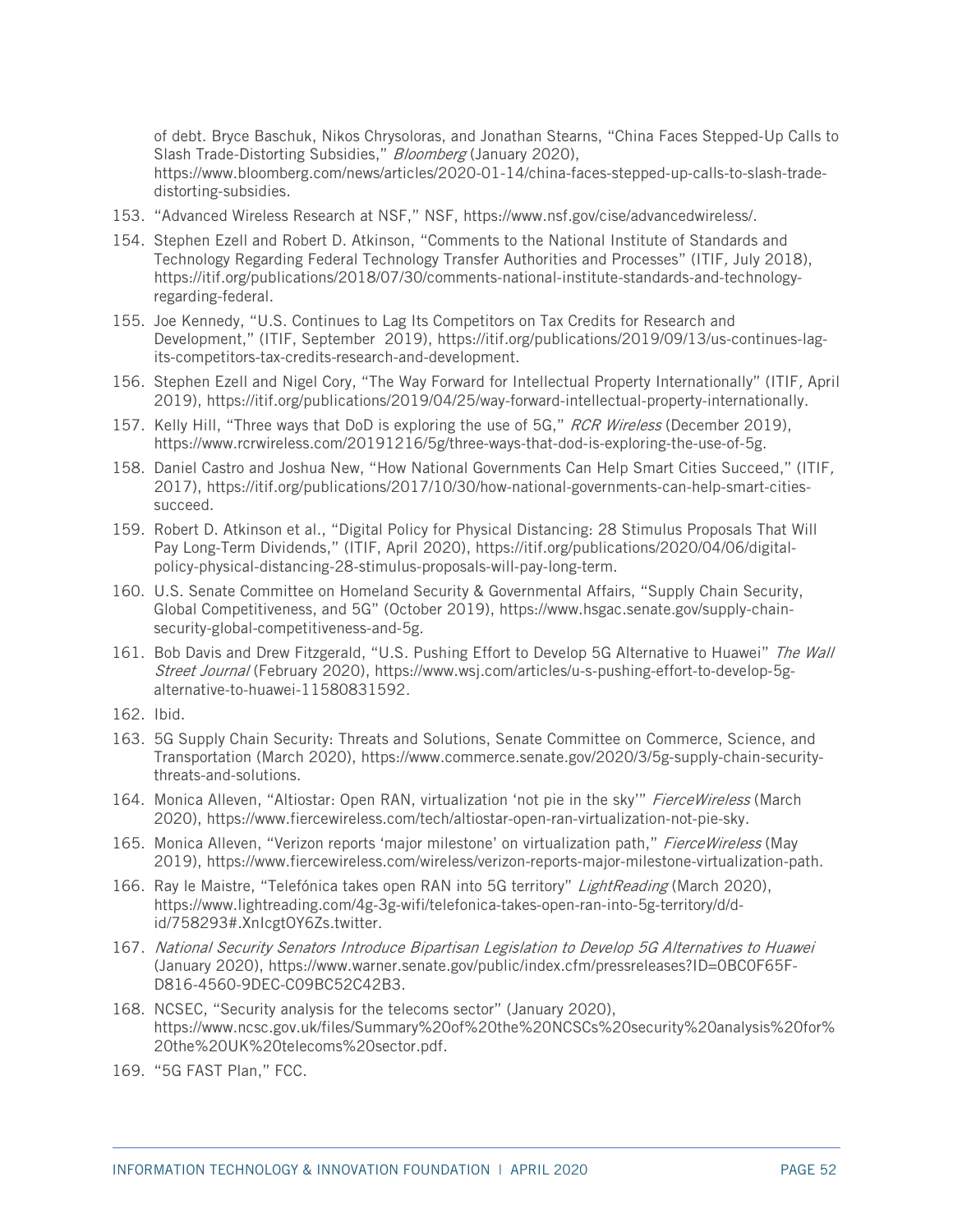of debt. Bryce Baschuk, Nikos Chrysoloras, and Jonathan Stearns, "China Faces Stepped-Up Calls to Slash Trade-Distorting Subsidies," *Bloomberg* (January 2020), https://www.bloomberg.com/news/articles/2020-01-14/china-faces-stepped-up-calls-to-slash-trade-distorting-subsidies.

153. "Advanced Wireless Research at NSF," NSF, https://www.nsf.gov/cise/advancedwireless/.
154. Stephen Ezell and Robert D. Atkinson, "Comments to the National Institute of Standards and Technology Regarding Federal Technology Transfer Authorities and Processes" (ITIF, July 2018), https://itif.org/publications/2018/07/30/comments-national-institute-standards-and-technology-regarding-federal.
155. Joe Kennedy, "U.S. Continues to Lag Its Competitors on Tax Credits for Research and Development," (ITIF, September 2019), https://itif.org/publications/2019/09/13/us-continues-lag-its-competitors-tax-credits-research-and-development.
156. Stephen Ezell and Nigel Cory, "The Way Forward for Intellectual Property Internationally" (ITIF, April 2019), https://itif.org/publications/2019/04/25/way-forward-intellectual-property-internationally.
157. Kelly Hill, "Three ways that DoD is exploring the use of 5G," *RCR Wireless* (December 2019), https://www.rcrwireless.com/20191216/5g/three-ways-that-dod-is-exploring-the-use-of-5g.
158. Daniel Castro and Joshua New, "How National Governments Can Help Smart Cities Succeed," (ITIF, 2017), https://itif.org/publications/2017/10/30/how-national-governments-can-help-smart-cities-succeed.
159. Robert D. Atkinson et al., "Digital Policy for Physical Distancing: 28 Stimulus Proposals That Will Pay Long-Term Dividends," (ITIF, April 2020), https://itif.org/publications/2020/04/06/digital-policy-physical-distancing-28-stimulus-proposals-will-pay-long-term.
160. U.S. Senate Committee on Homeland Security & Governmental Affairs, "Supply Chain Security, Global Competitiveness, and 5G" (October 2019), https://www.hsgac.senate.gov/supply-chain-security-global-competitiveness-and-5g.
161. Bob Davis and Drew Fitzgerald, "U.S. Pushing Effort to Develop 5G Alternative to Huawei" *The Wall Street Journal* (February 2020), https://www.wsj.com/articles/u-s-pushing-effort-to-develop-5g-alternative-to-huawei-11580831592.
162. Ibid.
163. 5G Supply Chain Security: Threats and Solutions, Senate Committee on Commerce, Science, and Transportation (March 2020), https://www.commerce.senate.gov/2020/3/5g-supply-chain-security-threats-and-solutions.
164. Monica Alleven, "Altiostar: Open RAN, virtualization 'not pie in the sky'" *FierceWireless* (March 2020), https://www.fiercewireless.com/tech/altiostar-open-ran-virtualization-not-pie-sky.
165. Monica Alleven, "Verizon reports 'major milestone' on virtualization path," *FierceWireless* (May 2019), https://www.fiercewireless.com/wireless/verizon-reports-major-milestone-virtualization-path.
166. Ray le Maistre, "Telefónica takes open RAN into 5G territory" *LightReading* (March 2020), https://www.lightreading.com/4g-3g-wifi/telefonica-takes-open-ran-into-5g-territory/d/d-id/758293#.XnIcgtOY6Zs.twitter.
167. *National Security Senators Introduce Bipartisan Legislation to Develop 5G Alternatives to Huawei* (January 2020), https://www.warner.senate.gov/public/index.cfm/pressreleases?ID=0BC0F65F-D816-4560-9DEC-C09BC52C42B3.
168. NCSEC, "Security analysis for the telecoms sector" (January 2020), https://www.ncsc.gov.uk/files/Summary%20of%20the%20NCSCs%20security%20analysis%20for%20the%20UK%20telecoms%20sector.pdf.
169. "5G FAST Plan," FCC.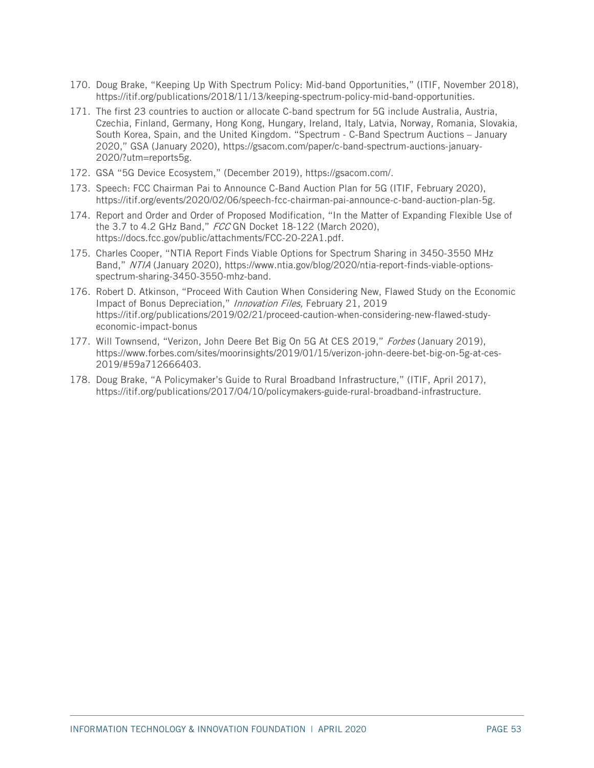170. Doug Brake, "Keeping Up With Spectrum Policy: Mid-band Opportunities," (ITIF, November 2018), https://itif.org/publications/2018/11/13/keeping-spectrum-policy-mid-band-opportunities.
171. The first 23 countries to auction or allocate C-band spectrum for 5G include Australia, Austria, Czechia, Finland, Germany, Hong Kong, Hungary, Ireland, Italy, Latvia, Norway, Romania, Slovakia, South Korea, Spain, and the United Kingdom. "Spectrum - C-Band Spectrum Auctions – January 2020," GSA (January 2020), https://gsacom.com/paper/c-band-spectrum-auctions-january-2020/?utm=reports5g.
172. GSA "5G Device Ecosystem," (December 2019), https://gsacom.com/.
173. Speech: FCC Chairman Pai to Announce C-Band Auction Plan for 5G (ITIF, February 2020), https://itif.org/events/2020/02/06/speech-fcc-chairman-pai-announce-c-band-auction-plan-5g.
174. Report and Order and Order of Proposed Modification, "In the Matter of Expanding Flexible Use of the 3.7 to 4.2 GHz Band," *FCC* GN Docket 18-122 (March 2020), https://docs.fcc.gov/public/attachments/FCC-20-22A1.pdf.
175. Charles Cooper, "NTIA Report Finds Viable Options for Spectrum Sharing in 3450-3550 MHz Band," *NTIA* (January 2020), https://www.ntia.gov/blog/2020/ntia-report-finds-viable-options-spectrum-sharing-3450-3550-mhz-band.
176. Robert D. Atkinson, "Proceed With Caution When Considering New, Flawed Study on the Economic Impact of Bonus Depreciation," *Innovation Files,* February 21, 2019 https://itif.org/publications/2019/02/21/proceed-caution-when-considering-new-flawed-study-economic-impact-bonus
177. Will Townsend, "Verizon, John Deere Bet Big On 5G At CES 2019," *Forbes* (January 2019), https://www.forbes.com/sites/moorinsights/2019/01/15/verizon-john-deere-bet-big-on-5g-at-ces-2019/#59a712666403.
178. Doug Brake, "A Policymaker's Guide to Rural Broadband Infrastructure," (ITIF, April 2017), https://itif.org/publications/2017/04/10/policymakers-guide-rural-broadband-infrastructure.